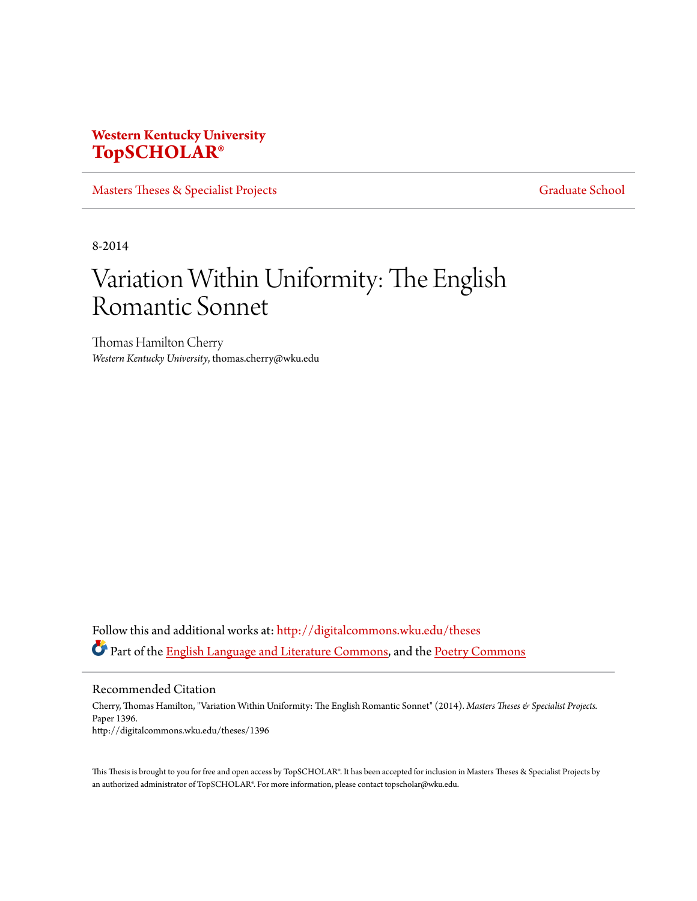**Western Kentucky University**
**TopSCHOLAR®**

Masters Theses & Specialist Projects | Graduate School

8-2014

# Variation Within Uniformity: The English Romantic Sonnet

Thomas Hamilton Cherry
*Western Kentucky University*, thomas.cherry@wku.edu

Follow this and additional works at: http://digitalcommons.wku.edu/theses

Part of the English Language and Literature Commons, and the Poetry Commons

## Recommended Citation

Cherry, Thomas Hamilton, "Variation Within Uniformity: The English Romantic Sonnet" (2014). *Masters Theses & Specialist Projects*. Paper 1396.
http://digitalcommons.wku.edu/theses/1396

This Thesis is brought to you for free and open access by TopSCHOLAR®. It has been accepted for inclusion in Masters Theses & Specialist Projects by an authorized administrator of TopSCHOLAR®. For more information, please contact topscholar@wku.edu.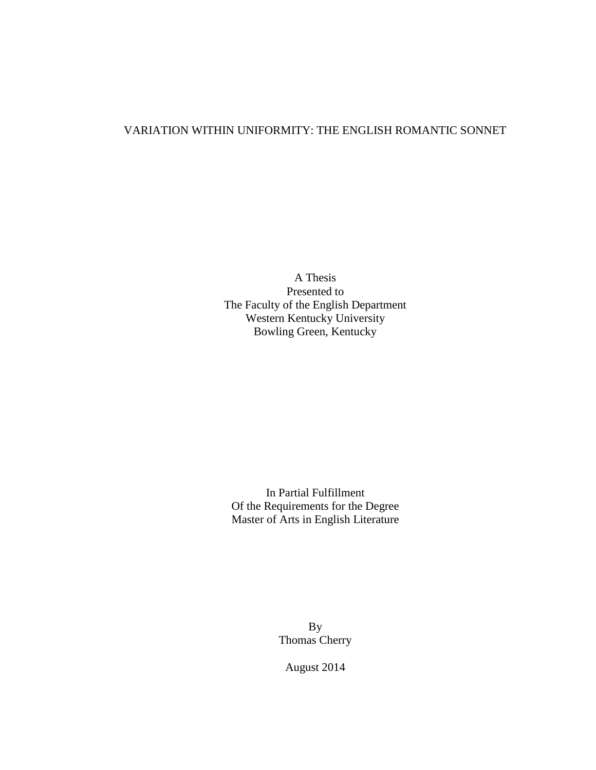# VARIATION WITHIN UNIFORMITY: THE ENGLISH ROMANTIC SONNET

A Thesis
Presented to
The Faculty of the English Department
Western Kentucky University
Bowling Green, Kentucky

In Partial Fulfillment
Of the Requirements for the Degree
Master of Arts in English Literature

By
Thomas Cherry

August 2014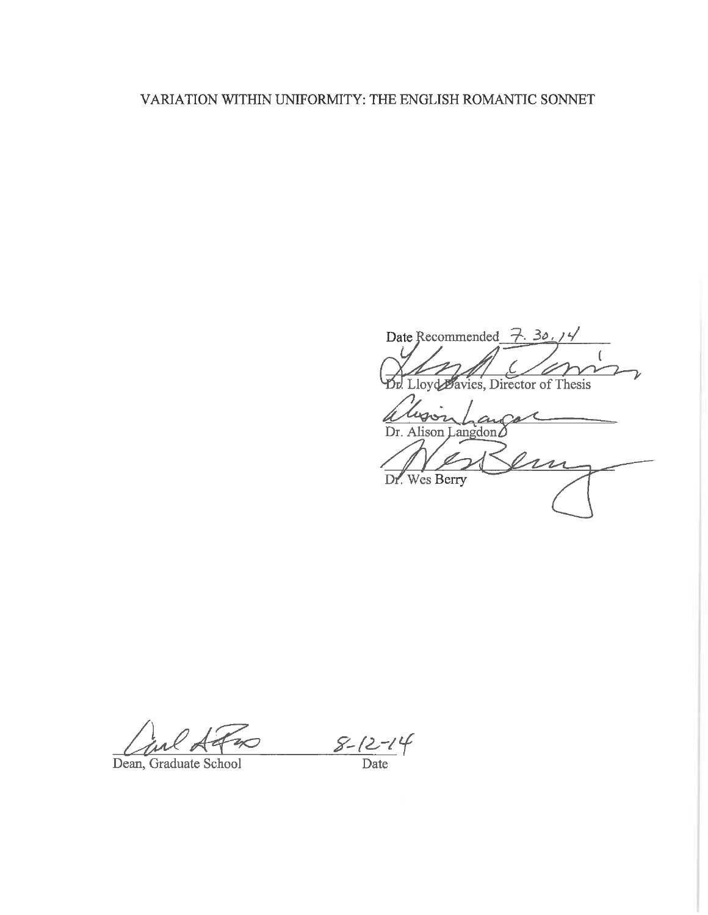VARIATION WITHIN UNIFORMITY: THE ENGLISH ROMANTIC SONNET

Date Recommended 7. 30. 14

Dr. Lloyd Davies, Director of Thesis

Dr. Alison Langdon

Dr. Wes Berry

Dean, Graduate School — Date: 8-12-14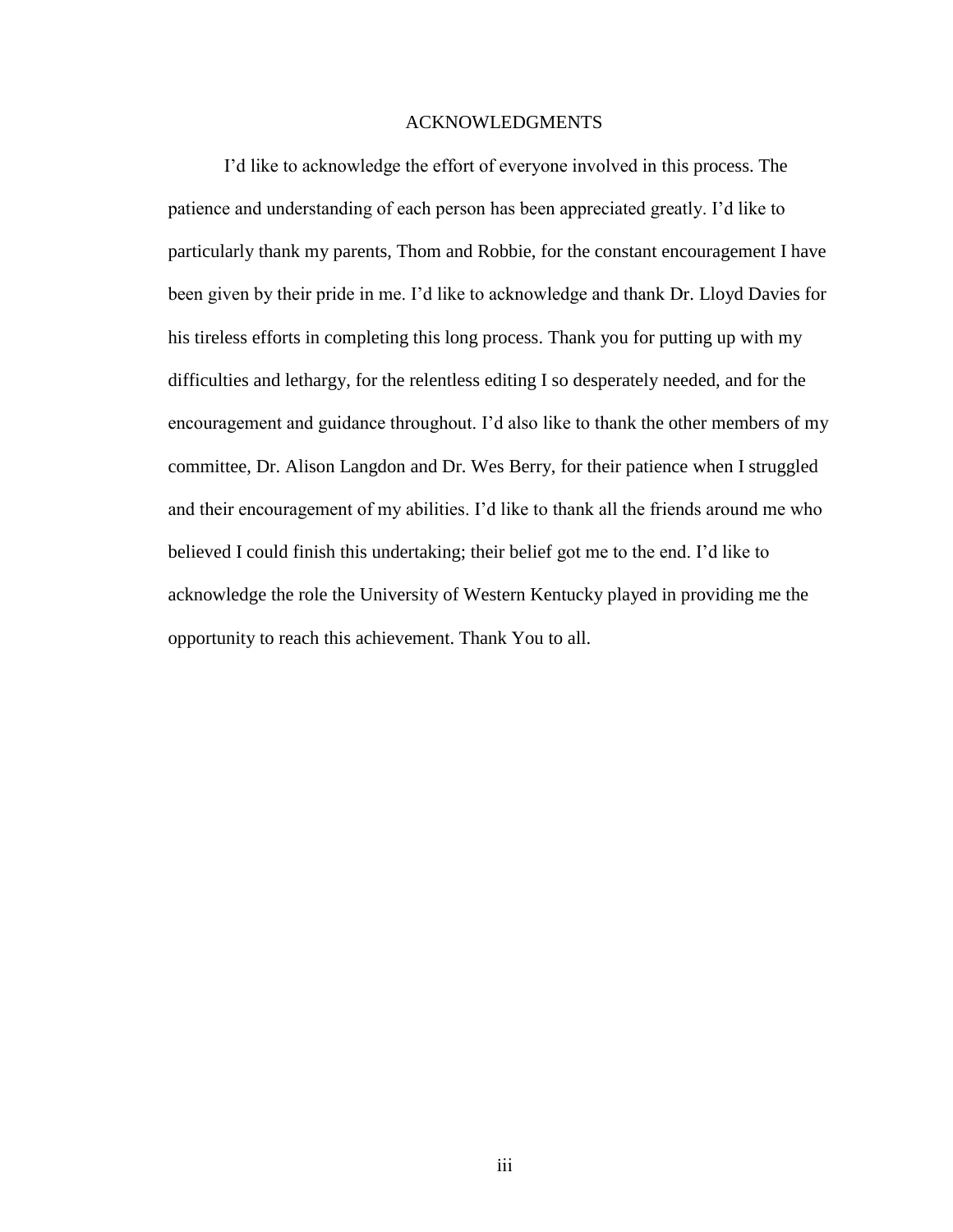# ACKNOWLEDGMENTS

I'd like to acknowledge the effort of everyone involved in this process. The patience and understanding of each person has been appreciated greatly. I'd like to particularly thank my parents, Thom and Robbie, for the constant encouragement I have been given by their pride in me. I'd like to acknowledge and thank Dr. Lloyd Davies for his tireless efforts in completing this long process. Thank you for putting up with my difficulties and lethargy, for the relentless editing I so desperately needed, and for the encouragement and guidance throughout. I'd also like to thank the other members of my committee, Dr. Alison Langdon and Dr. Wes Berry, for their patience when I struggled and their encouragement of my abilities. I'd like to thank all the friends around me who believed I could finish this undertaking; their belief got me to the end. I'd like to acknowledge the role the University of Western Kentucky played in providing me the opportunity to reach this achievement. Thank You to all.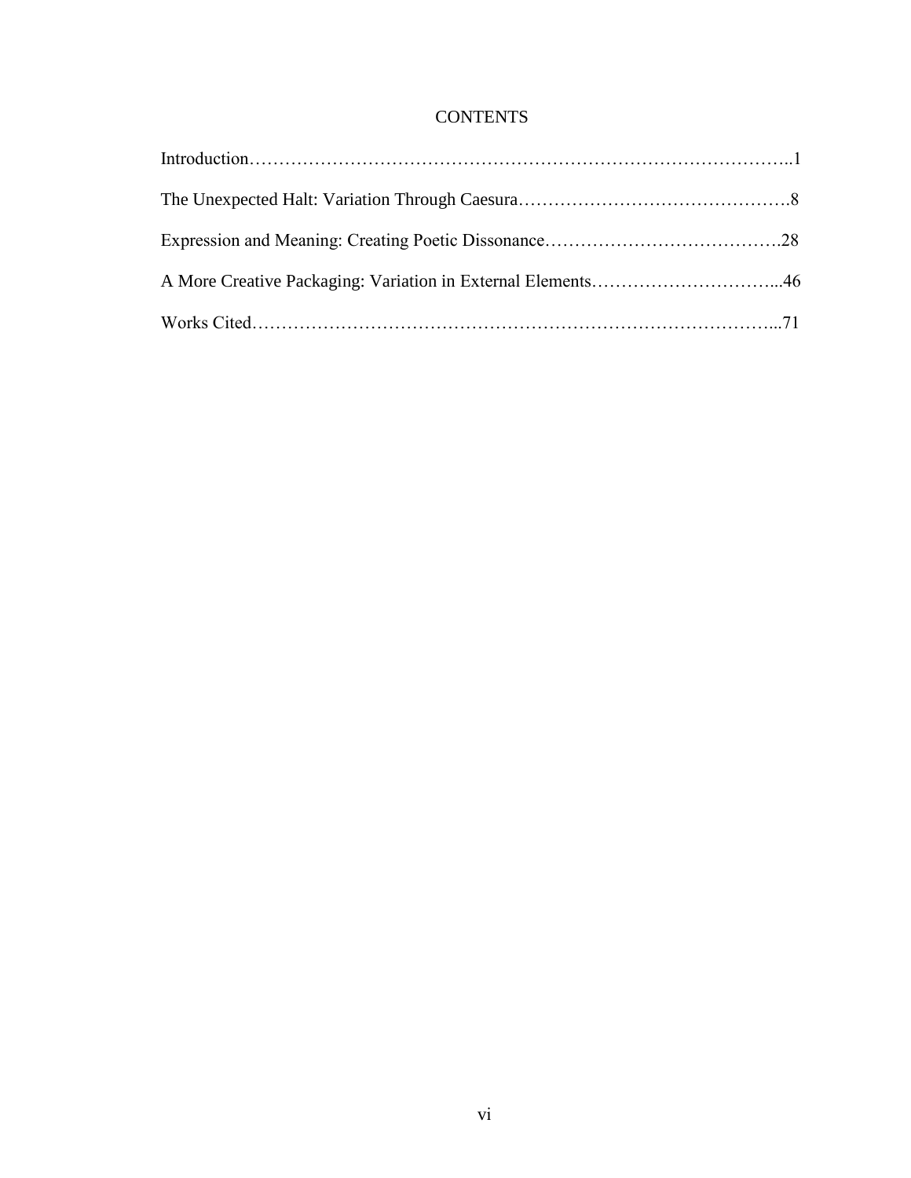# CONTENTS

Introduction……………………………………………………………………………..1

The Unexpected Halt: Variation Through Caesura……………………………………….8

Expression and Meaning: Creating Poetic Dissonance………………………………….28

A More Creative Packaging: Variation in External Elements…………………………...46

Works Cited…………………………………………………………………………...71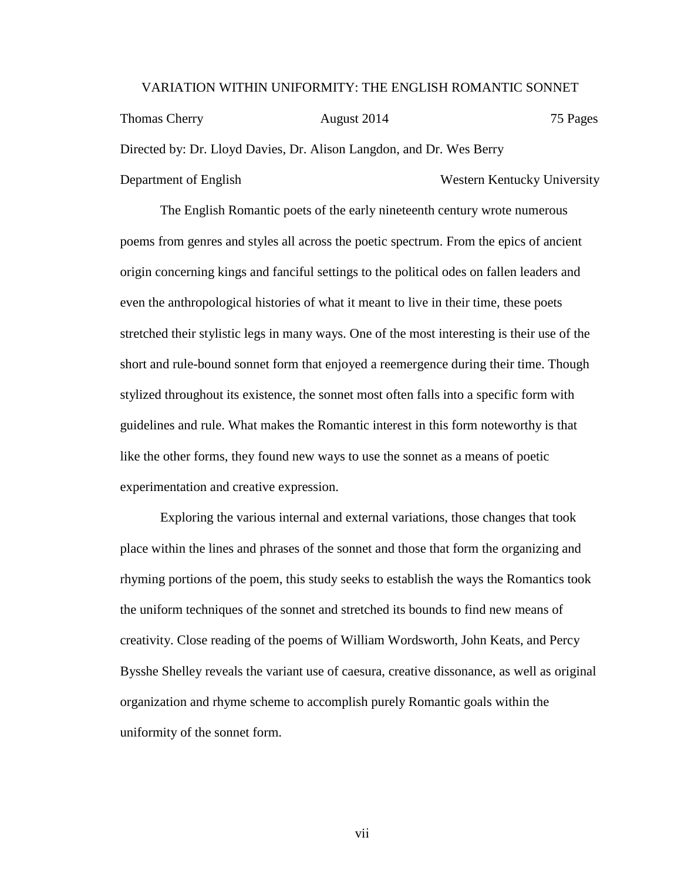VARIATION WITHIN UNIFORMITY: THE ENGLISH ROMANTIC SONNET

Thomas Cherry August 2014 75 Pages

Directed by: Dr. Lloyd Davies, Dr. Alison Langdon, and Dr. Wes Berry

Department of English Western Kentucky University

The English Romantic poets of the early nineteenth century wrote numerous poems from genres and styles all across the poetic spectrum. From the epics of ancient origin concerning kings and fanciful settings to the political odes on fallen leaders and even the anthropological histories of what it meant to live in their time, these poets stretched their stylistic legs in many ways. One of the most interesting is their use of the short and rule-bound sonnet form that enjoyed a reemergence during their time. Though stylized throughout its existence, the sonnet most often falls into a specific form with guidelines and rule. What makes the Romantic interest in this form noteworthy is that like the other forms, they found new ways to use the sonnet as a means of poetic experimentation and creative expression.

Exploring the various internal and external variations, those changes that took place within the lines and phrases of the sonnet and those that form the organizing and rhyming portions of the poem, this study seeks to establish the ways the Romantics took the uniform techniques of the sonnet and stretched its bounds to find new means of creativity. Close reading of the poems of William Wordsworth, John Keats, and Percy Bysshe Shelley reveals the variant use of caesura, creative dissonance, as well as original organization and rhyme scheme to accomplish purely Romantic goals within the uniformity of the sonnet form.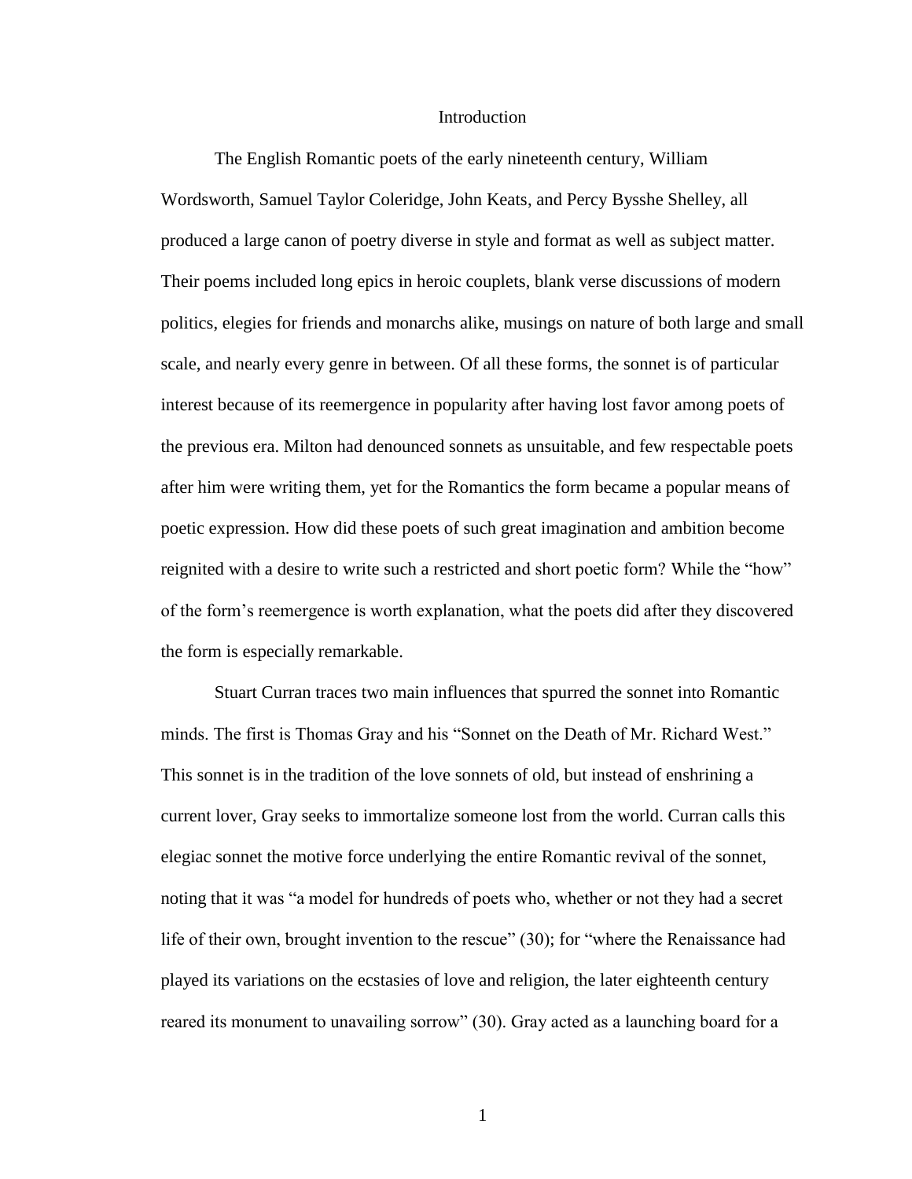# Introduction

The English Romantic poets of the early nineteenth century, William Wordsworth, Samuel Taylor Coleridge, John Keats, and Percy Bysshe Shelley, all produced a large canon of poetry diverse in style and format as well as subject matter. Their poems included long epics in heroic couplets, blank verse discussions of modern politics, elegies for friends and monarchs alike, musings on nature of both large and small scale, and nearly every genre in between. Of all these forms, the sonnet is of particular interest because of its reemergence in popularity after having lost favor among poets of the previous era. Milton had denounced sonnets as unsuitable, and few respectable poets after him were writing them, yet for the Romantics the form became a popular means of poetic expression. How did these poets of such great imagination and ambition become reignited with a desire to write such a restricted and short poetic form? While the "how" of the form's reemergence is worth explanation, what the poets did after they discovered the form is especially remarkable.

Stuart Curran traces two main influences that spurred the sonnet into Romantic minds. The first is Thomas Gray and his "Sonnet on the Death of Mr. Richard West." This sonnet is in the tradition of the love sonnets of old, but instead of enshrining a current lover, Gray seeks to immortalize someone lost from the world. Curran calls this elegiac sonnet the motive force underlying the entire Romantic revival of the sonnet, noting that it was "a model for hundreds of poets who, whether or not they had a secret life of their own, brought invention to the rescue" (30); for "where the Renaissance had played its variations on the ecstasies of love and religion, the later eighteenth century reared its monument to unavailing sorrow" (30). Gray acted as a launching board for a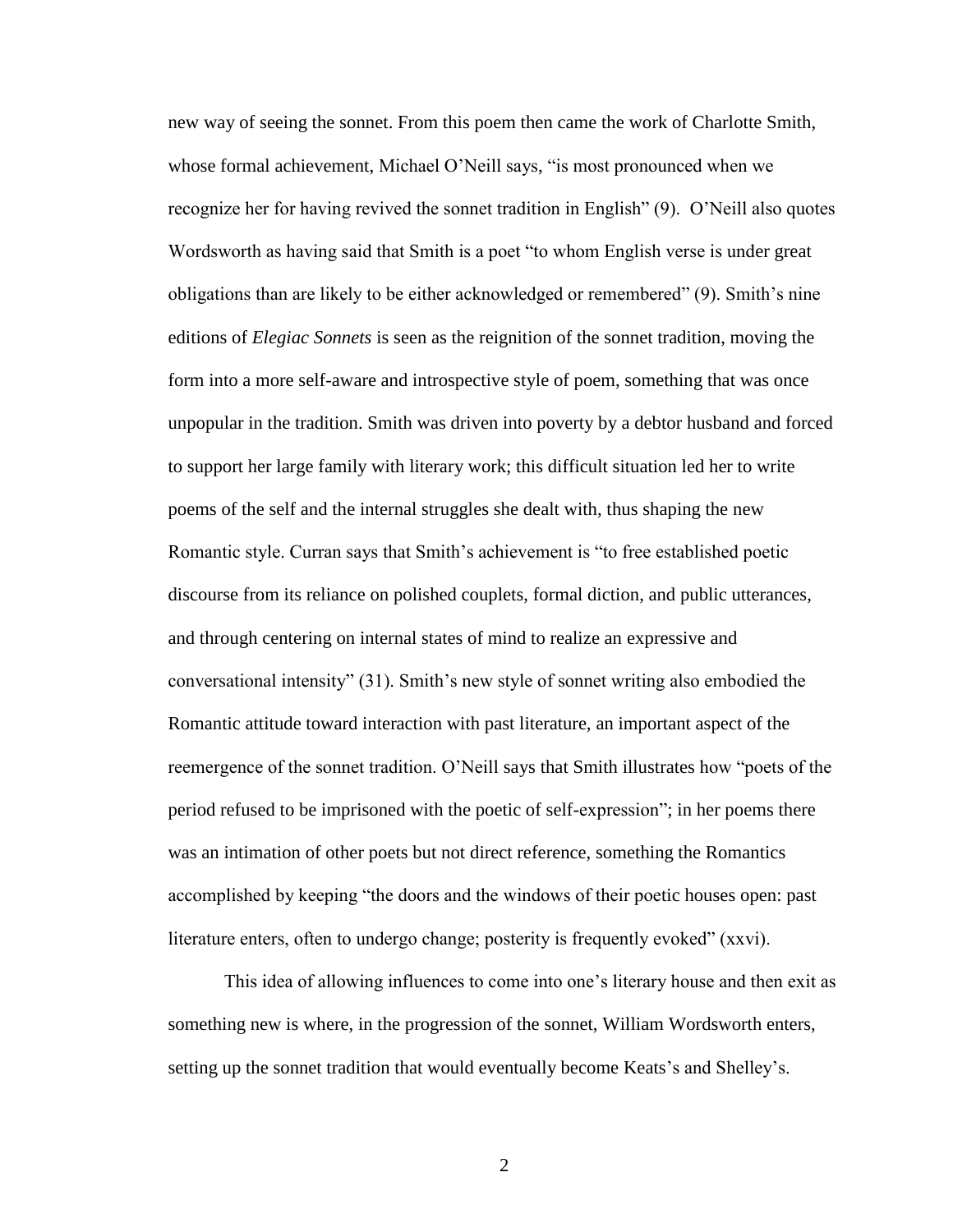new way of seeing the sonnet. From this poem then came the work of Charlotte Smith, whose formal achievement, Michael O'Neill says, "is most pronounced when we recognize her for having revived the sonnet tradition in English" (9). O'Neill also quotes Wordsworth as having said that Smith is a poet "to whom English verse is under great obligations than are likely to be either acknowledged or remembered" (9). Smith's nine editions of *Elegiac Sonnets* is seen as the reignition of the sonnet tradition, moving the form into a more self-aware and introspective style of poem, something that was once unpopular in the tradition. Smith was driven into poverty by a debtor husband and forced to support her large family with literary work; this difficult situation led her to write poems of the self and the internal struggles she dealt with, thus shaping the new Romantic style. Curran says that Smith's achievement is "to free established poetic discourse from its reliance on polished couplets, formal diction, and public utterances, and through centering on internal states of mind to realize an expressive and conversational intensity" (31). Smith's new style of sonnet writing also embodied the Romantic attitude toward interaction with past literature, an important aspect of the reemergence of the sonnet tradition. O'Neill says that Smith illustrates how "poets of the period refused to be imprisoned with the poetic of self-expression"; in her poems there was an intimation of other poets but not direct reference, something the Romantics accomplished by keeping "the doors and the windows of their poetic houses open: past literature enters, often to undergo change; posterity is frequently evoked" (xxvi).

This idea of allowing influences to come into one's literary house and then exit as something new is where, in the progression of the sonnet, William Wordsworth enters, setting up the sonnet tradition that would eventually become Keats's and Shelley's.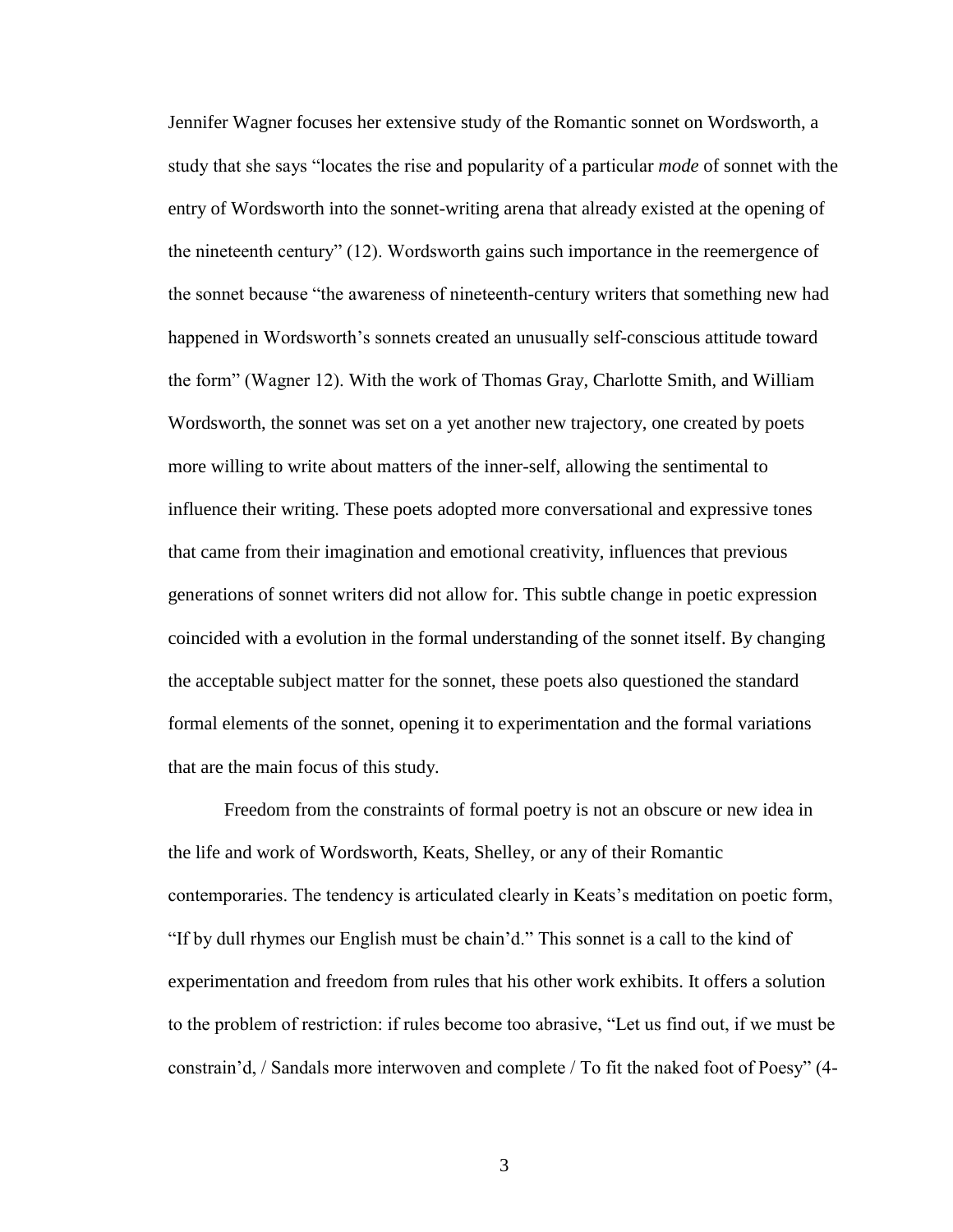Jennifer Wagner focuses her extensive study of the Romantic sonnet on Wordsworth, a study that she says "locates the rise and popularity of a particular *mode* of sonnet with the entry of Wordsworth into the sonnet-writing arena that already existed at the opening of the nineteenth century" (12). Wordsworth gains such importance in the reemergence of the sonnet because "the awareness of nineteenth-century writers that something new had happened in Wordsworth's sonnets created an unusually self-conscious attitude toward the form" (Wagner 12). With the work of Thomas Gray, Charlotte Smith, and William Wordsworth, the sonnet was set on a yet another new trajectory, one created by poets more willing to write about matters of the inner-self, allowing the sentimental to influence their writing. These poets adopted more conversational and expressive tones that came from their imagination and emotional creativity, influences that previous generations of sonnet writers did not allow for. This subtle change in poetic expression coincided with a evolution in the formal understanding of the sonnet itself. By changing the acceptable subject matter for the sonnet, these poets also questioned the standard formal elements of the sonnet, opening it to experimentation and the formal variations that are the main focus of this study.

Freedom from the constraints of formal poetry is not an obscure or new idea in the life and work of Wordsworth, Keats, Shelley, or any of their Romantic contemporaries. The tendency is articulated clearly in Keats's meditation on poetic form, "If by dull rhymes our English must be chain'd." This sonnet is a call to the kind of experimentation and freedom from rules that his other work exhibits. It offers a solution to the problem of restriction: if rules become too abrasive, "Let us find out, if we must be constrain'd, / Sandals more interwoven and complete / To fit the naked foot of Poesy" (4-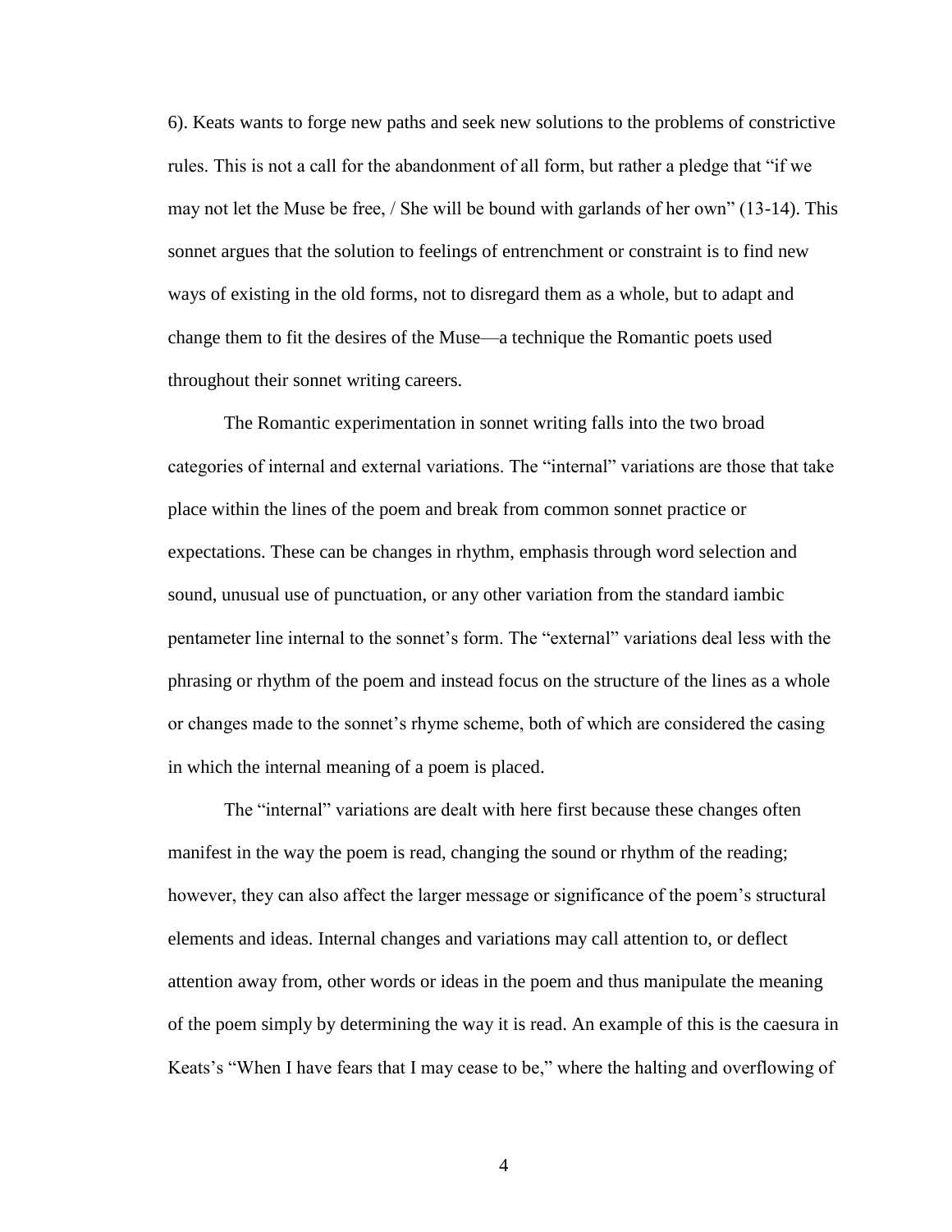6). Keats wants to forge new paths and seek new solutions to the problems of constrictive rules. This is not a call for the abandonment of all form, but rather a pledge that "if we may not let the Muse be free, / She will be bound with garlands of her own" (13-14). This sonnet argues that the solution to feelings of entrenchment or constraint is to find new ways of existing in the old forms, not to disregard them as a whole, but to adapt and change them to fit the desires of the Muse—a technique the Romantic poets used throughout their sonnet writing careers.

The Romantic experimentation in sonnet writing falls into the two broad categories of internal and external variations. The "internal" variations are those that take place within the lines of the poem and break from common sonnet practice or expectations. These can be changes in rhythm, emphasis through word selection and sound, unusual use of punctuation, or any other variation from the standard iambic pentameter line internal to the sonnet's form. The "external" variations deal less with the phrasing or rhythm of the poem and instead focus on the structure of the lines as a whole or changes made to the sonnet's rhyme scheme, both of which are considered the casing in which the internal meaning of a poem is placed.

The "internal" variations are dealt with here first because these changes often manifest in the way the poem is read, changing the sound or rhythm of the reading; however, they can also affect the larger message or significance of the poem's structural elements and ideas. Internal changes and variations may call attention to, or deflect attention away from, other words or ideas in the poem and thus manipulate the meaning of the poem simply by determining the way it is read. An example of this is the caesura in Keats's "When I have fears that I may cease to be," where the halting and overflowing of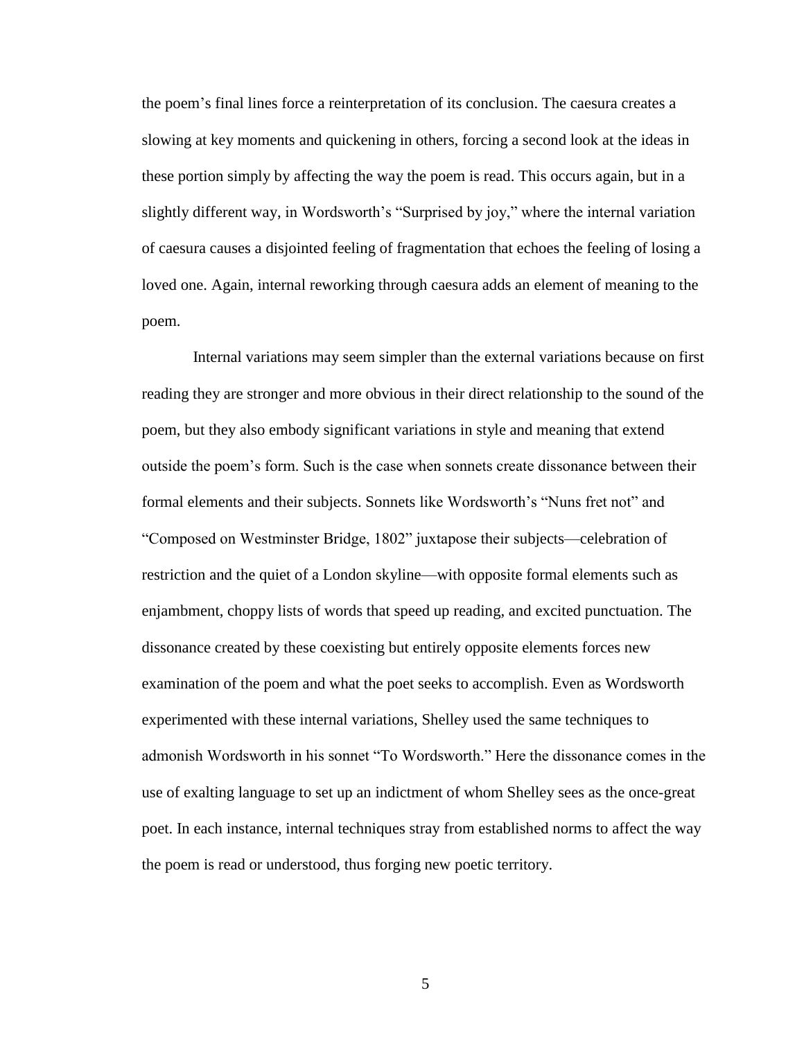the poem's final lines force a reinterpretation of its conclusion. The caesura creates a slowing at key moments and quickening in others, forcing a second look at the ideas in these portion simply by affecting the way the poem is read. This occurs again, but in a slightly different way, in Wordsworth's "Surprised by joy," where the internal variation of caesura causes a disjointed feeling of fragmentation that echoes the feeling of losing a loved one. Again, internal reworking through caesura adds an element of meaning to the poem.

Internal variations may seem simpler than the external variations because on first reading they are stronger and more obvious in their direct relationship to the sound of the poem, but they also embody significant variations in style and meaning that extend outside the poem's form. Such is the case when sonnets create dissonance between their formal elements and their subjects. Sonnets like Wordsworth's "Nuns fret not" and "Composed on Westminster Bridge, 1802" juxtapose their subjects—celebration of restriction and the quiet of a London skyline—with opposite formal elements such as enjambment, choppy lists of words that speed up reading, and excited punctuation. The dissonance created by these coexisting but entirely opposite elements forces new examination of the poem and what the poet seeks to accomplish. Even as Wordsworth experimented with these internal variations, Shelley used the same techniques to admonish Wordsworth in his sonnet "To Wordsworth." Here the dissonance comes in the use of exalting language to set up an indictment of whom Shelley sees as the once-great poet. In each instance, internal techniques stray from established norms to affect the way the poem is read or understood, thus forging new poetic territory.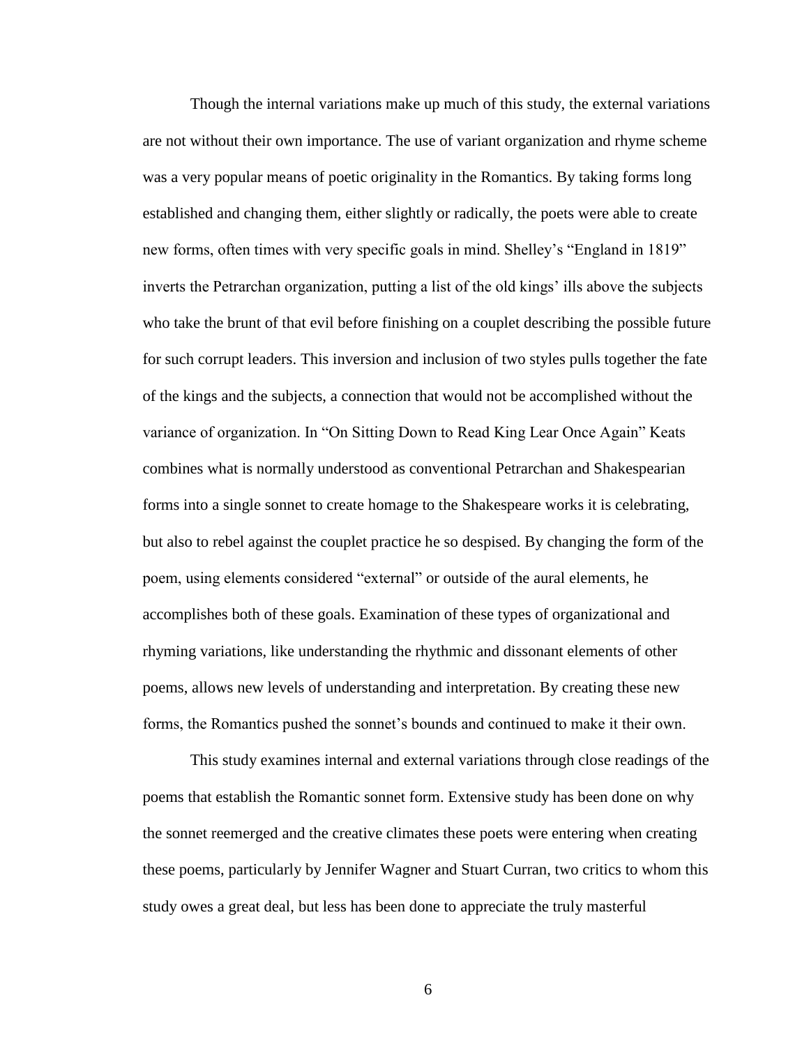Though the internal variations make up much of this study, the external variations are not without their own importance. The use of variant organization and rhyme scheme was a very popular means of poetic originality in the Romantics. By taking forms long established and changing them, either slightly or radically, the poets were able to create new forms, often times with very specific goals in mind. Shelley's "England in 1819" inverts the Petrarchan organization, putting a list of the old kings' ills above the subjects who take the brunt of that evil before finishing on a couplet describing the possible future for such corrupt leaders. This inversion and inclusion of two styles pulls together the fate of the kings and the subjects, a connection that would not be accomplished without the variance of organization. In "On Sitting Down to Read King Lear Once Again" Keats combines what is normally understood as conventional Petrarchan and Shakespearian forms into a single sonnet to create homage to the Shakespeare works it is celebrating, but also to rebel against the couplet practice he so despised. By changing the form of the poem, using elements considered "external" or outside of the aural elements, he accomplishes both of these goals. Examination of these types of organizational and rhyming variations, like understanding the rhythmic and dissonant elements of other poems, allows new levels of understanding and interpretation. By creating these new forms, the Romantics pushed the sonnet's bounds and continued to make it their own.

This study examines internal and external variations through close readings of the poems that establish the Romantic sonnet form. Extensive study has been done on why the sonnet reemerged and the creative climates these poets were entering when creating these poems, particularly by Jennifer Wagner and Stuart Curran, two critics to whom this study owes a great deal, but less has been done to appreciate the truly masterful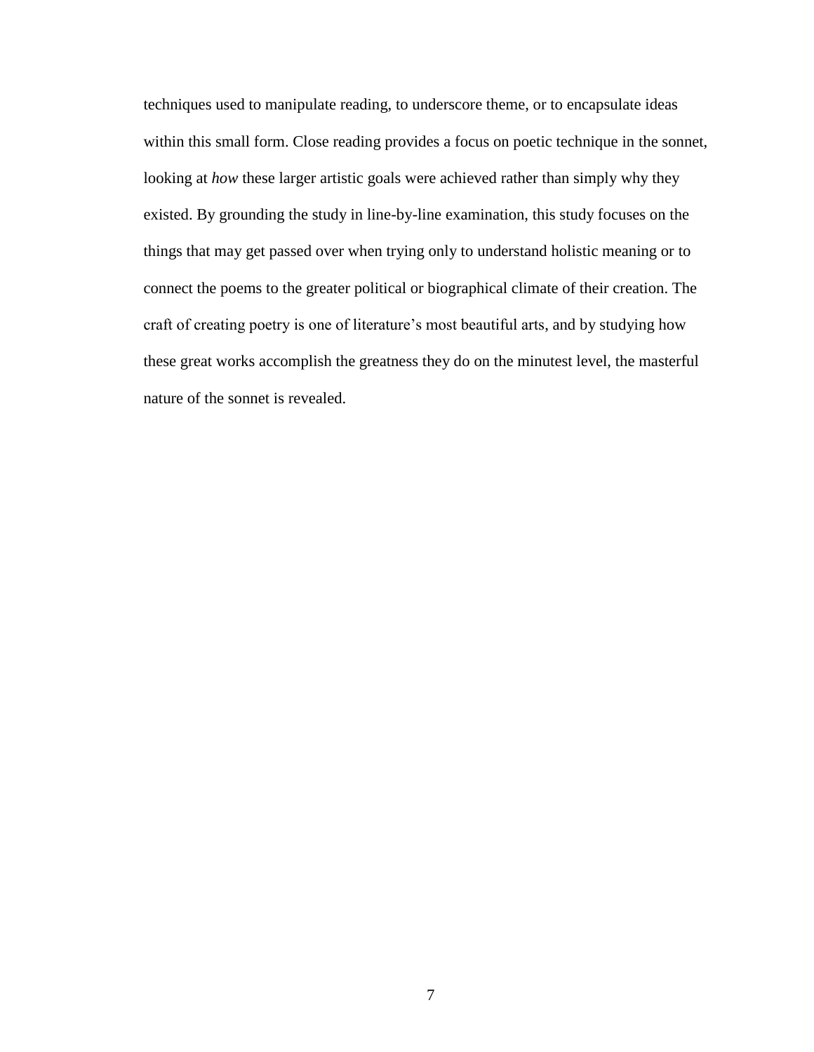techniques used to manipulate reading, to underscore theme, or to encapsulate ideas within this small form. Close reading provides a focus on poetic technique in the sonnet, looking at *how* these larger artistic goals were achieved rather than simply why they existed. By grounding the study in line-by-line examination, this study focuses on the things that may get passed over when trying only to understand holistic meaning or to connect the poems to the greater political or biographical climate of their creation. The craft of creating poetry is one of literature's most beautiful arts, and by studying how these great works accomplish the greatness they do on the minutest level, the masterful nature of the sonnet is revealed.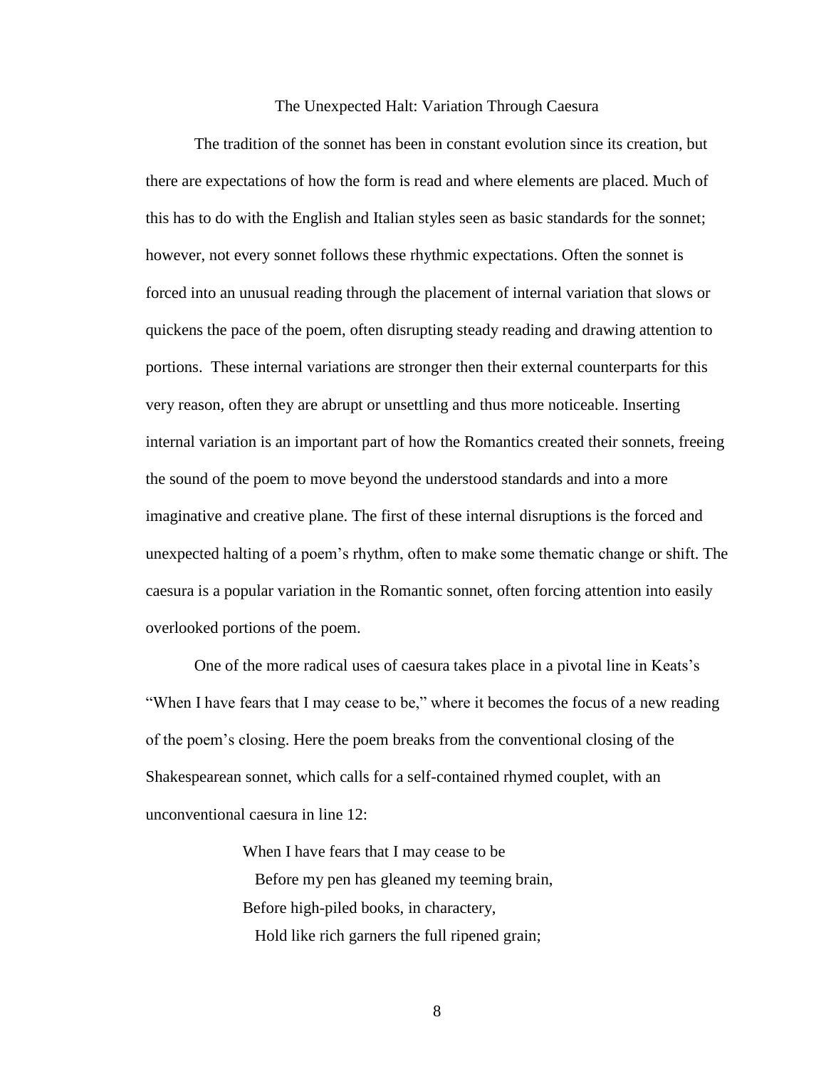## The Unexpected Halt: Variation Through Caesura

The tradition of the sonnet has been in constant evolution since its creation, but there are expectations of how the form is read and where elements are placed. Much of this has to do with the English and Italian styles seen as basic standards for the sonnet; however, not every sonnet follows these rhythmic expectations. Often the sonnet is forced into an unusual reading through the placement of internal variation that slows or quickens the pace of the poem, often disrupting steady reading and drawing attention to portions. These internal variations are stronger then their external counterparts for this very reason, often they are abrupt or unsettling and thus more noticeable. Inserting internal variation is an important part of how the Romantics created their sonnets, freeing the sound of the poem to move beyond the understood standards and into a more imaginative and creative plane. The first of these internal disruptions is the forced and unexpected halting of a poem's rhythm, often to make some thematic change or shift. The caesura is a popular variation in the Romantic sonnet, often forcing attention into easily overlooked portions of the poem.

One of the more radical uses of caesura takes place in a pivotal line in Keats's "When I have fears that I may cease to be," where it becomes the focus of a new reading of the poem's closing. Here the poem breaks from the conventional closing of the Shakespearean sonnet, which calls for a self-contained rhymed couplet, with an unconventional caesura in line 12:

> When I have fears that I may cease to be
>   Before my pen has gleaned my teeming brain,
> Before high-piled books, in charactery,
>   Hold like rich garners the full ripened grain;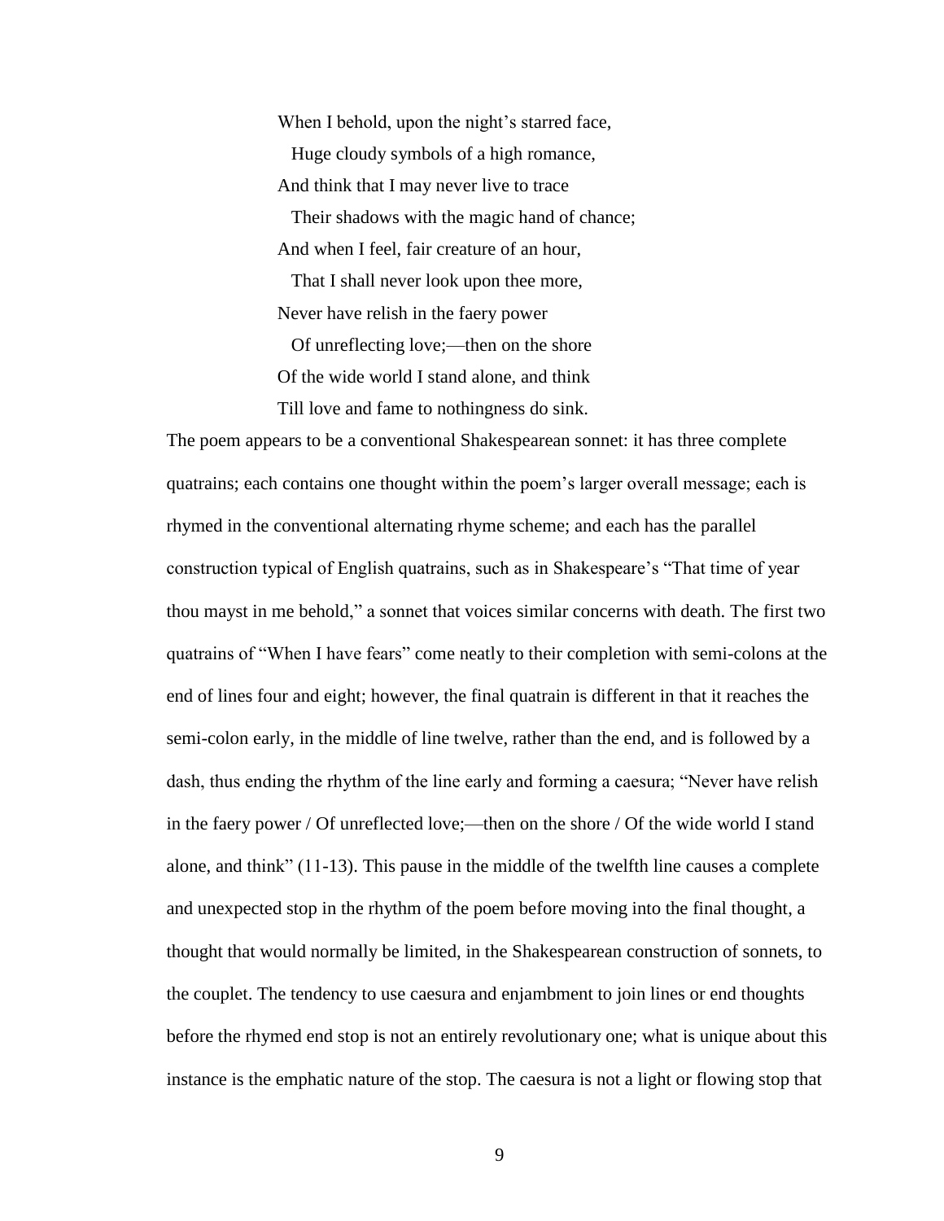When I behold, upon the night's starred face,  
  Huge cloudy symbols of a high romance,  
And think that I may never live to trace  
  Their shadows with the magic hand of chance;  
And when I feel, fair creature of an hour,  
  That I shall never look upon thee more,  
Never have relish in the faery power  
  Of unreflecting love;—then on the shore  
Of the wide world I stand alone, and think  
Till love and fame to nothingness do sink.

The poem appears to be a conventional Shakespearean sonnet: it has three complete quatrains; each contains one thought within the poem's larger overall message; each is rhymed in the conventional alternating rhyme scheme; and each has the parallel construction typical of English quatrains, such as in Shakespeare's "That time of year thou mayst in me behold," a sonnet that voices similar concerns with death. The first two quatrains of "When I have fears" come neatly to their completion with semi-colons at the end of lines four and eight; however, the final quatrain is different in that it reaches the semi-colon early, in the middle of line twelve, rather than the end, and is followed by a dash, thus ending the rhythm of the line early and forming a caesura; "Never have relish in the faery power / Of unreflected love;—then on the shore / Of the wide world I stand alone, and think" (11-13). This pause in the middle of the twelfth line causes a complete and unexpected stop in the rhythm of the poem before moving into the final thought, a thought that would normally be limited, in the Shakespearean construction of sonnets, to the couplet. The tendency to use caesura and enjambment to join lines or end thoughts before the rhymed end stop is not an entirely revolutionary one; what is unique about this instance is the emphatic nature of the stop. The caesura is not a light or flowing stop that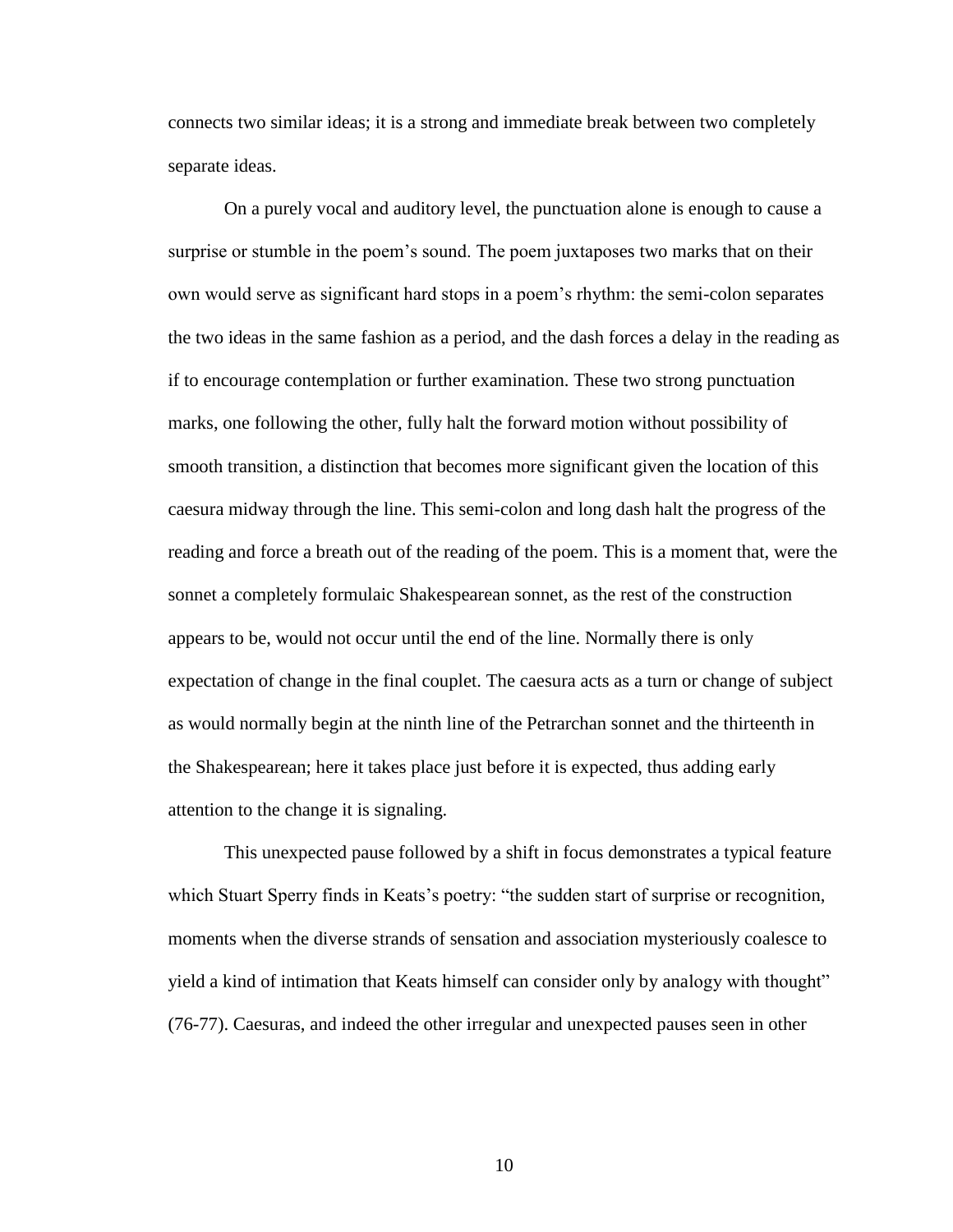connects two similar ideas; it is a strong and immediate break between two completely separate ideas.

On a purely vocal and auditory level, the punctuation alone is enough to cause a surprise or stumble in the poem's sound. The poem juxtaposes two marks that on their own would serve as significant hard stops in a poem's rhythm: the semi-colon separates the two ideas in the same fashion as a period, and the dash forces a delay in the reading as if to encourage contemplation or further examination. These two strong punctuation marks, one following the other, fully halt the forward motion without possibility of smooth transition, a distinction that becomes more significant given the location of this caesura midway through the line. This semi-colon and long dash halt the progress of the reading and force a breath out of the reading of the poem. This is a moment that, were the sonnet a completely formulaic Shakespearean sonnet, as the rest of the construction appears to be, would not occur until the end of the line. Normally there is only expectation of change in the final couplet. The caesura acts as a turn or change of subject as would normally begin at the ninth line of the Petrarchan sonnet and the thirteenth in the Shakespearean; here it takes place just before it is expected, thus adding early attention to the change it is signaling.

This unexpected pause followed by a shift in focus demonstrates a typical feature which Stuart Sperry finds in Keats's poetry: "the sudden start of surprise or recognition, moments when the diverse strands of sensation and association mysteriously coalesce to yield a kind of intimation that Keats himself can consider only by analogy with thought" (76-77). Caesuras, and indeed the other irregular and unexpected pauses seen in other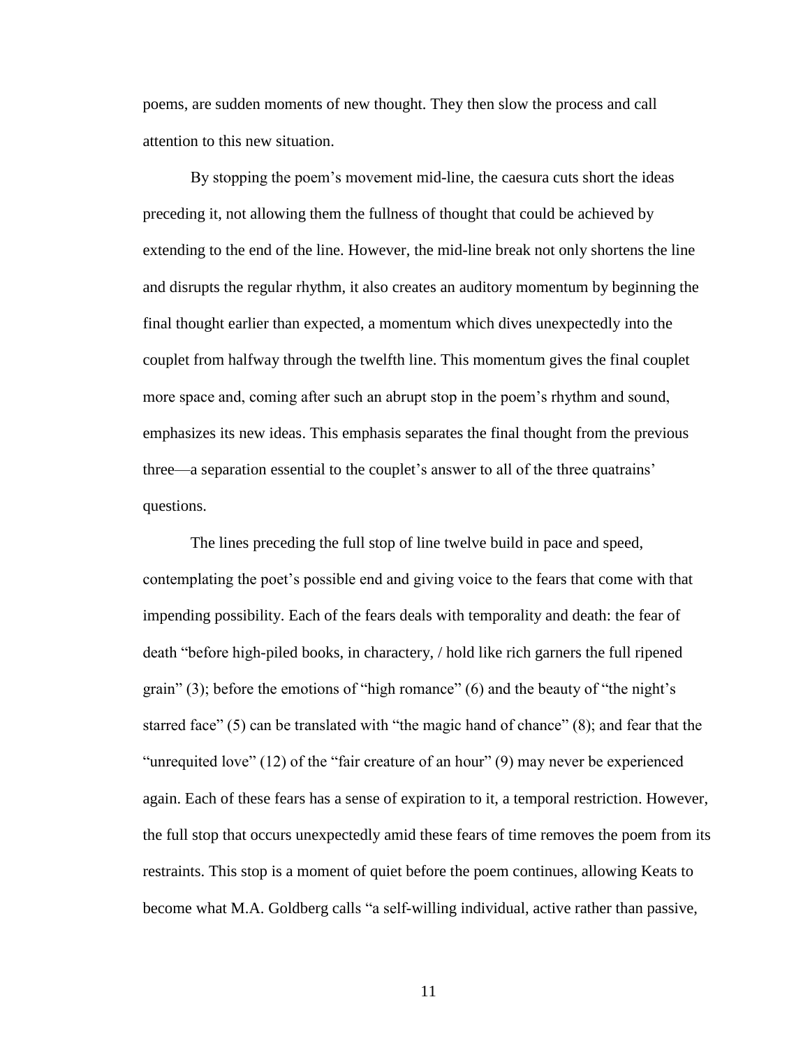poems, are sudden moments of new thought. They then slow the process and call attention to this new situation.

By stopping the poem's movement mid-line, the caesura cuts short the ideas preceding it, not allowing them the fullness of thought that could be achieved by extending to the end of the line. However, the mid-line break not only shortens the line and disrupts the regular rhythm, it also creates an auditory momentum by beginning the final thought earlier than expected, a momentum which dives unexpectedly into the couplet from halfway through the twelfth line. This momentum gives the final couplet more space and, coming after such an abrupt stop in the poem's rhythm and sound, emphasizes its new ideas. This emphasis separates the final thought from the previous three—a separation essential to the couplet's answer to all of the three quatrains' questions.

The lines preceding the full stop of line twelve build in pace and speed, contemplating the poet's possible end and giving voice to the fears that come with that impending possibility. Each of the fears deals with temporality and death: the fear of death "before high-piled books, in charactery, / hold like rich garners the full ripened grain" (3); before the emotions of "high romance" (6) and the beauty of "the night's starred face" (5) can be translated with "the magic hand of chance" (8); and fear that the "unrequited love" (12) of the "fair creature of an hour" (9) may never be experienced again. Each of these fears has a sense of expiration to it, a temporal restriction. However, the full stop that occurs unexpectedly amid these fears of time removes the poem from its restraints. This stop is a moment of quiet before the poem continues, allowing Keats to become what M.A. Goldberg calls "a self-willing individual, active rather than passive,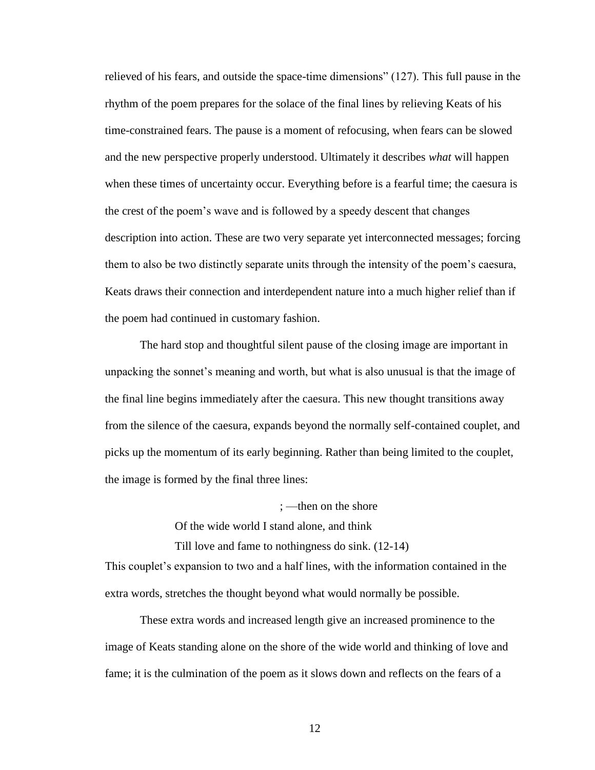relieved of his fears, and outside the space-time dimensions" (127). This full pause in the rhythm of the poem prepares for the solace of the final lines by relieving Keats of his time-constrained fears. The pause is a moment of refocusing, when fears can be slowed and the new perspective properly understood. Ultimately it describes *what* will happen when these times of uncertainty occur. Everything before is a fearful time; the caesura is the crest of the poem's wave and is followed by a speedy descent that changes description into action. These are two very separate yet interconnected messages; forcing them to also be two distinctly separate units through the intensity of the poem's caesura, Keats draws their connection and interdependent nature into a much higher relief than if the poem had continued in customary fashion.

The hard stop and thoughtful silent pause of the closing image are important in unpacking the sonnet's meaning and worth, but what is also unusual is that the image of the final line begins immediately after the caesura. This new thought transitions away from the silence of the caesura, expands beyond the normally self-contained couplet, and picks up the momentum of its early beginning. Rather than being limited to the couplet, the image is formed by the final three lines:

> ; —then on the shore
> Of the wide world I stand alone, and think
> Till love and fame to nothingness do sink. (12-14)

This couplet's expansion to two and a half lines, with the information contained in the extra words, stretches the thought beyond what would normally be possible.

These extra words and increased length give an increased prominence to the image of Keats standing alone on the shore of the wide world and thinking of love and fame; it is the culmination of the poem as it slows down and reflects on the fears of a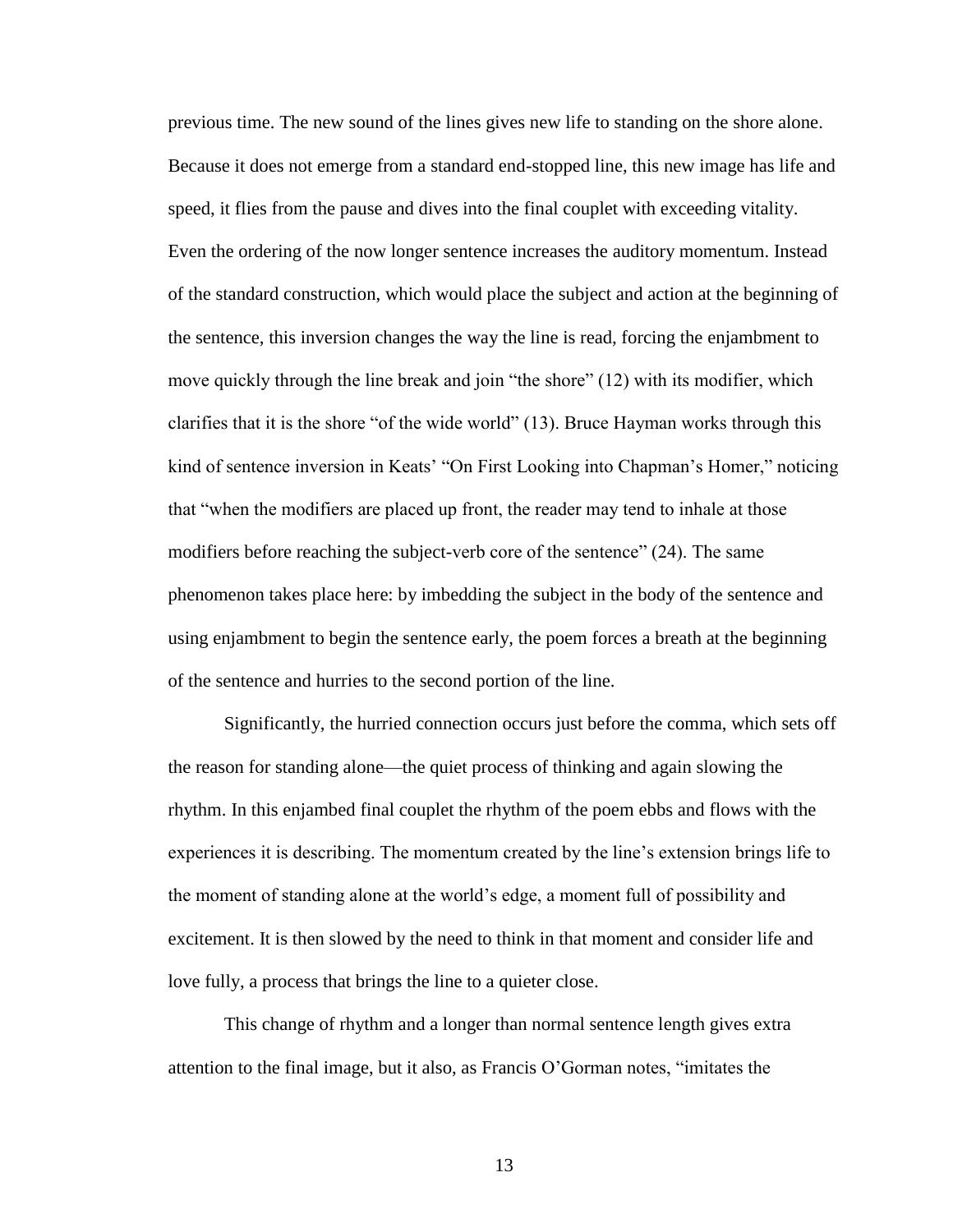previous time. The new sound of the lines gives new life to standing on the shore alone. Because it does not emerge from a standard end-stopped line, this new image has life and speed, it flies from the pause and dives into the final couplet with exceeding vitality. Even the ordering of the now longer sentence increases the auditory momentum. Instead of the standard construction, which would place the subject and action at the beginning of the sentence, this inversion changes the way the line is read, forcing the enjambment to move quickly through the line break and join "the shore" (12) with its modifier, which clarifies that it is the shore "of the wide world" (13). Bruce Hayman works through this kind of sentence inversion in Keats' "On First Looking into Chapman's Homer," noticing that "when the modifiers are placed up front, the reader may tend to inhale at those modifiers before reaching the subject-verb core of the sentence" (24). The same phenomenon takes place here: by imbedding the subject in the body of the sentence and using enjambment to begin the sentence early, the poem forces a breath at the beginning of the sentence and hurries to the second portion of the line.

Significantly, the hurried connection occurs just before the comma, which sets off the reason for standing alone—the quiet process of thinking and again slowing the rhythm. In this enjambed final couplet the rhythm of the poem ebbs and flows with the experiences it is describing. The momentum created by the line's extension brings life to the moment of standing alone at the world's edge, a moment full of possibility and excitement. It is then slowed by the need to think in that moment and consider life and love fully, a process that brings the line to a quieter close.

This change of rhythm and a longer than normal sentence length gives extra attention to the final image, but it also, as Francis O'Gorman notes, "imitates the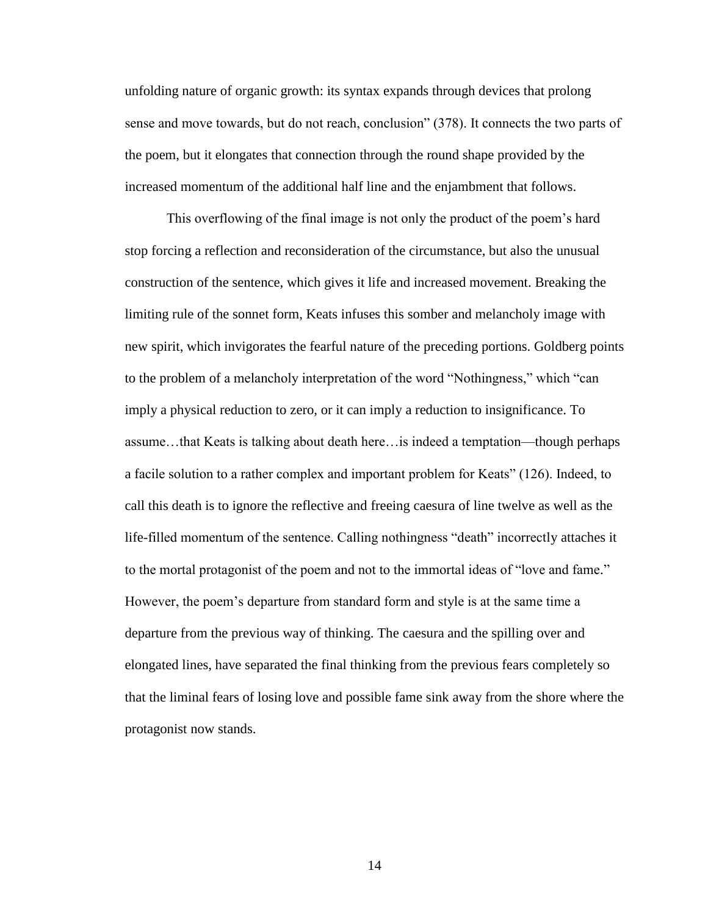unfolding nature of organic growth: its syntax expands through devices that prolong sense and move towards, but do not reach, conclusion" (378). It connects the two parts of the poem, but it elongates that connection through the round shape provided by the increased momentum of the additional half line and the enjambment that follows.

This overflowing of the final image is not only the product of the poem's hard stop forcing a reflection and reconsideration of the circumstance, but also the unusual construction of the sentence, which gives it life and increased movement. Breaking the limiting rule of the sonnet form, Keats infuses this somber and melancholy image with new spirit, which invigorates the fearful nature of the preceding portions. Goldberg points to the problem of a melancholy interpretation of the word "Nothingness," which "can imply a physical reduction to zero, or it can imply a reduction to insignificance. To assume…that Keats is talking about death here…is indeed a temptation—though perhaps a facile solution to a rather complex and important problem for Keats" (126). Indeed, to call this death is to ignore the reflective and freeing caesura of line twelve as well as the life-filled momentum of the sentence. Calling nothingness "death" incorrectly attaches it to the mortal protagonist of the poem and not to the immortal ideas of "love and fame." However, the poem's departure from standard form and style is at the same time a departure from the previous way of thinking. The caesura and the spilling over and elongated lines, have separated the final thinking from the previous fears completely so that the liminal fears of losing love and possible fame sink away from the shore where the protagonist now stands.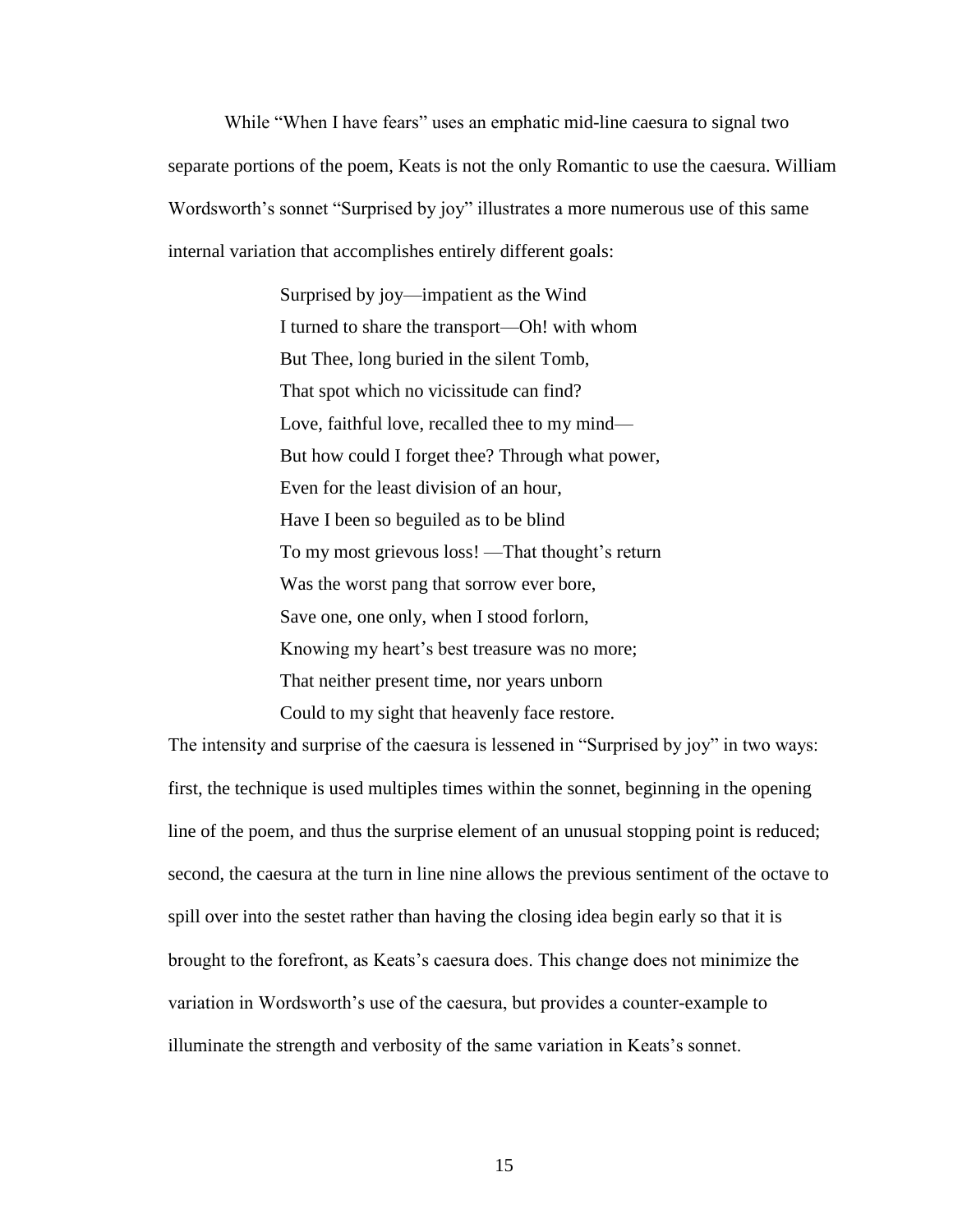While "When I have fears" uses an emphatic mid-line caesura to signal two separate portions of the poem, Keats is not the only Romantic to use the caesura. William Wordsworth's sonnet "Surprised by joy" illustrates a more numerous use of this same internal variation that accomplishes entirely different goals:

> Surprised by joy—impatient as the Wind  
> I turned to share the transport—Oh! with whom  
> But Thee, long buried in the silent Tomb,  
> That spot which no vicissitude can find?  
> Love, faithful love, recalled thee to my mind—  
> But how could I forget thee? Through what power,  
> Even for the least division of an hour,  
> Have I been so beguiled as to be blind  
> To my most grievous loss! —That thought's return  
> Was the worst pang that sorrow ever bore,  
> Save one, one only, when I stood forlorn,  
> Knowing my heart's best treasure was no more;  
> That neither present time, nor years unborn  
> Could to my sight that heavenly face restore.

The intensity and surprise of the caesura is lessened in "Surprised by joy" in two ways: first, the technique is used multiples times within the sonnet, beginning in the opening line of the poem, and thus the surprise element of an unusual stopping point is reduced; second, the caesura at the turn in line nine allows the previous sentiment of the octave to spill over into the sestet rather than having the closing idea begin early so that it is brought to the forefront, as Keats's caesura does. This change does not minimize the variation in Wordsworth's use of the caesura, but provides a counter-example to illuminate the strength and verbosity of the same variation in Keats's sonnet.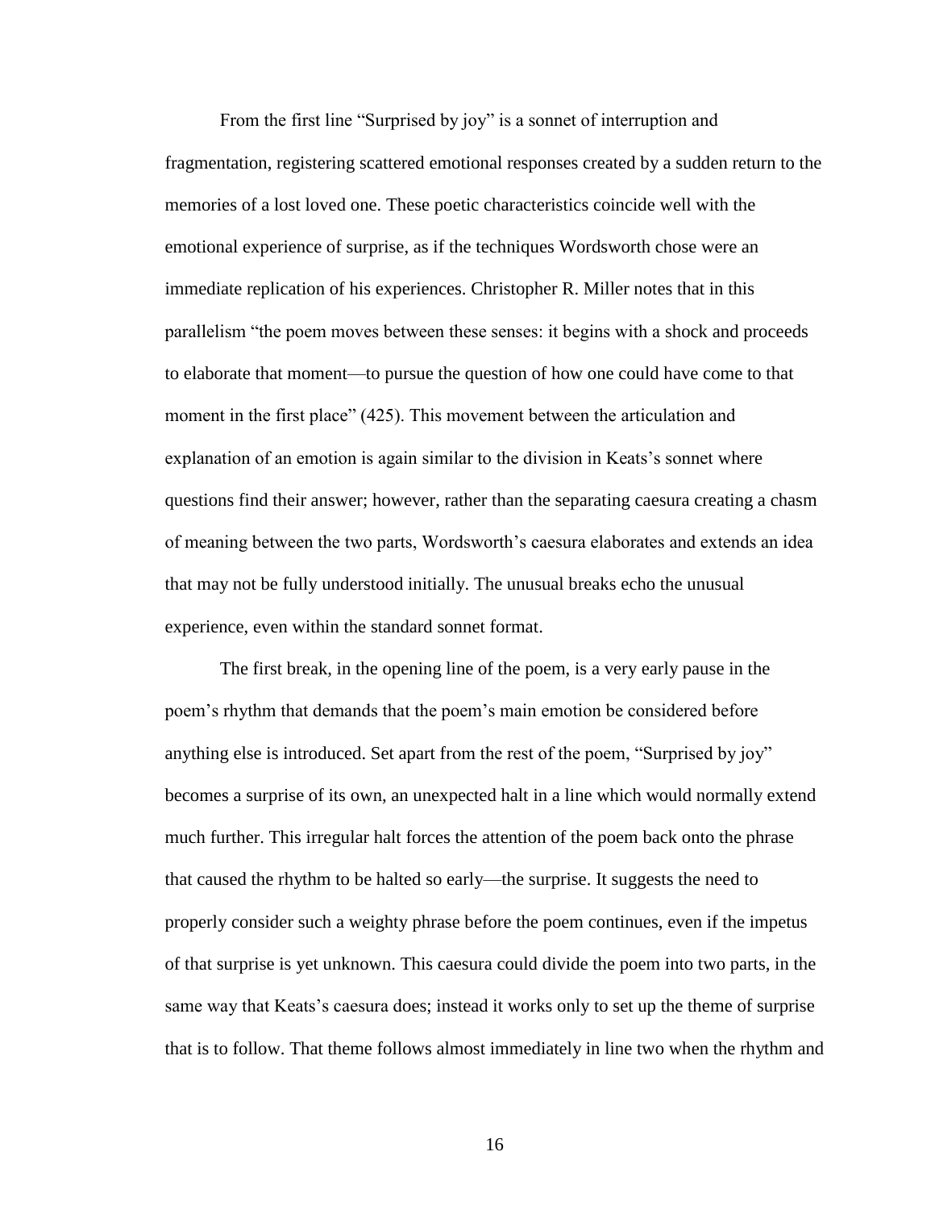From the first line "Surprised by joy" is a sonnet of interruption and fragmentation, registering scattered emotional responses created by a sudden return to the memories of a lost loved one. These poetic characteristics coincide well with the emotional experience of surprise, as if the techniques Wordsworth chose were an immediate replication of his experiences. Christopher R. Miller notes that in this parallelism "the poem moves between these senses: it begins with a shock and proceeds to elaborate that moment—to pursue the question of how one could have come to that moment in the first place" (425). This movement between the articulation and explanation of an emotion is again similar to the division in Keats's sonnet where questions find their answer; however, rather than the separating caesura creating a chasm of meaning between the two parts, Wordsworth's caesura elaborates and extends an idea that may not be fully understood initially. The unusual breaks echo the unusual experience, even within the standard sonnet format.

The first break, in the opening line of the poem, is a very early pause in the poem's rhythm that demands that the poem's main emotion be considered before anything else is introduced. Set apart from the rest of the poem, "Surprised by joy" becomes a surprise of its own, an unexpected halt in a line which would normally extend much further. This irregular halt forces the attention of the poem back onto the phrase that caused the rhythm to be halted so early—the surprise. It suggests the need to properly consider such a weighty phrase before the poem continues, even if the impetus of that surprise is yet unknown. This caesura could divide the poem into two parts, in the same way that Keats's caesura does; instead it works only to set up the theme of surprise that is to follow. That theme follows almost immediately in line two when the rhythm and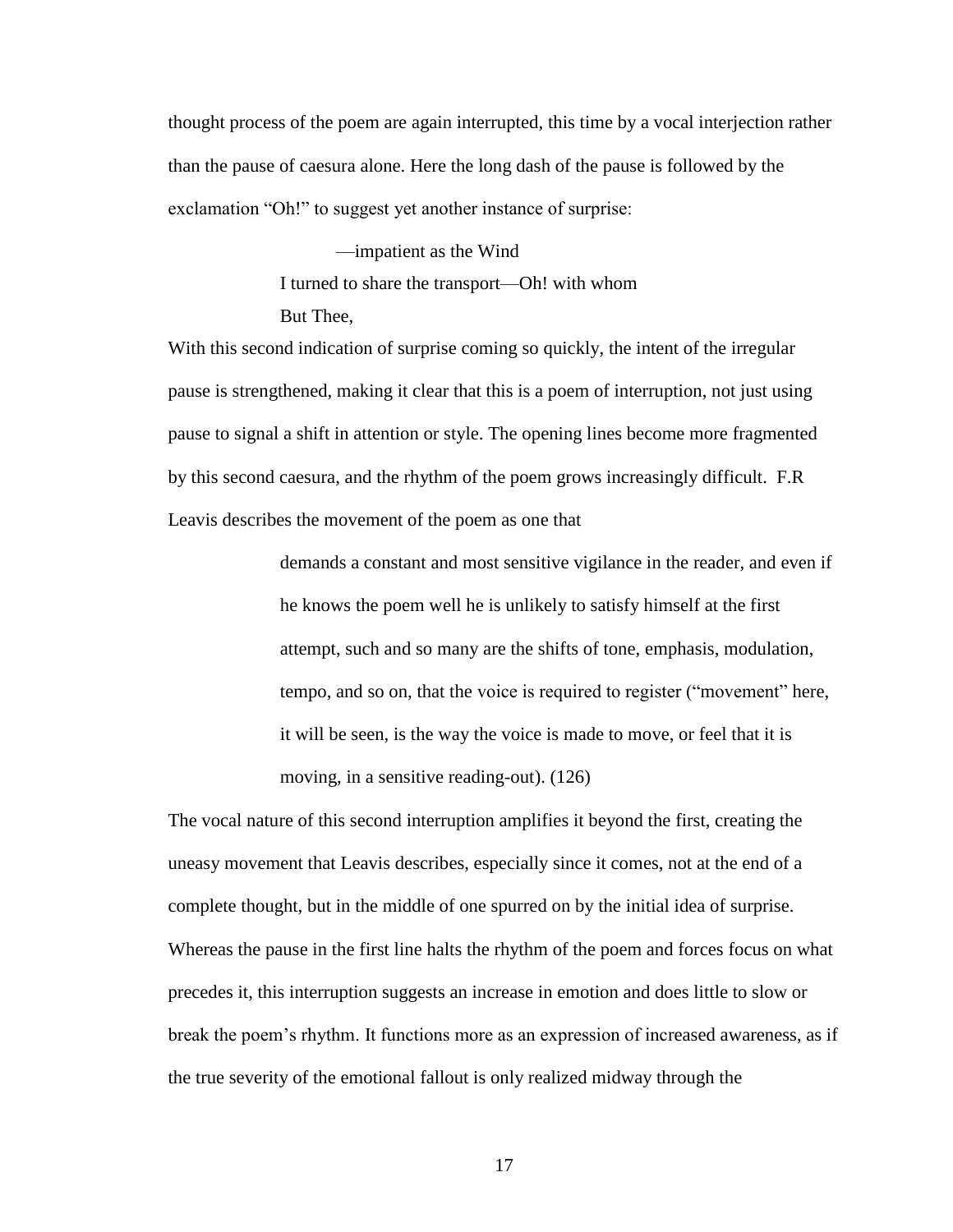thought process of the poem are again interrupted, this time by a vocal interjection rather than the pause of caesura alone. Here the long dash of the pause is followed by the exclamation "Oh!" to suggest yet another instance of surprise:

> —impatient as the Wind  
> I turned to share the transport—Oh! with whom  
> But Thee,

With this second indication of surprise coming so quickly, the intent of the irregular pause is strengthened, making it clear that this is a poem of interruption, not just using pause to signal a shift in attention or style. The opening lines become more fragmented by this second caesura, and the rhythm of the poem grows increasingly difficult. F.R Leavis describes the movement of the poem as one that

> demands a constant and most sensitive vigilance in the reader, and even if he knows the poem well he is unlikely to satisfy himself at the first attempt, such and so many are the shifts of tone, emphasis, modulation, tempo, and so on, that the voice is required to register ("movement" here, it will be seen, is the way the voice is made to move, or feel that it is moving, in a sensitive reading-out). (126)

The vocal nature of this second interruption amplifies it beyond the first, creating the uneasy movement that Leavis describes, especially since it comes, not at the end of a complete thought, but in the middle of one spurred on by the initial idea of surprise. Whereas the pause in the first line halts the rhythm of the poem and forces focus on what precedes it, this interruption suggests an increase in emotion and does little to slow or break the poem's rhythm. It functions more as an expression of increased awareness, as if the true severity of the emotional fallout is only realized midway through the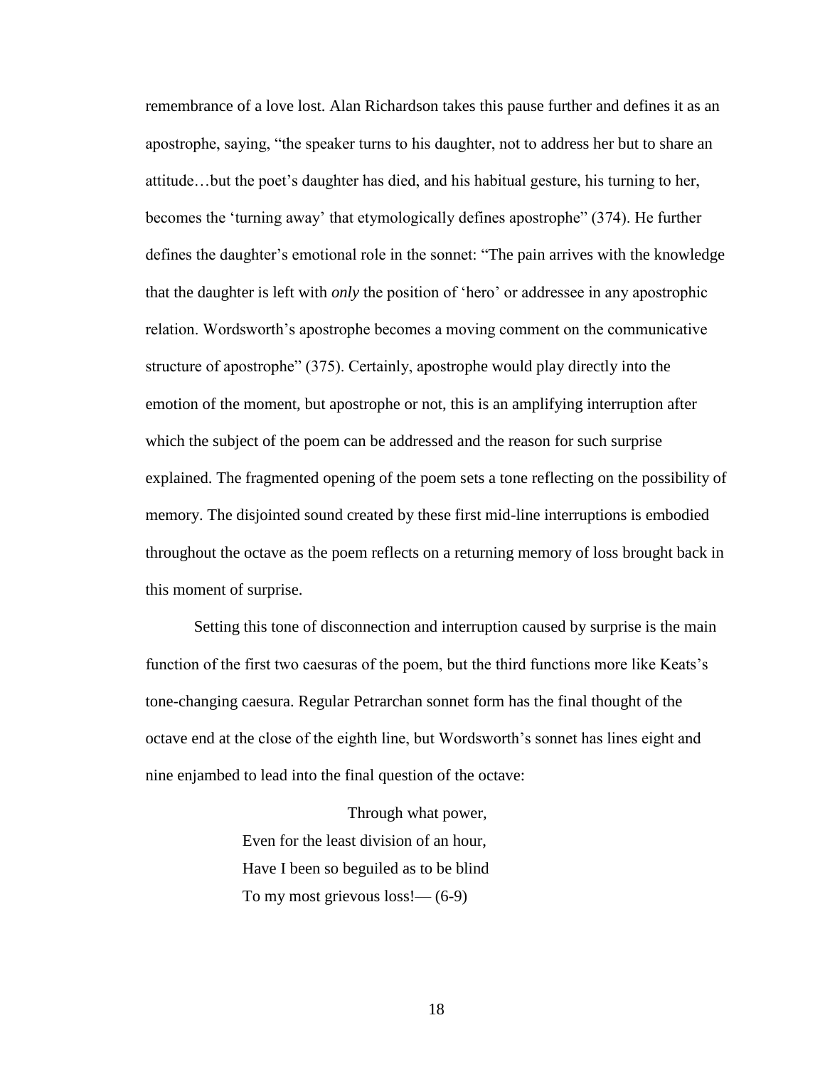remembrance of a love lost. Alan Richardson takes this pause further and defines it as an apostrophe, saying, "the speaker turns to his daughter, not to address her but to share an attitude…but the poet's daughter has died, and his habitual gesture, his turning to her, becomes the 'turning away' that etymologically defines apostrophe" (374). He further defines the daughter's emotional role in the sonnet: "The pain arrives with the knowledge that the daughter is left with *only* the position of 'hero' or addressee in any apostrophic relation. Wordsworth's apostrophe becomes a moving comment on the communicative structure of apostrophe" (375). Certainly, apostrophe would play directly into the emotion of the moment, but apostrophe or not, this is an amplifying interruption after which the subject of the poem can be addressed and the reason for such surprise explained. The fragmented opening of the poem sets a tone reflecting on the possibility of memory. The disjointed sound created by these first mid-line interruptions is embodied throughout the octave as the poem reflects on a returning memory of loss brought back in this moment of surprise.

Setting this tone of disconnection and interruption caused by surprise is the main function of the first two caesuras of the poem, but the third functions more like Keats's tone-changing caesura. Regular Petrarchan sonnet form has the final thought of the octave end at the close of the eighth line, but Wordsworth's sonnet has lines eight and nine enjambed to lead into the final question of the octave:

> Through what power,  
> Even for the least division of an hour,  
> Have I been so beguiled as to be blind  
> To my most grievous loss!— (6-9)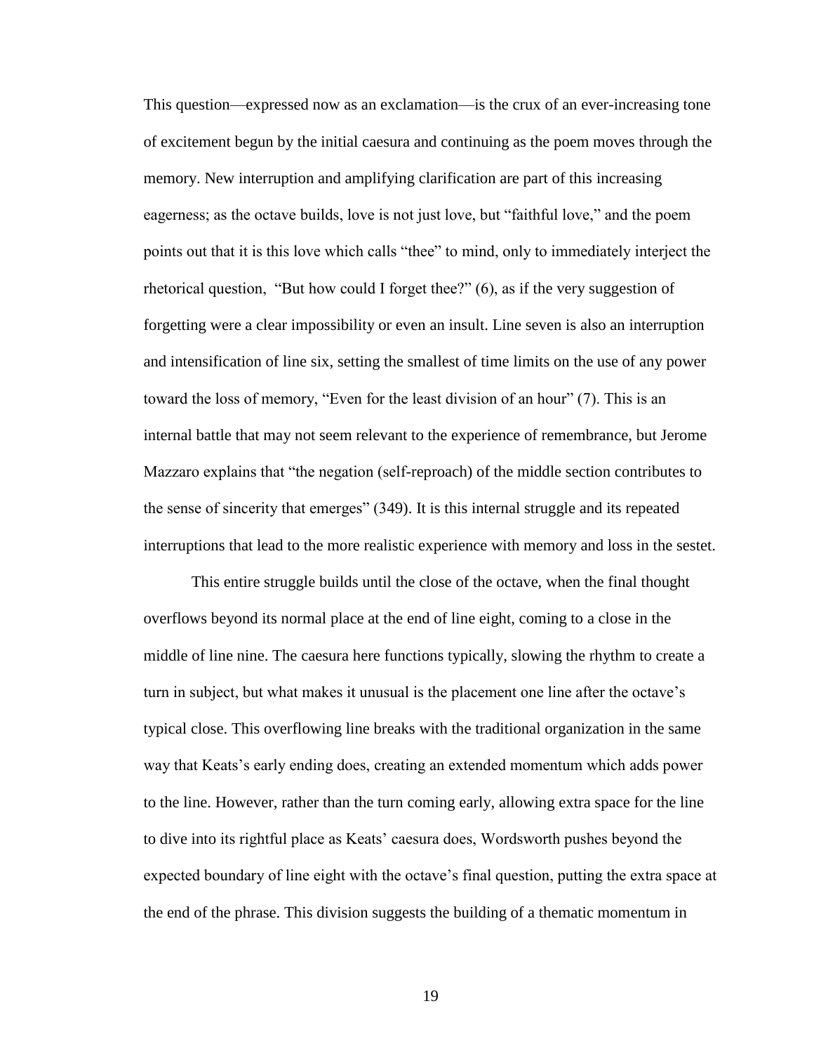This question—expressed now as an exclamation—is the crux of an ever-increasing tone of excitement begun by the initial caesura and continuing as the poem moves through the memory. New interruption and amplifying clarification are part of this increasing eagerness; as the octave builds, love is not just love, but "faithful love," and the poem points out that it is this love which calls "thee" to mind, only to immediately interject the rhetorical question, "But how could I forget thee?" (6), as if the very suggestion of forgetting were a clear impossibility or even an insult. Line seven is also an interruption and intensification of line six, setting the smallest of time limits on the use of any power toward the loss of memory, "Even for the least division of an hour" (7). This is an internal battle that may not seem relevant to the experience of remembrance, but Jerome Mazzaro explains that "the negation (self-reproach) of the middle section contributes to the sense of sincerity that emerges" (349). It is this internal struggle and its repeated interruptions that lead to the more realistic experience with memory and loss in the sestet.

This entire struggle builds until the close of the octave, when the final thought overflows beyond its normal place at the end of line eight, coming to a close in the middle of line nine. The caesura here functions typically, slowing the rhythm to create a turn in subject, but what makes it unusual is the placement one line after the octave's typical close. This overflowing line breaks with the traditional organization in the same way that Keats's early ending does, creating an extended momentum which adds power to the line. However, rather than the turn coming early, allowing extra space for the line to dive into its rightful place as Keats' caesura does, Wordsworth pushes beyond the expected boundary of line eight with the octave's final question, putting the extra space at the end of the phrase. This division suggests the building of a thematic momentum in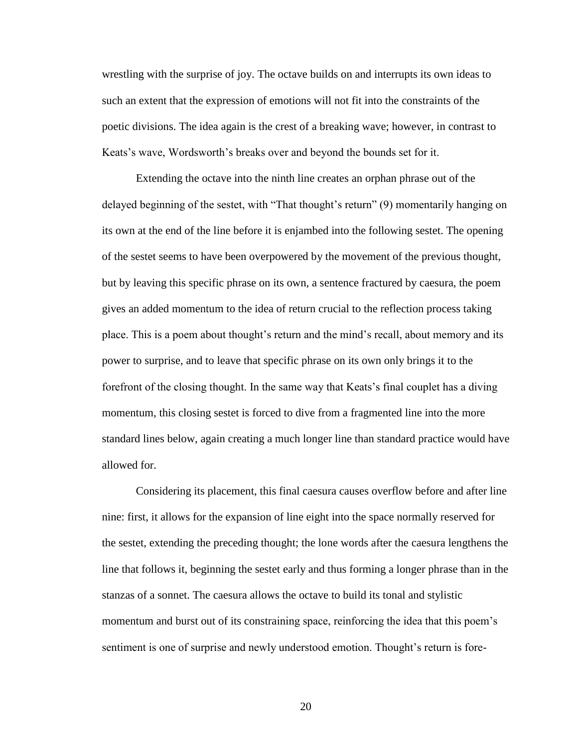wrestling with the surprise of joy. The octave builds on and interrupts its own ideas to such an extent that the expression of emotions will not fit into the constraints of the poetic divisions. The idea again is the crest of a breaking wave; however, in contrast to Keats's wave, Wordsworth's breaks over and beyond the bounds set for it.

Extending the octave into the ninth line creates an orphan phrase out of the delayed beginning of the sestet, with "That thought's return" (9) momentarily hanging on its own at the end of the line before it is enjambed into the following sestet. The opening of the sestet seems to have been overpowered by the movement of the previous thought, but by leaving this specific phrase on its own, a sentence fractured by caesura, the poem gives an added momentum to the idea of return crucial to the reflection process taking place. This is a poem about thought's return and the mind's recall, about memory and its power to surprise, and to leave that specific phrase on its own only brings it to the forefront of the closing thought. In the same way that Keats's final couplet has a diving momentum, this closing sestet is forced to dive from a fragmented line into the more standard lines below, again creating a much longer line than standard practice would have allowed for.

Considering its placement, this final caesura causes overflow before and after line nine: first, it allows for the expansion of line eight into the space normally reserved for the sestet, extending the preceding thought; the lone words after the caesura lengthens the line that follows it, beginning the sestet early and thus forming a longer phrase than in the stanzas of a sonnet. The caesura allows the octave to build its tonal and stylistic momentum and burst out of its constraining space, reinforcing the idea that this poem's sentiment is one of surprise and newly understood emotion. Thought's return is fore-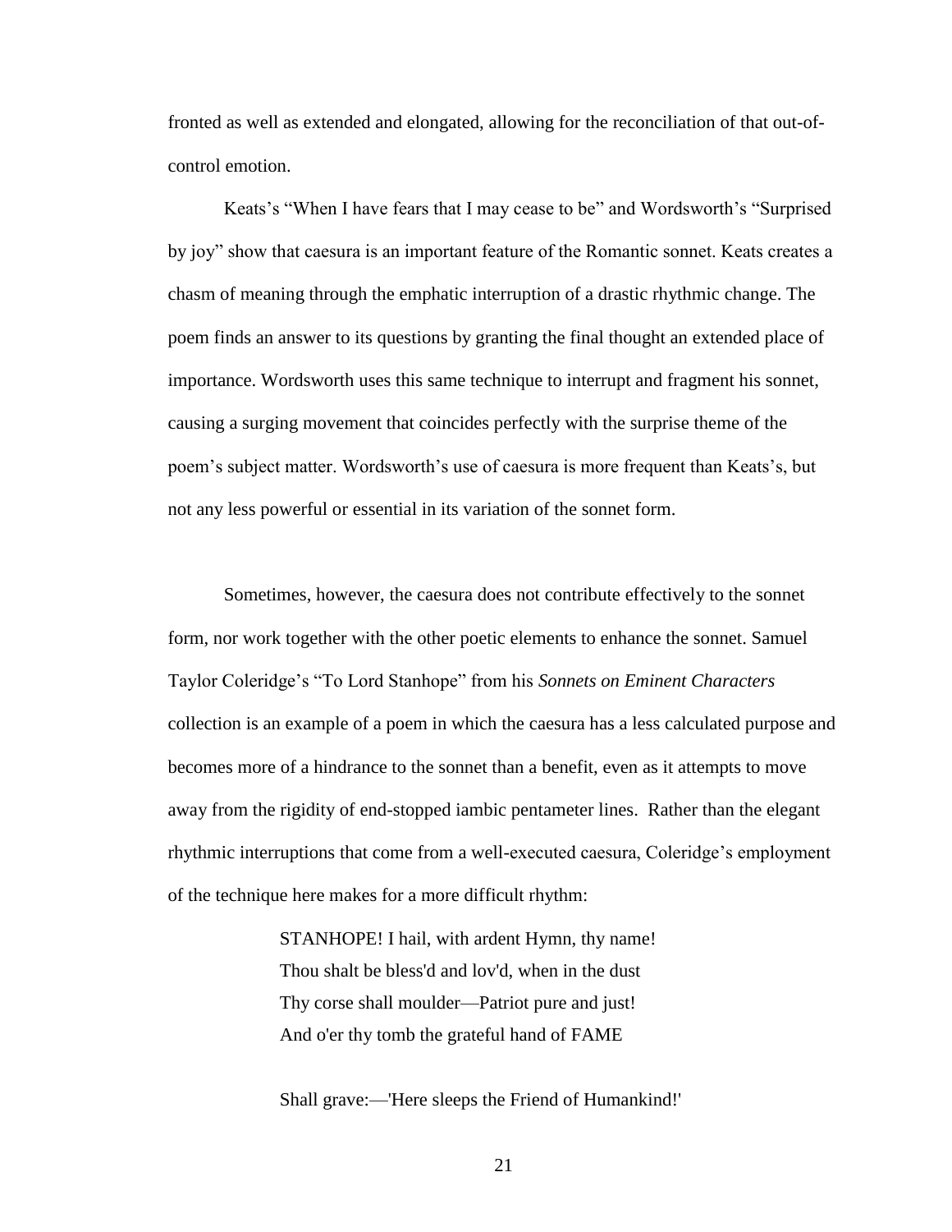fronted as well as extended and elongated, allowing for the reconciliation of that out-of-control emotion.

Keats's "When I have fears that I may cease to be" and Wordsworth's "Surprised by joy" show that caesura is an important feature of the Romantic sonnet. Keats creates a chasm of meaning through the emphatic interruption of a drastic rhythmic change. The poem finds an answer to its questions by granting the final thought an extended place of importance. Wordsworth uses this same technique to interrupt and fragment his sonnet, causing a surging movement that coincides perfectly with the surprise theme of the poem's subject matter. Wordsworth's use of caesura is more frequent than Keats's, but not any less powerful or essential in its variation of the sonnet form.

Sometimes, however, the caesura does not contribute effectively to the sonnet form, nor work together with the other poetic elements to enhance the sonnet. Samuel Taylor Coleridge's "To Lord Stanhope" from his *Sonnets on Eminent Characters* collection is an example of a poem in which the caesura has a less calculated purpose and becomes more of a hindrance to the sonnet than a benefit, even as it attempts to move away from the rigidity of end-stopped iambic pentameter lines. Rather than the elegant rhythmic interruptions that come from a well-executed caesura, Coleridge's employment of the technique here makes for a more difficult rhythm:

> STANHOPE! I hail, with ardent Hymn, thy name!
> Thou shalt be bless'd and lov'd, when in the dust
> Thy corse shall moulder—Patriot pure and just!
> And o'er thy tomb the grateful hand of FAME
>
> Shall grave:—'Here sleeps the Friend of Humankind!'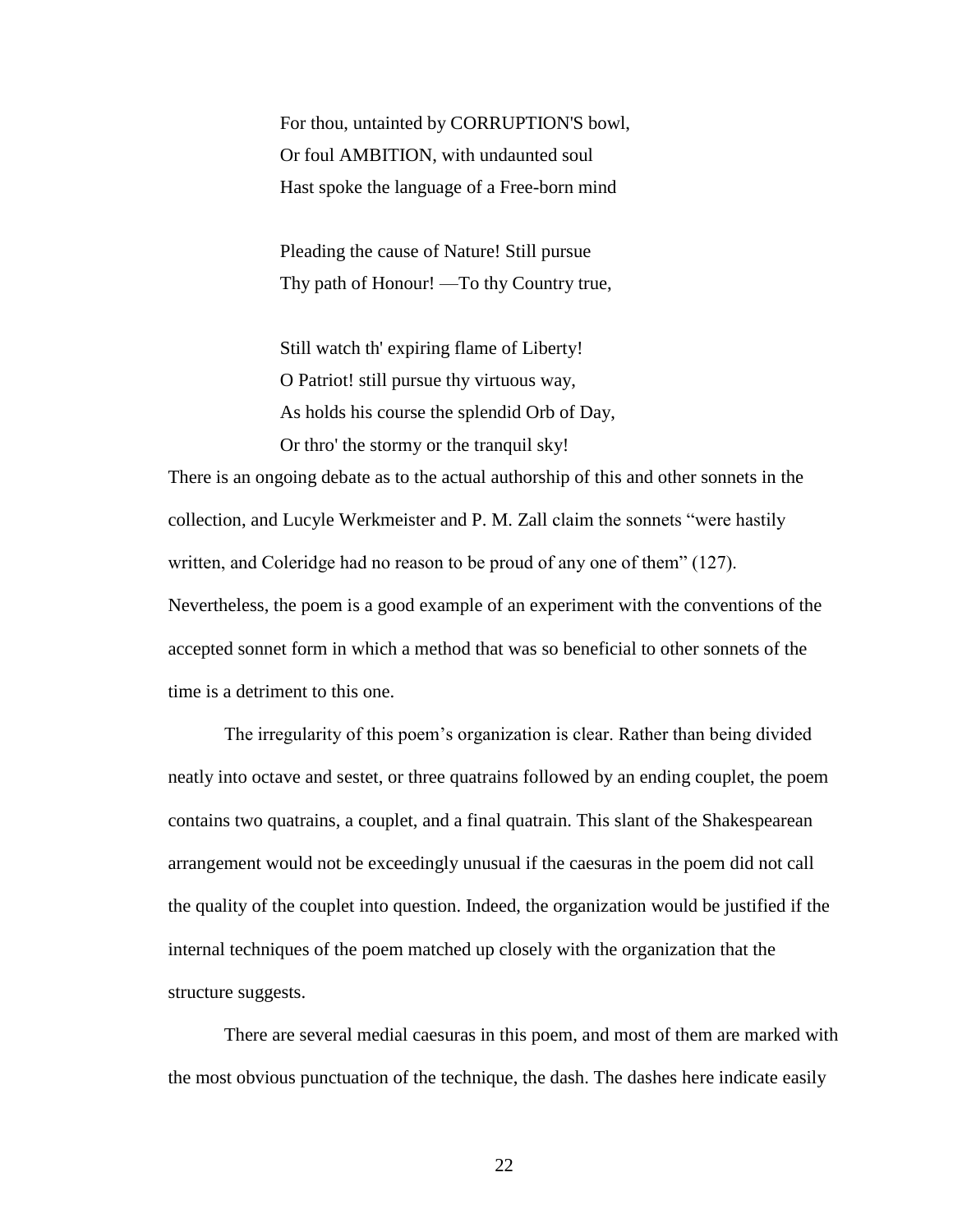For thou, untainted by CORRUPTION'S bowl,  
Or foul AMBITION, with undaunted soul  
Hast spoke the language of a Free-born mind

Pleading the cause of Nature! Still pursue  
Thy path of Honour! —To thy Country true,

Still watch th' expiring flame of Liberty!  
O Patriot! still pursue thy virtuous way,  
As holds his course the splendid Orb of Day,  
Or thro' the stormy or the tranquil sky!

There is an ongoing debate as to the actual authorship of this and other sonnets in the collection, and Lucyle Werkmeister and P. M. Zall claim the sonnets "were hastily written, and Coleridge had no reason to be proud of any one of them" (127). Nevertheless, the poem is a good example of an experiment with the conventions of the accepted sonnet form in which a method that was so beneficial to other sonnets of the time is a detriment to this one.

The irregularity of this poem's organization is clear. Rather than being divided neatly into octave and sestet, or three quatrains followed by an ending couplet, the poem contains two quatrains, a couplet, and a final quatrain. This slant of the Shakespearean arrangement would not be exceedingly unusual if the caesuras in the poem did not call the quality of the couplet into question. Indeed, the organization would be justified if the internal techniques of the poem matched up closely with the organization that the structure suggests.

There are several medial caesuras in this poem, and most of them are marked with the most obvious punctuation of the technique, the dash. The dashes here indicate easily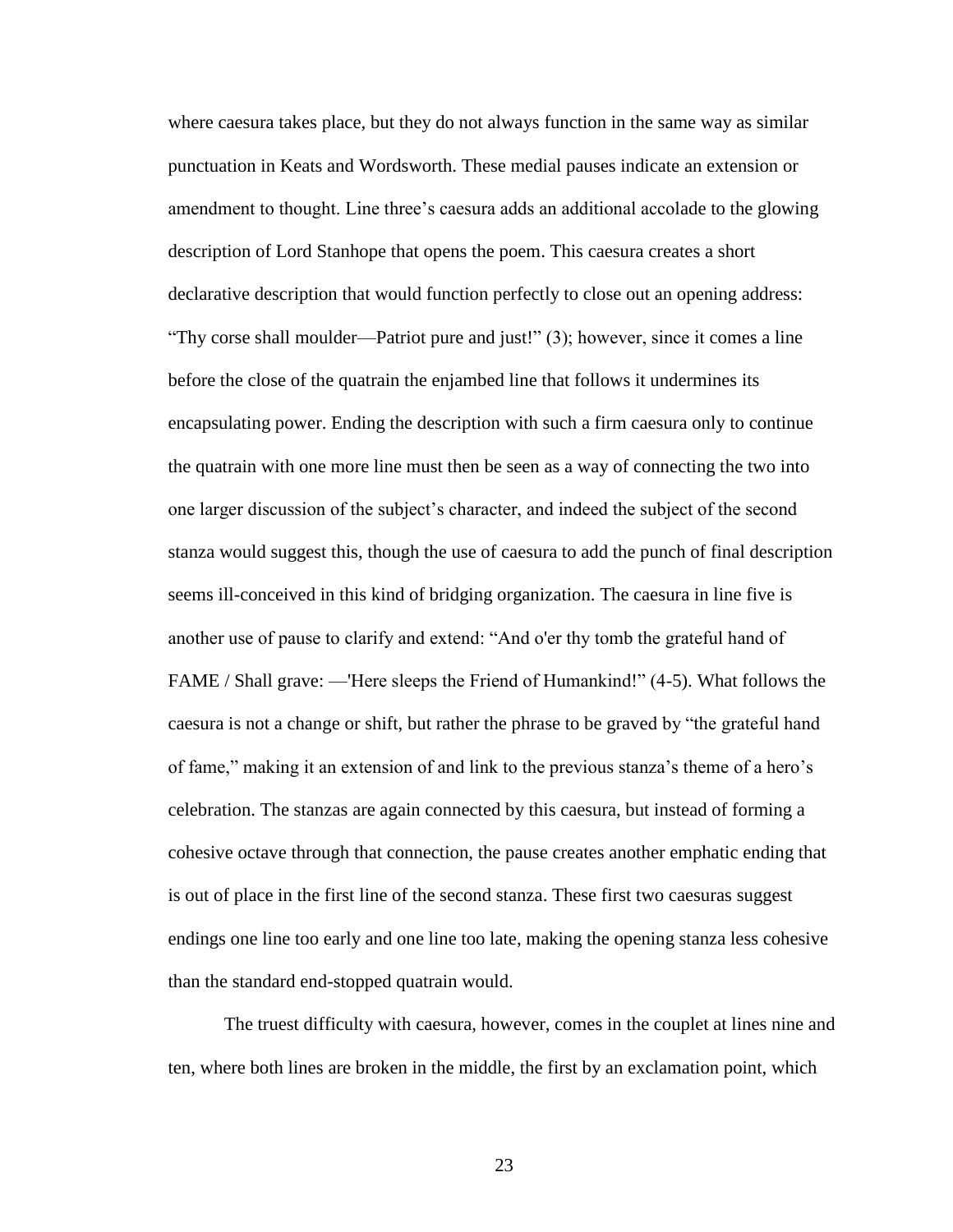where caesura takes place, but they do not always function in the same way as similar punctuation in Keats and Wordsworth. These medial pauses indicate an extension or amendment to thought. Line three's caesura adds an additional accolade to the glowing description of Lord Stanhope that opens the poem. This caesura creates a short declarative description that would function perfectly to close out an opening address: "Thy corse shall moulder—Patriot pure and just!" (3); however, since it comes a line before the close of the quatrain the enjambed line that follows it undermines its encapsulating power. Ending the description with such a firm caesura only to continue the quatrain with one more line must then be seen as a way of connecting the two into one larger discussion of the subject's character, and indeed the subject of the second stanza would suggest this, though the use of caesura to add the punch of final description seems ill-conceived in this kind of bridging organization. The caesura in line five is another use of pause to clarify and extend: "And o'er thy tomb the grateful hand of FAME / Shall grave: —'Here sleeps the Friend of Humankind!" (4-5). What follows the caesura is not a change or shift, but rather the phrase to be graved by "the grateful hand of fame," making it an extension of and link to the previous stanza's theme of a hero's celebration. The stanzas are again connected by this caesura, but instead of forming a cohesive octave through that connection, the pause creates another emphatic ending that is out of place in the first line of the second stanza. These first two caesuras suggest endings one line too early and one line too late, making the opening stanza less cohesive than the standard end-stopped quatrain would.

The truest difficulty with caesura, however, comes in the couplet at lines nine and ten, where both lines are broken in the middle, the first by an exclamation point, which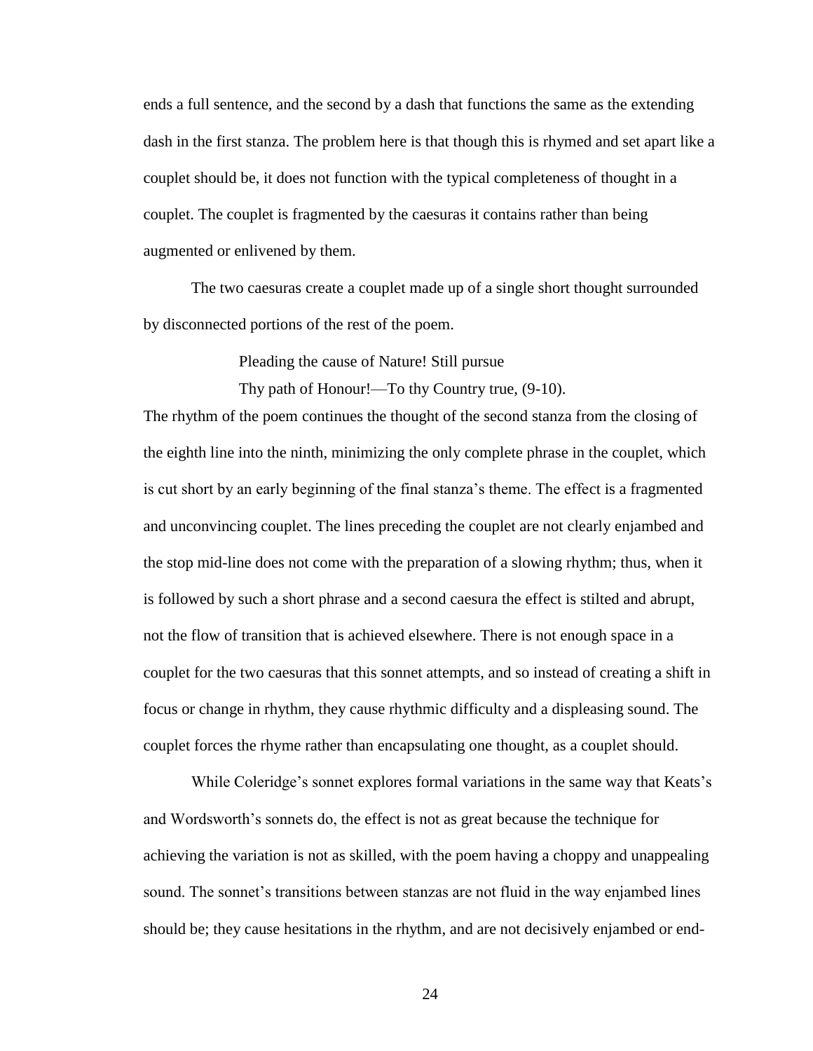ends a full sentence, and the second by a dash that functions the same as the extending dash in the first stanza. The problem here is that though this is rhymed and set apart like a couplet should be, it does not function with the typical completeness of thought in a couplet. The couplet is fragmented by the caesuras it contains rather than being augmented or enlivened by them.

The two caesuras create a couplet made up of a single short thought surrounded by disconnected portions of the rest of the poem.

> Pleading the cause of Nature! Still pursue
> Thy path of Honour!—To thy Country true, (9-10).

The rhythm of the poem continues the thought of the second stanza from the closing of the eighth line into the ninth, minimizing the only complete phrase in the couplet, which is cut short by an early beginning of the final stanza's theme. The effect is a fragmented and unconvincing couplet. The lines preceding the couplet are not clearly enjambed and the stop mid-line does not come with the preparation of a slowing rhythm; thus, when it is followed by such a short phrase and a second caesura the effect is stilted and abrupt, not the flow of transition that is achieved elsewhere. There is not enough space in a couplet for the two caesuras that this sonnet attempts, and so instead of creating a shift in focus or change in rhythm, they cause rhythmic difficulty and a displeasing sound. The couplet forces the rhyme rather than encapsulating one thought, as a couplet should.

While Coleridge's sonnet explores formal variations in the same way that Keats's and Wordsworth's sonnets do, the effect is not as great because the technique for achieving the variation is not as skilled, with the poem having a choppy and unappealing sound. The sonnet's transitions between stanzas are not fluid in the way enjambed lines should be; they cause hesitations in the rhythm, and are not decisively enjambed or end-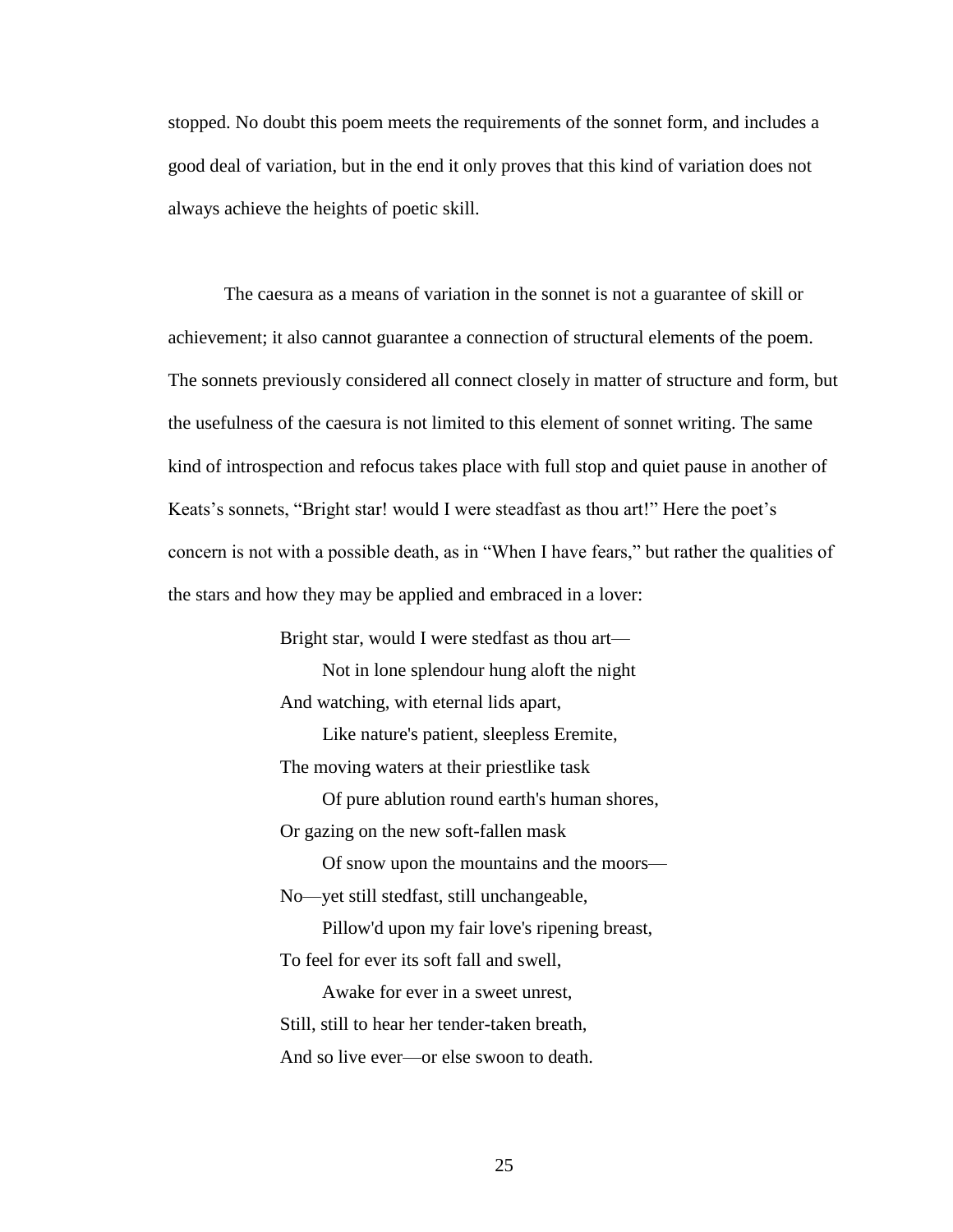stopped. No doubt this poem meets the requirements of the sonnet form, and includes a good deal of variation, but in the end it only proves that this kind of variation does not always achieve the heights of poetic skill.

The caesura as a means of variation in the sonnet is not a guarantee of skill or achievement; it also cannot guarantee a connection of structural elements of the poem. The sonnets previously considered all connect closely in matter of structure and form, but the usefulness of the caesura is not limited to this element of sonnet writing. The same kind of introspection and refocus takes place with full stop and quiet pause in another of Keats's sonnets, "Bright star! would I were steadfast as thou art!" Here the poet's concern is not with a possible death, as in "When I have fears," but rather the qualities of the stars and how they may be applied and embraced in a lover:

> Bright star, would I were stedfast as thou art—  
> &nbsp;&nbsp;&nbsp;&nbsp;Not in lone splendour hung aloft the night  
> And watching, with eternal lids apart,  
> &nbsp;&nbsp;&nbsp;&nbsp;Like nature's patient, sleepless Eremite,  
> The moving waters at their priestlike task  
> &nbsp;&nbsp;&nbsp;&nbsp;Of pure ablution round earth's human shores,  
> Or gazing on the new soft-fallen mask  
> &nbsp;&nbsp;&nbsp;&nbsp;Of snow upon the mountains and the moors—  
> No—yet still stedfast, still unchangeable,  
> &nbsp;&nbsp;&nbsp;&nbsp;Pillow'd upon my fair love's ripening breast,  
> To feel for ever its soft fall and swell,  
> &nbsp;&nbsp;&nbsp;&nbsp;Awake for ever in a sweet unrest,  
> Still, still to hear her tender-taken breath,  
> And so live ever—or else swoon to death.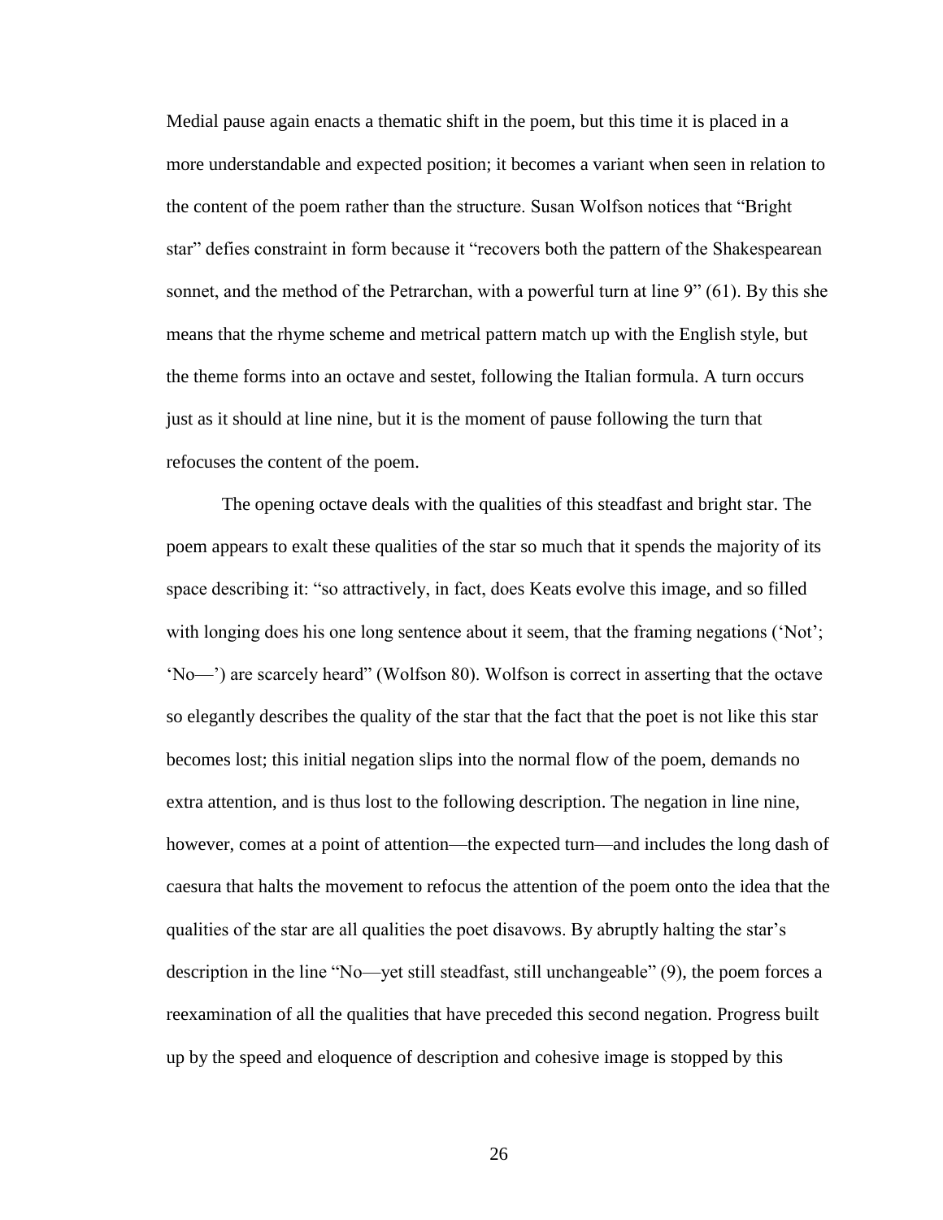Medial pause again enacts a thematic shift in the poem, but this time it is placed in a more understandable and expected position; it becomes a variant when seen in relation to the content of the poem rather than the structure. Susan Wolfson notices that "Bright star" defies constraint in form because it "recovers both the pattern of the Shakespearean sonnet, and the method of the Petrarchan, with a powerful turn at line 9" (61). By this she means that the rhyme scheme and metrical pattern match up with the English style, but the theme forms into an octave and sestet, following the Italian formula. A turn occurs just as it should at line nine, but it is the moment of pause following the turn that refocuses the content of the poem.

The opening octave deals with the qualities of this steadfast and bright star. The poem appears to exalt these qualities of the star so much that it spends the majority of its space describing it: "so attractively, in fact, does Keats evolve this image, and so filled with longing does his one long sentence about it seem, that the framing negations ('Not'; 'No—') are scarcely heard" (Wolfson 80). Wolfson is correct in asserting that the octave so elegantly describes the quality of the star that the fact that the poet is not like this star becomes lost; this initial negation slips into the normal flow of the poem, demands no extra attention, and is thus lost to the following description. The negation in line nine, however, comes at a point of attention—the expected turn—and includes the long dash of caesura that halts the movement to refocus the attention of the poem onto the idea that the qualities of the star are all qualities the poet disavows. By abruptly halting the star's description in the line "No—yet still steadfast, still unchangeable" (9), the poem forces a reexamination of all the qualities that have preceded this second negation. Progress built up by the speed and eloquence of description and cohesive image is stopped by this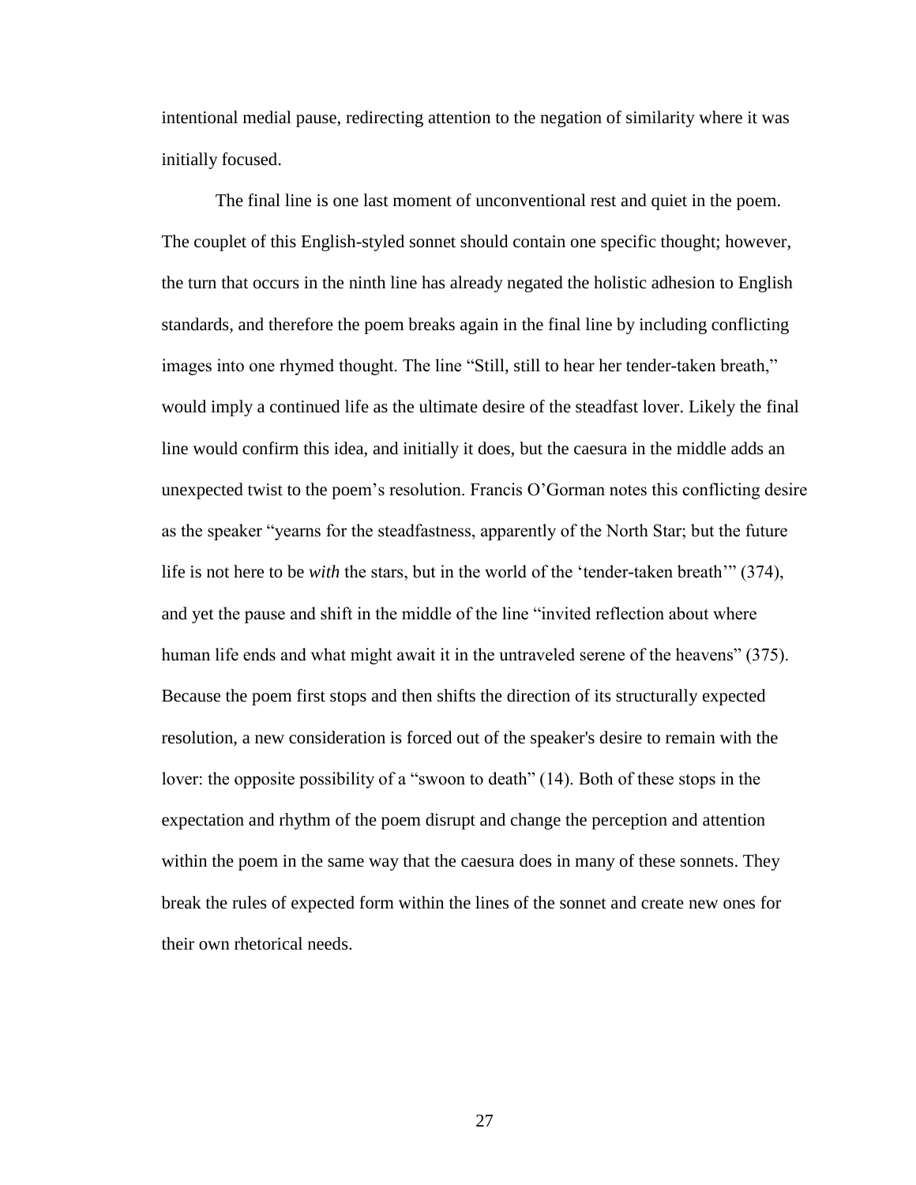intentional medial pause, redirecting attention to the negation of similarity where it was initially focused.

The final line is one last moment of unconventional rest and quiet in the poem. The couplet of this English-styled sonnet should contain one specific thought; however, the turn that occurs in the ninth line has already negated the holistic adhesion to English standards, and therefore the poem breaks again in the final line by including conflicting images into one rhymed thought. The line "Still, still to hear her tender-taken breath," would imply a continued life as the ultimate desire of the steadfast lover. Likely the final line would confirm this idea, and initially it does, but the caesura in the middle adds an unexpected twist to the poem's resolution. Francis O'Gorman notes this conflicting desire as the speaker "yearns for the steadfastness, apparently of the North Star; but the future life is not here to be *with* the stars, but in the world of the 'tender-taken breath'" (374), and yet the pause and shift in the middle of the line "invited reflection about where human life ends and what might await it in the untraveled serene of the heavens" (375). Because the poem first stops and then shifts the direction of its structurally expected resolution, a new consideration is forced out of the speaker's desire to remain with the lover: the opposite possibility of a "swoon to death" (14). Both of these stops in the expectation and rhythm of the poem disrupt and change the perception and attention within the poem in the same way that the caesura does in many of these sonnets. They break the rules of expected form within the lines of the sonnet and create new ones for their own rhetorical needs.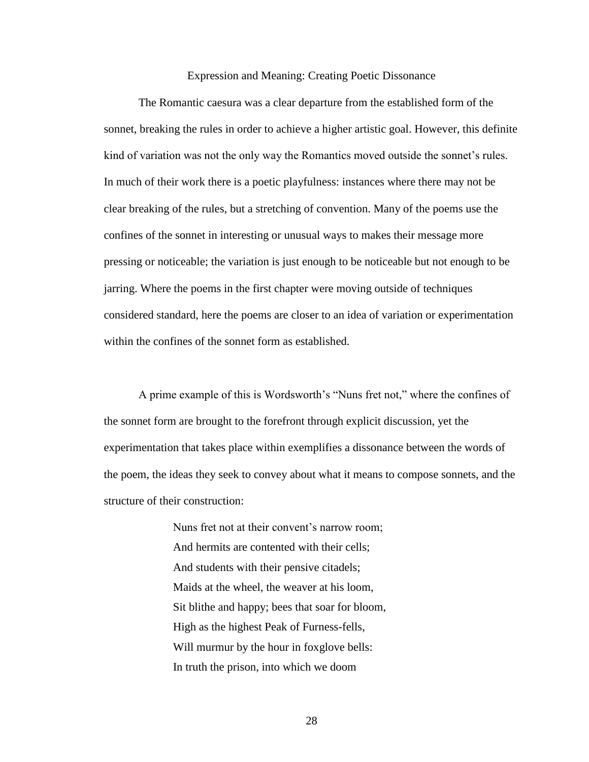## Expression and Meaning: Creating Poetic Dissonance

The Romantic caesura was a clear departure from the established form of the sonnet, breaking the rules in order to achieve a higher artistic goal. However, this definite kind of variation was not the only way the Romantics moved outside the sonnet's rules. In much of their work there is a poetic playfulness: instances where there may not be clear breaking of the rules, but a stretching of convention. Many of the poems use the confines of the sonnet in interesting or unusual ways to makes their message more pressing or noticeable; the variation is just enough to be noticeable but not enough to be jarring. Where the poems in the first chapter were moving outside of techniques considered standard, here the poems are closer to an idea of variation or experimentation within the confines of the sonnet form as established.

A prime example of this is Wordsworth's "Nuns fret not," where the confines of the sonnet form are brought to the forefront through explicit discussion, yet the experimentation that takes place within exemplifies a dissonance between the words of the poem, the ideas they seek to convey about what it means to compose sonnets, and the structure of their construction:

> Nuns fret not at their convent's narrow room;
> And hermits are contented with their cells;
> And students with their pensive citadels;
> Maids at the wheel, the weaver at his loom,
> Sit blithe and happy; bees that soar for bloom,
> High as the highest Peak of Furness-fells,
> Will murmur by the hour in foxglove bells:
> In truth the prison, into which we doom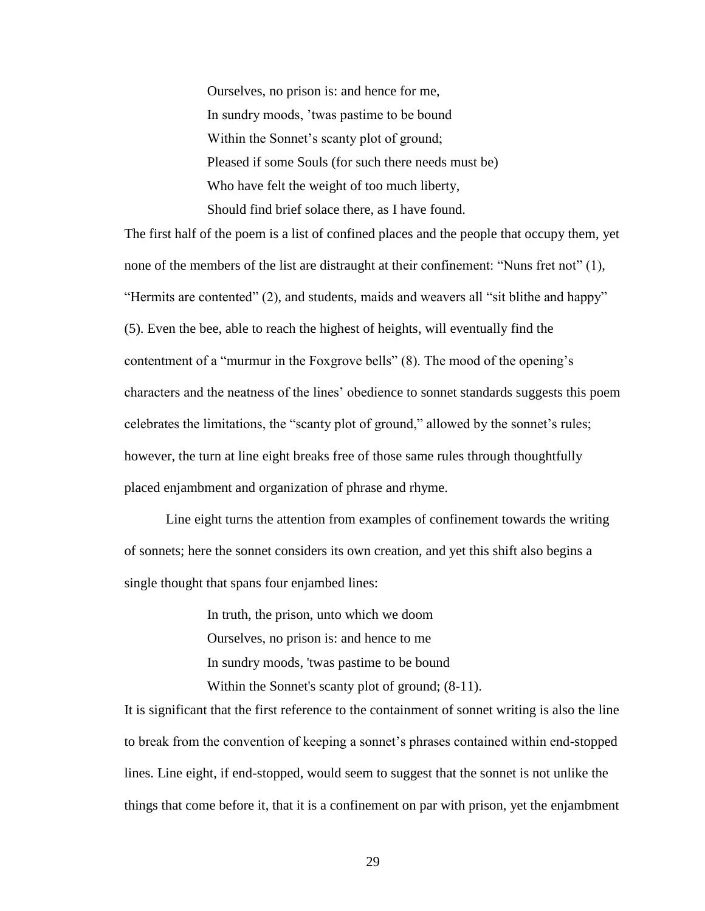> Ourselves, no prison is: and hence for me,
> In sundry moods, ’twas pastime to be bound
> Within the Sonnet’s scanty plot of ground;
> Pleased if some Souls (for such there needs must be)
> Who have felt the weight of too much liberty,
> Should find brief solace there, as I have found.

The first half of the poem is a list of confined places and the people that occupy them, yet none of the members of the list are distraught at their confinement: “Nuns fret not” (1), “Hermits are contented” (2), and students, maids and weavers all “sit blithe and happy” (5). Even the bee, able to reach the highest of heights, will eventually find the contentment of a “murmur in the Foxgrove bells” (8). The mood of the opening’s characters and the neatness of the lines’ obedience to sonnet standards suggests this poem celebrates the limitations, the “scanty plot of ground,” allowed by the sonnet’s rules; however, the turn at line eight breaks free of those same rules through thoughtfully placed enjambment and organization of phrase and rhyme.

Line eight turns the attention from examples of confinement towards the writing of sonnets; here the sonnet considers its own creation, and yet this shift also begins a single thought that spans four enjambed lines:

> In truth, the prison, unto which we doom
> Ourselves, no prison is: and hence to me
> In sundry moods, 'twas pastime to be bound
> Within the Sonnet's scanty plot of ground; (8-11).

It is significant that the first reference to the containment of sonnet writing is also the line to break from the convention of keeping a sonnet’s phrases contained within end-stopped lines. Line eight, if end-stopped, would seem to suggest that the sonnet is not unlike the things that come before it, that it is a confinement on par with prison, yet the enjambment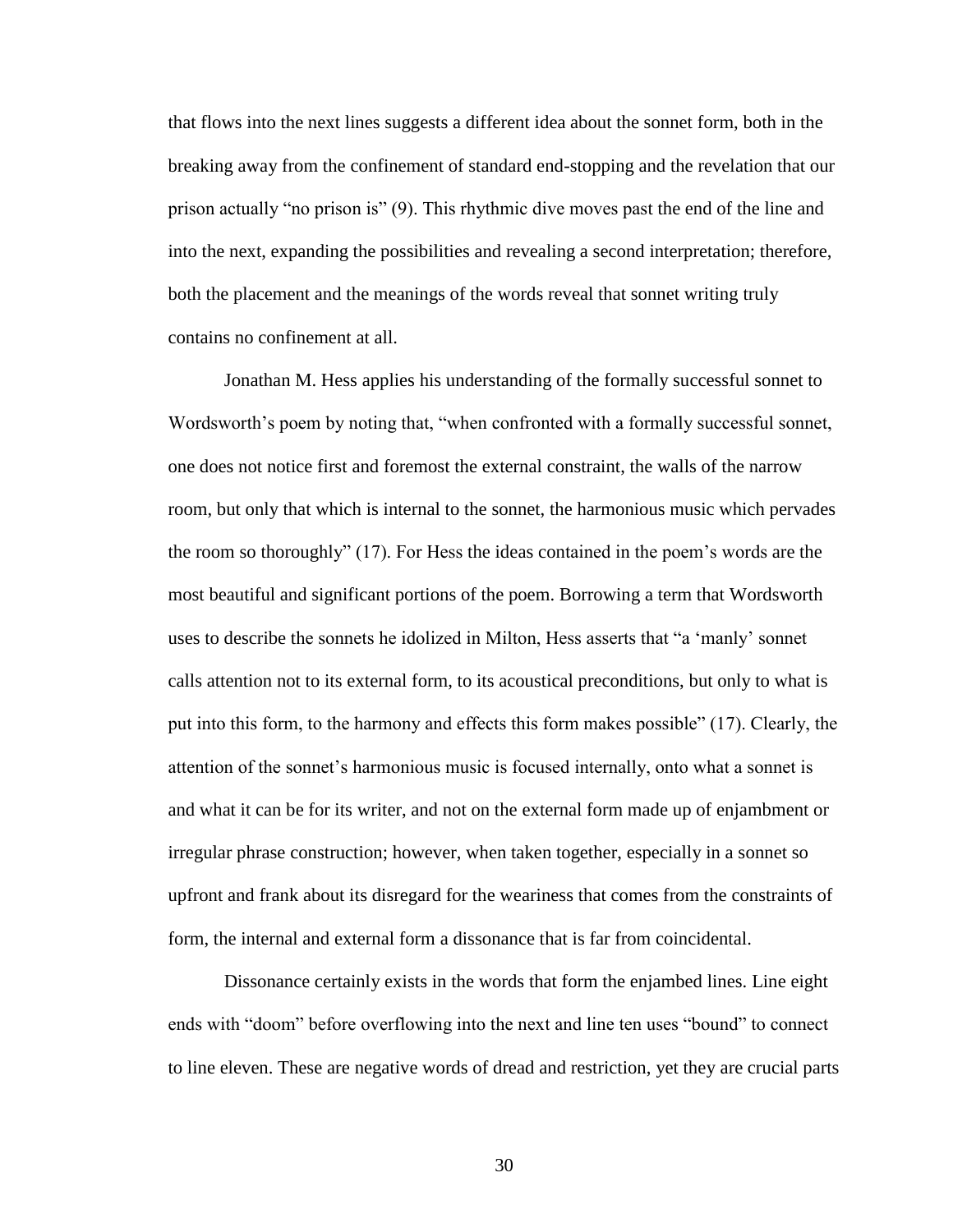that flows into the next lines suggests a different idea about the sonnet form, both in the breaking away from the confinement of standard end-stopping and the revelation that our prison actually "no prison is" (9). This rhythmic dive moves past the end of the line and into the next, expanding the possibilities and revealing a second interpretation; therefore, both the placement and the meanings of the words reveal that sonnet writing truly contains no confinement at all.

Jonathan M. Hess applies his understanding of the formally successful sonnet to Wordsworth's poem by noting that, "when confronted with a formally successful sonnet, one does not notice first and foremost the external constraint, the walls of the narrow room, but only that which is internal to the sonnet, the harmonious music which pervades the room so thoroughly" (17). For Hess the ideas contained in the poem's words are the most beautiful and significant portions of the poem. Borrowing a term that Wordsworth uses to describe the sonnets he idolized in Milton, Hess asserts that "a 'manly' sonnet calls attention not to its external form, to its acoustical preconditions, but only to what is put into this form, to the harmony and effects this form makes possible" (17). Clearly, the attention of the sonnet's harmonious music is focused internally, onto what a sonnet is and what it can be for its writer, and not on the external form made up of enjambment or irregular phrase construction; however, when taken together, especially in a sonnet so upfront and frank about its disregard for the weariness that comes from the constraints of form, the internal and external form a dissonance that is far from coincidental.

Dissonance certainly exists in the words that form the enjambed lines. Line eight ends with "doom" before overflowing into the next and line ten uses "bound" to connect to line eleven. These are negative words of dread and restriction, yet they are crucial parts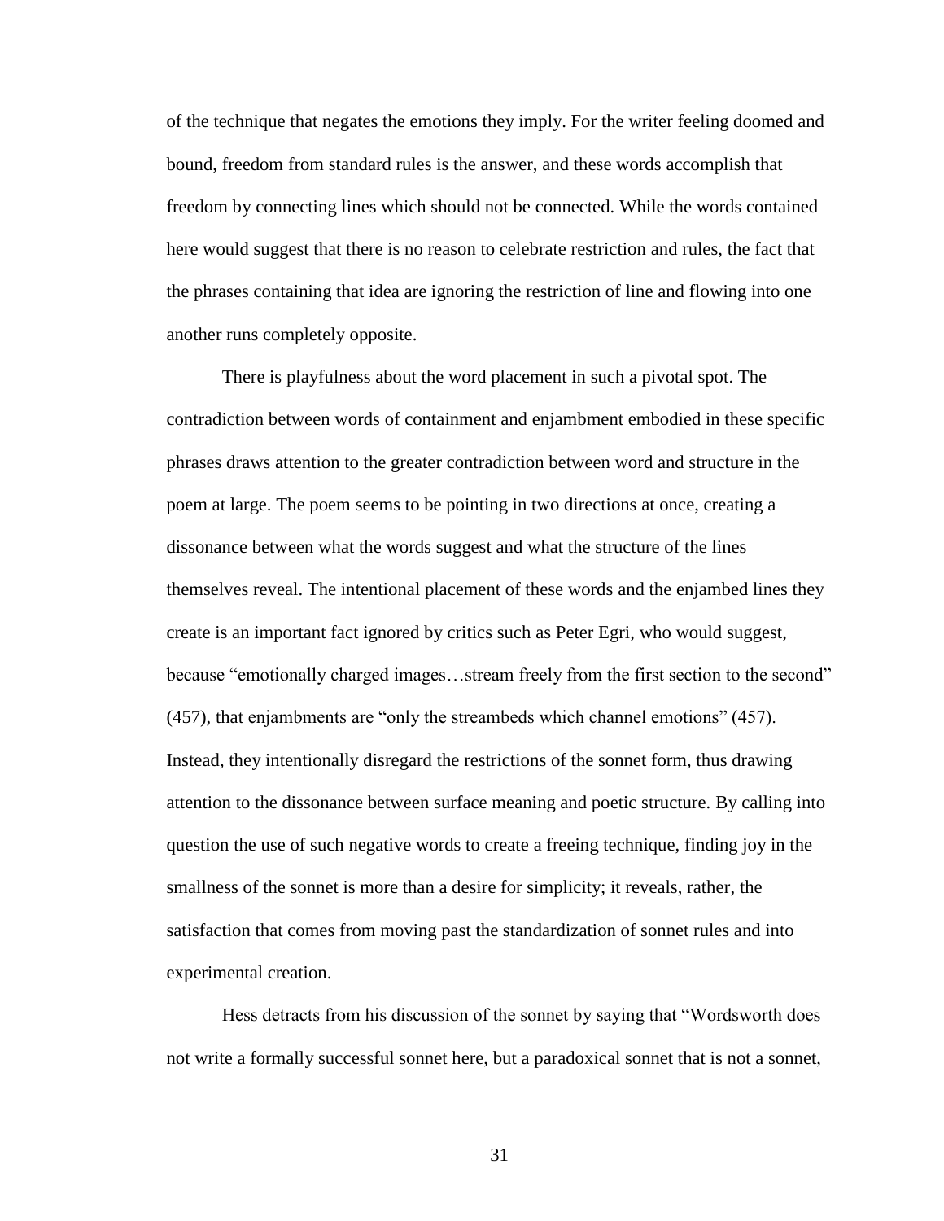of the technique that negates the emotions they imply. For the writer feeling doomed and bound, freedom from standard rules is the answer, and these words accomplish that freedom by connecting lines which should not be connected. While the words contained here would suggest that there is no reason to celebrate restriction and rules, the fact that the phrases containing that idea are ignoring the restriction of line and flowing into one another runs completely opposite.

There is playfulness about the word placement in such a pivotal spot. The contradiction between words of containment and enjambment embodied in these specific phrases draws attention to the greater contradiction between word and structure in the poem at large. The poem seems to be pointing in two directions at once, creating a dissonance between what the words suggest and what the structure of the lines themselves reveal. The intentional placement of these words and the enjambed lines they create is an important fact ignored by critics such as Peter Egri, who would suggest, because "emotionally charged images…stream freely from the first section to the second" (457), that enjambments are "only the streambeds which channel emotions" (457). Instead, they intentionally disregard the restrictions of the sonnet form, thus drawing attention to the dissonance between surface meaning and poetic structure. By calling into question the use of such negative words to create a freeing technique, finding joy in the smallness of the sonnet is more than a desire for simplicity; it reveals, rather, the satisfaction that comes from moving past the standardization of sonnet rules and into experimental creation.

Hess detracts from his discussion of the sonnet by saying that "Wordsworth does not write a formally successful sonnet here, but a paradoxical sonnet that is not a sonnet,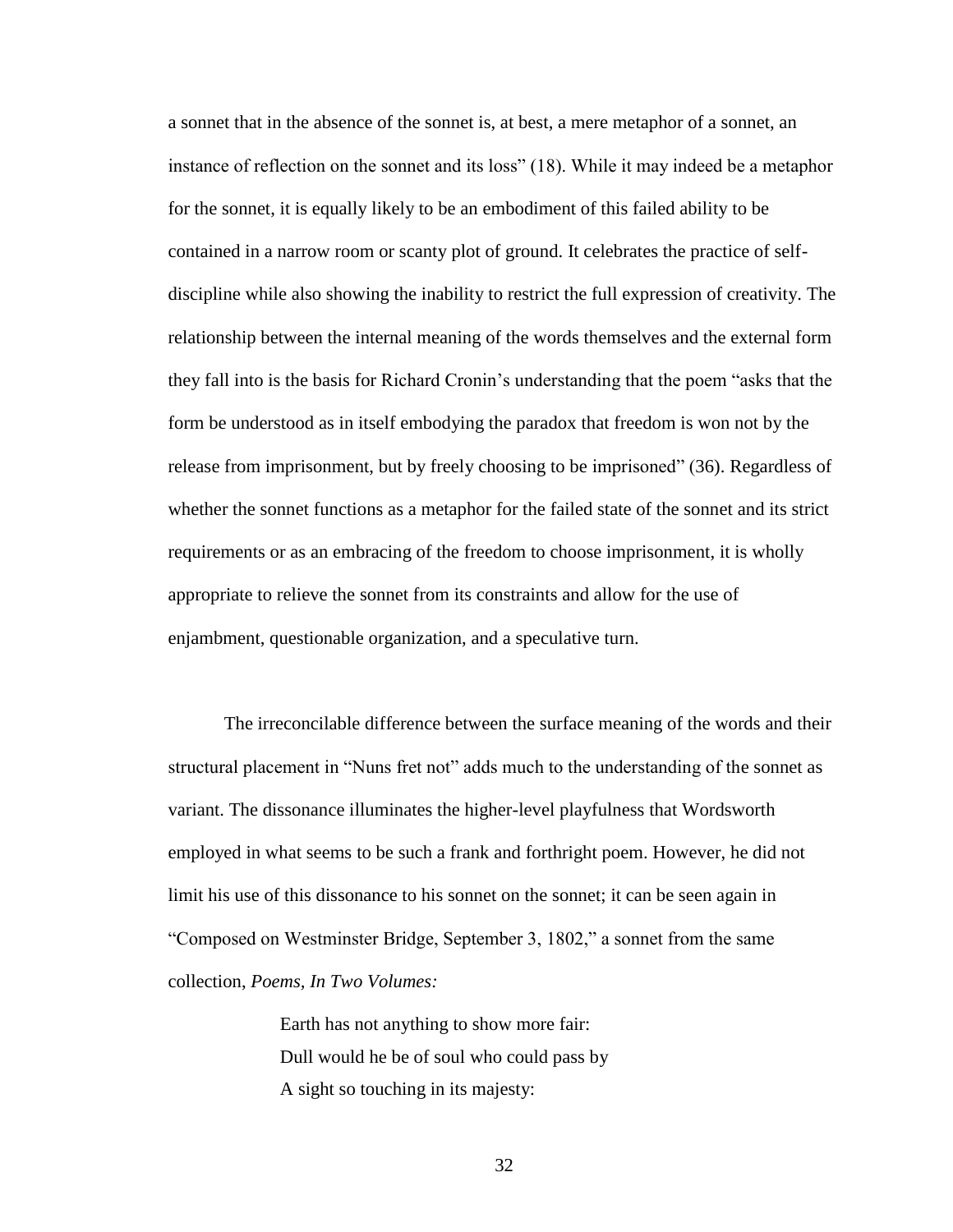a sonnet that in the absence of the sonnet is, at best, a mere metaphor of a sonnet, an instance of reflection on the sonnet and its loss" (18). While it may indeed be a metaphor for the sonnet, it is equally likely to be an embodiment of this failed ability to be contained in a narrow room or scanty plot of ground. It celebrates the practice of self-discipline while also showing the inability to restrict the full expression of creativity. The relationship between the internal meaning of the words themselves and the external form they fall into is the basis for Richard Cronin's understanding that the poem "asks that the form be understood as in itself embodying the paradox that freedom is won not by the release from imprisonment, but by freely choosing to be imprisoned" (36). Regardless of whether the sonnet functions as a metaphor for the failed state of the sonnet and its strict requirements or as an embracing of the freedom to choose imprisonment, it is wholly appropriate to relieve the sonnet from its constraints and allow for the use of enjambment, questionable organization, and a speculative turn.

The irreconcilable difference between the surface meaning of the words and their structural placement in "Nuns fret not" adds much to the understanding of the sonnet as variant. The dissonance illuminates the higher-level playfulness that Wordsworth employed in what seems to be such a frank and forthright poem. However, he did not limit his use of this dissonance to his sonnet on the sonnet; it can be seen again in "Composed on Westminster Bridge, September 3, 1802," a sonnet from the same collection, *Poems, In Two Volumes:*

> Earth has not anything to show more fair:
> Dull would he be of soul who could pass by
> A sight so touching in its majesty: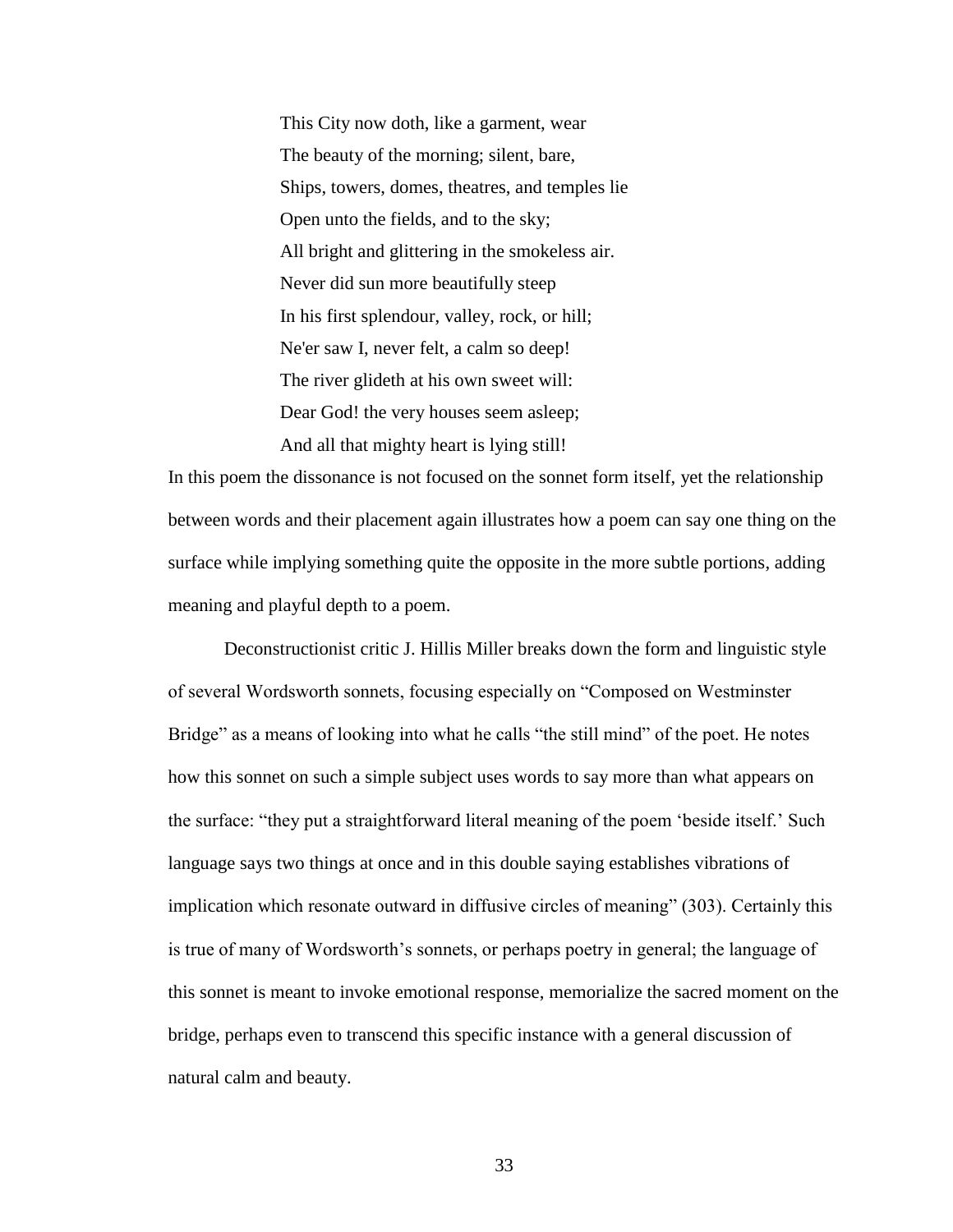This City now doth, like a garment, wear  
The beauty of the morning; silent, bare,  
Ships, towers, domes, theatres, and temples lie  
Open unto the fields, and to the sky;  
All bright and glittering in the smokeless air.  
Never did sun more beautifully steep  
In his first splendour, valley, rock, or hill;  
Ne'er saw I, never felt, a calm so deep!  
The river glideth at his own sweet will:  
Dear God! the very houses seem asleep;  
And all that mighty heart is lying still!

In this poem the dissonance is not focused on the sonnet form itself, yet the relationship between words and their placement again illustrates how a poem can say one thing on the surface while implying something quite the opposite in the more subtle portions, adding meaning and playful depth to a poem.

Deconstructionist critic J. Hillis Miller breaks down the form and linguistic style of several Wordsworth sonnets, focusing especially on "Composed on Westminster Bridge" as a means of looking into what he calls "the still mind" of the poet. He notes how this sonnet on such a simple subject uses words to say more than what appears on the surface: "they put a straightforward literal meaning of the poem 'beside itself.' Such language says two things at once and in this double saying establishes vibrations of implication which resonate outward in diffusive circles of meaning" (303). Certainly this is true of many of Wordsworth's sonnets, or perhaps poetry in general; the language of this sonnet is meant to invoke emotional response, memorialize the sacred moment on the bridge, perhaps even to transcend this specific instance with a general discussion of natural calm and beauty.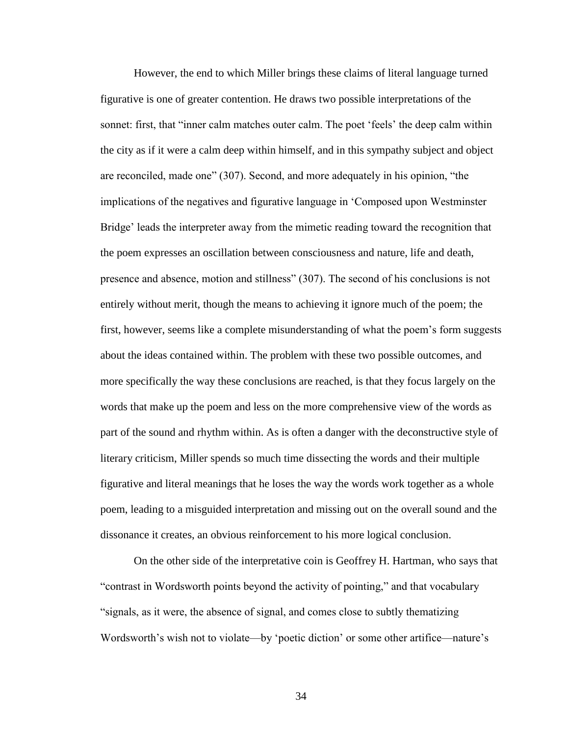However, the end to which Miller brings these claims of literal language turned figurative is one of greater contention. He draws two possible interpretations of the sonnet: first, that "inner calm matches outer calm. The poet 'feels' the deep calm within the city as if it were a calm deep within himself, and in this sympathy subject and object are reconciled, made one" (307). Second, and more adequately in his opinion, "the implications of the negatives and figurative language in 'Composed upon Westminster Bridge' leads the interpreter away from the mimetic reading toward the recognition that the poem expresses an oscillation between consciousness and nature, life and death, presence and absence, motion and stillness" (307). The second of his conclusions is not entirely without merit, though the means to achieving it ignore much of the poem; the first, however, seems like a complete misunderstanding of what the poem's form suggests about the ideas contained within. The problem with these two possible outcomes, and more specifically the way these conclusions are reached, is that they focus largely on the words that make up the poem and less on the more comprehensive view of the words as part of the sound and rhythm within. As is often a danger with the deconstructive style of literary criticism, Miller spends so much time dissecting the words and their multiple figurative and literal meanings that he loses the way the words work together as a whole poem, leading to a misguided interpretation and missing out on the overall sound and the dissonance it creates, an obvious reinforcement to his more logical conclusion.

On the other side of the interpretative coin is Geoffrey H. Hartman, who says that "contrast in Wordsworth points beyond the activity of pointing," and that vocabulary "signals, as it were, the absence of signal, and comes close to subtly thematizing Wordsworth's wish not to violate—by 'poetic diction' or some other artifice—nature's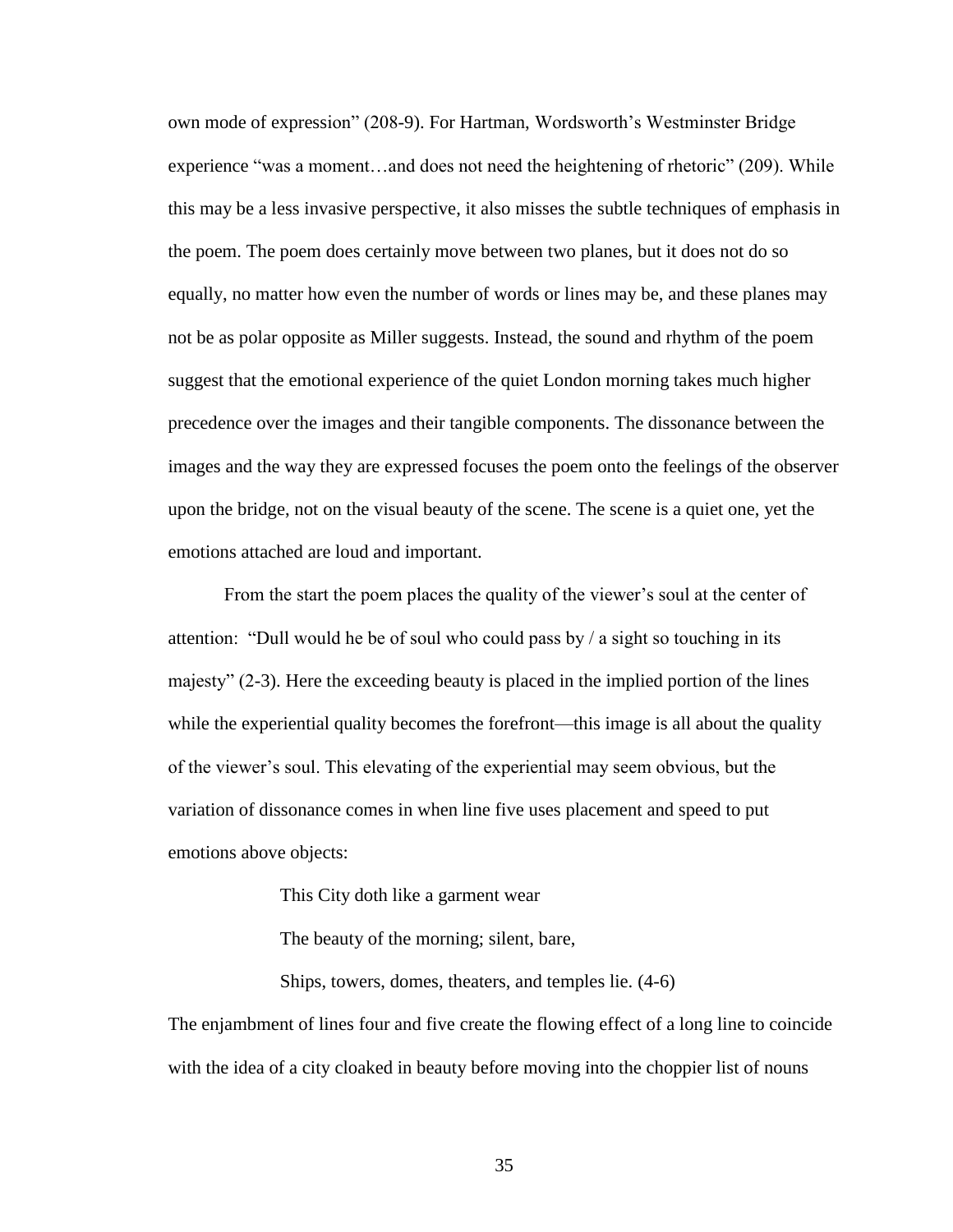own mode of expression" (208-9). For Hartman, Wordsworth's Westminster Bridge experience "was a moment…and does not need the heightening of rhetoric" (209). While this may be a less invasive perspective, it also misses the subtle techniques of emphasis in the poem. The poem does certainly move between two planes, but it does not do so equally, no matter how even the number of words or lines may be, and these planes may not be as polar opposite as Miller suggests. Instead, the sound and rhythm of the poem suggest that the emotional experience of the quiet London morning takes much higher precedence over the images and their tangible components. The dissonance between the images and the way they are expressed focuses the poem onto the feelings of the observer upon the bridge, not on the visual beauty of the scene. The scene is a quiet one, yet the emotions attached are loud and important.

From the start the poem places the quality of the viewer's soul at the center of attention: "Dull would he be of soul who could pass by / a sight so touching in its majesty" (2-3). Here the exceeding beauty is placed in the implied portion of the lines while the experiential quality becomes the forefront—this image is all about the quality of the viewer's soul. This elevating of the experiential may seem obvious, but the variation of dissonance comes in when line five uses placement and speed to put emotions above objects:

> This City doth like a garment wear
>
> The beauty of the morning; silent, bare,
>
> Ships, towers, domes, theaters, and temples lie. (4-6)

The enjambment of lines four and five create the flowing effect of a long line to coincide with the idea of a city cloaked in beauty before moving into the choppier list of nouns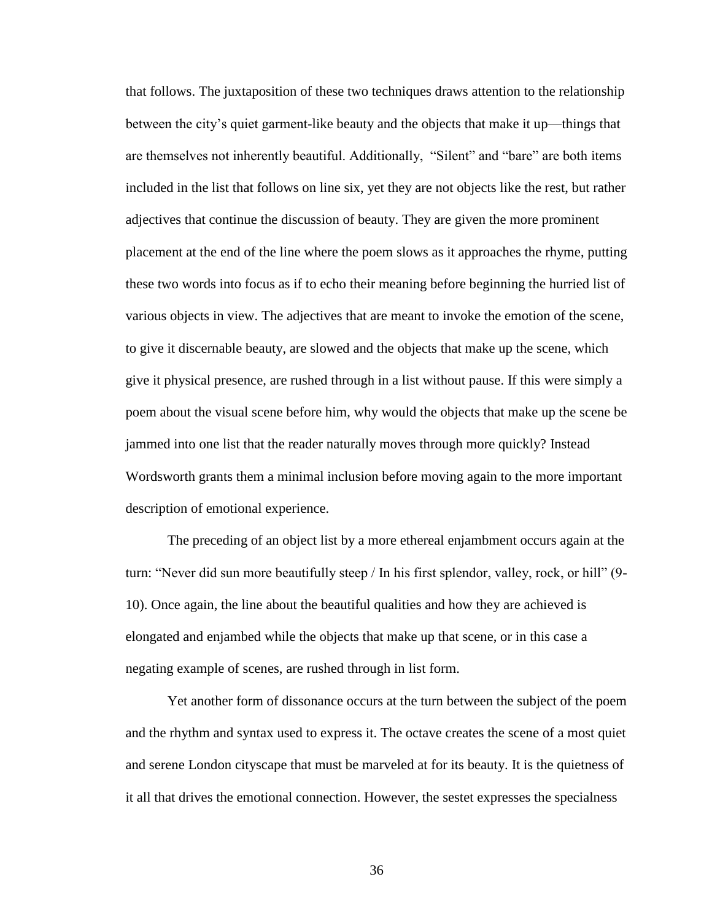that follows. The juxtaposition of these two techniques draws attention to the relationship between the city's quiet garment-like beauty and the objects that make it up—things that are themselves not inherently beautiful. Additionally, "Silent" and "bare" are both items included in the list that follows on line six, yet they are not objects like the rest, but rather adjectives that continue the discussion of beauty. They are given the more prominent placement at the end of the line where the poem slows as it approaches the rhyme, putting these two words into focus as if to echo their meaning before beginning the hurried list of various objects in view. The adjectives that are meant to invoke the emotion of the scene, to give it discernable beauty, are slowed and the objects that make up the scene, which give it physical presence, are rushed through in a list without pause. If this were simply a poem about the visual scene before him, why would the objects that make up the scene be jammed into one list that the reader naturally moves through more quickly? Instead Wordsworth grants them a minimal inclusion before moving again to the more important description of emotional experience.

The preceding of an object list by a more ethereal enjambment occurs again at the turn: "Never did sun more beautifully steep / In his first splendor, valley, rock, or hill" (9-10). Once again, the line about the beautiful qualities and how they are achieved is elongated and enjambed while the objects that make up that scene, or in this case a negating example of scenes, are rushed through in list form.

Yet another form of dissonance occurs at the turn between the subject of the poem and the rhythm and syntax used to express it. The octave creates the scene of a most quiet and serene London cityscape that must be marveled at for its beauty. It is the quietness of it all that drives the emotional connection. However, the sestet expresses the specialness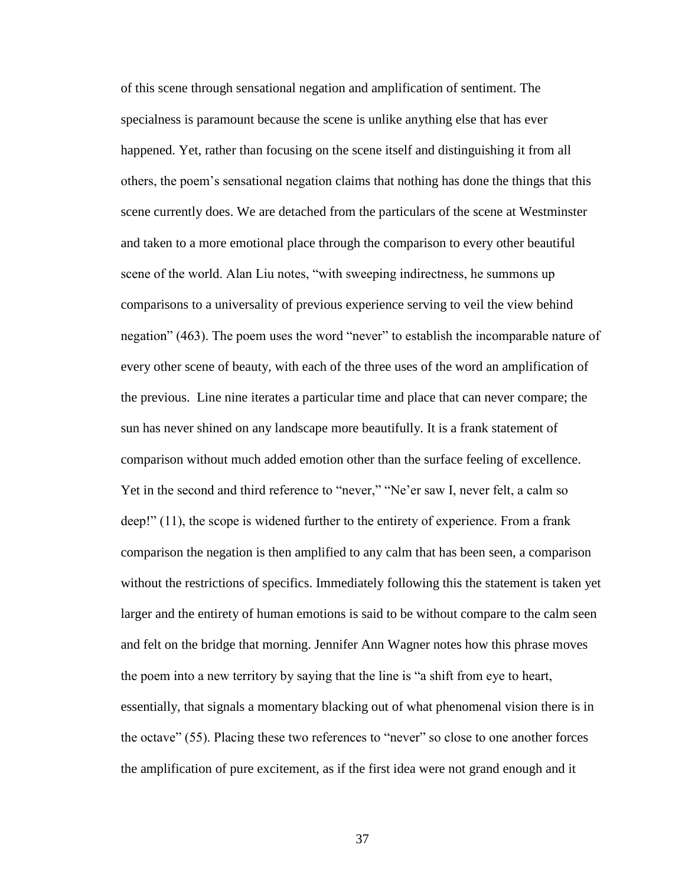of this scene through sensational negation and amplification of sentiment. The specialness is paramount because the scene is unlike anything else that has ever happened. Yet, rather than focusing on the scene itself and distinguishing it from all others, the poem's sensational negation claims that nothing has done the things that this scene currently does. We are detached from the particulars of the scene at Westminster and taken to a more emotional place through the comparison to every other beautiful scene of the world. Alan Liu notes, "with sweeping indirectness, he summons up comparisons to a universality of previous experience serving to veil the view behind negation" (463). The poem uses the word "never" to establish the incomparable nature of every other scene of beauty, with each of the three uses of the word an amplification of the previous.  Line nine iterates a particular time and place that can never compare; the sun has never shined on any landscape more beautifully. It is a frank statement of comparison without much added emotion other than the surface feeling of excellence. Yet in the second and third reference to "never," "Ne'er saw I, never felt, a calm so deep!" (11), the scope is widened further to the entirety of experience. From a frank comparison the negation is then amplified to any calm that has been seen, a comparison without the restrictions of specifics. Immediately following this the statement is taken yet larger and the entirety of human emotions is said to be without compare to the calm seen and felt on the bridge that morning. Jennifer Ann Wagner notes how this phrase moves the poem into a new territory by saying that the line is "a shift from eye to heart, essentially, that signals a momentary blacking out of what phenomenal vision there is in the octave" (55). Placing these two references to "never" so close to one another forces the amplification of pure excitement, as if the first idea were not grand enough and it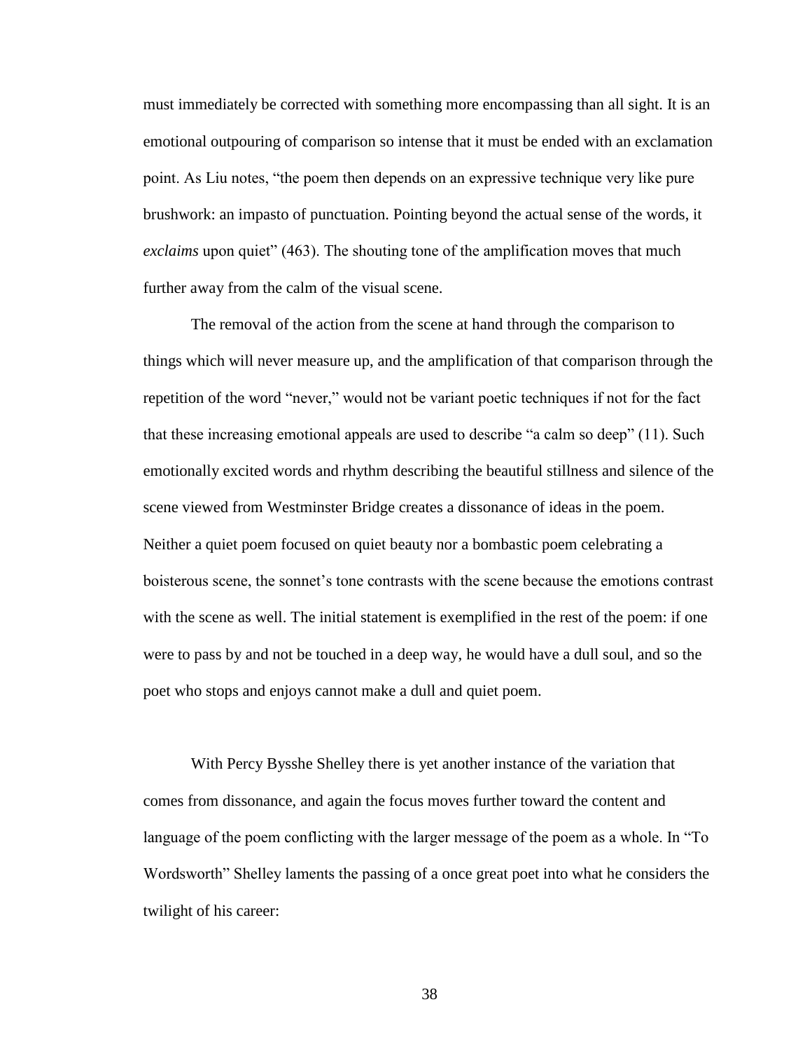must immediately be corrected with something more encompassing than all sight. It is an emotional outpouring of comparison so intense that it must be ended with an exclamation point. As Liu notes, "the poem then depends on an expressive technique very like pure brushwork: an impasto of punctuation. Pointing beyond the actual sense of the words, it *exclaims* upon quiet" (463). The shouting tone of the amplification moves that much further away from the calm of the visual scene.

The removal of the action from the scene at hand through the comparison to things which will never measure up, and the amplification of that comparison through the repetition of the word "never," would not be variant poetic techniques if not for the fact that these increasing emotional appeals are used to describe "a calm so deep" (11). Such emotionally excited words and rhythm describing the beautiful stillness and silence of the scene viewed from Westminster Bridge creates a dissonance of ideas in the poem. Neither a quiet poem focused on quiet beauty nor a bombastic poem celebrating a boisterous scene, the sonnet's tone contrasts with the scene because the emotions contrast with the scene as well. The initial statement is exemplified in the rest of the poem: if one were to pass by and not be touched in a deep way, he would have a dull soul, and so the poet who stops and enjoys cannot make a dull and quiet poem.

With Percy Bysshe Shelley there is yet another instance of the variation that comes from dissonance, and again the focus moves further toward the content and language of the poem conflicting with the larger message of the poem as a whole. In "To Wordsworth" Shelley laments the passing of a once great poet into what he considers the twilight of his career: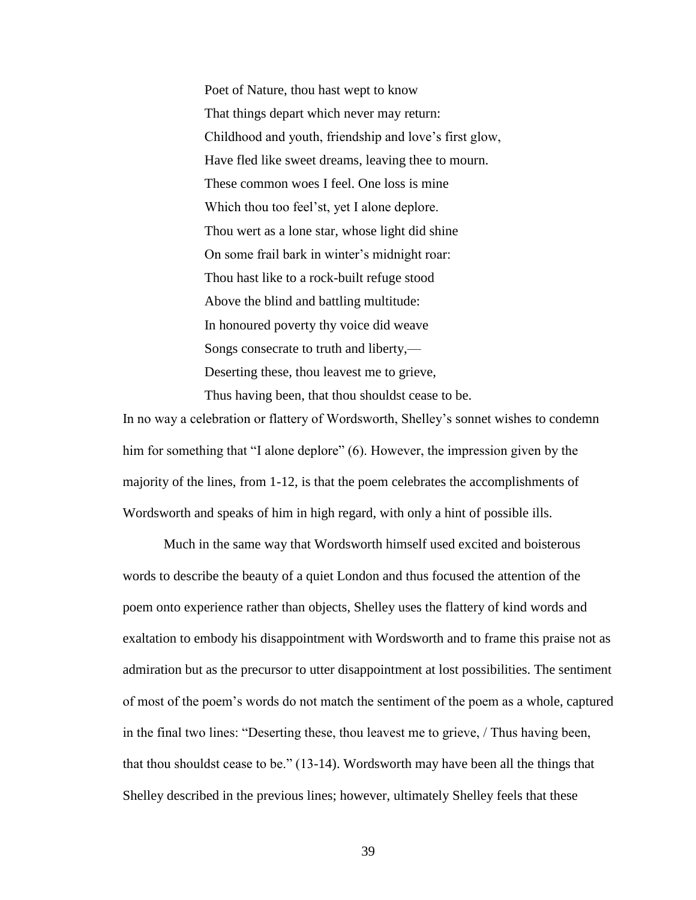> Poet of Nature, thou hast wept to know
> That things depart which never may return:
> Childhood and youth, friendship and love's first glow,
> Have fled like sweet dreams, leaving thee to mourn.
> These common woes I feel. One loss is mine
> Which thou too feel'st, yet I alone deplore.
> Thou wert as a lone star, whose light did shine
> On some frail bark in winter's midnight roar:
> Thou hast like to a rock-built refuge stood
> Above the blind and battling multitude:
> In honoured poverty thy voice did weave
> Songs consecrate to truth and liberty,—
> Deserting these, thou leavest me to grieve,
> Thus having been, that thou shouldst cease to be.

In no way a celebration or flattery of Wordsworth, Shelley's sonnet wishes to condemn him for something that "I alone deplore" (6). However, the impression given by the majority of the lines, from 1-12, is that the poem celebrates the accomplishments of Wordsworth and speaks of him in high regard, with only a hint of possible ills.

Much in the same way that Wordsworth himself used excited and boisterous words to describe the beauty of a quiet London and thus focused the attention of the poem onto experience rather than objects, Shelley uses the flattery of kind words and exaltation to embody his disappointment with Wordsworth and to frame this praise not as admiration but as the precursor to utter disappointment at lost possibilities. The sentiment of most of the poem's words do not match the sentiment of the poem as a whole, captured in the final two lines: "Deserting these, thou leavest me to grieve, / Thus having been, that thou shouldst cease to be." (13-14). Wordsworth may have been all the things that Shelley described in the previous lines; however, ultimately Shelley feels that these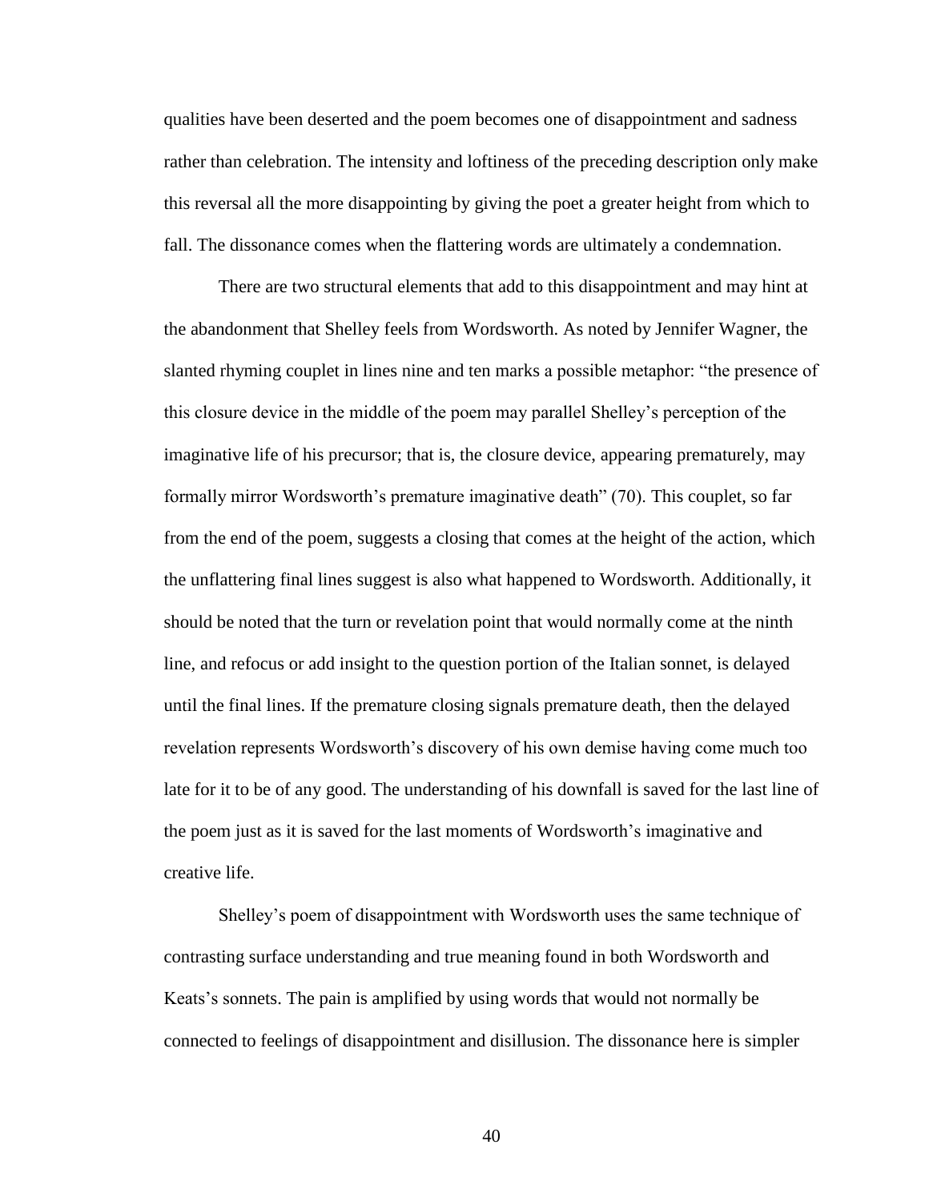qualities have been deserted and the poem becomes one of disappointment and sadness rather than celebration. The intensity and loftiness of the preceding description only make this reversal all the more disappointing by giving the poet a greater height from which to fall. The dissonance comes when the flattering words are ultimately a condemnation.

There are two structural elements that add to this disappointment and may hint at the abandonment that Shelley feels from Wordsworth. As noted by Jennifer Wagner, the slanted rhyming couplet in lines nine and ten marks a possible metaphor: "the presence of this closure device in the middle of the poem may parallel Shelley's perception of the imaginative life of his precursor; that is, the closure device, appearing prematurely, may formally mirror Wordsworth's premature imaginative death" (70). This couplet, so far from the end of the poem, suggests a closing that comes at the height of the action, which the unflattering final lines suggest is also what happened to Wordsworth. Additionally, it should be noted that the turn or revelation point that would normally come at the ninth line, and refocus or add insight to the question portion of the Italian sonnet, is delayed until the final lines. If the premature closing signals premature death, then the delayed revelation represents Wordsworth's discovery of his own demise having come much too late for it to be of any good. The understanding of his downfall is saved for the last line of the poem just as it is saved for the last moments of Wordsworth's imaginative and creative life.

Shelley's poem of disappointment with Wordsworth uses the same technique of contrasting surface understanding and true meaning found in both Wordsworth and Keats's sonnets. The pain is amplified by using words that would not normally be connected to feelings of disappointment and disillusion. The dissonance here is simpler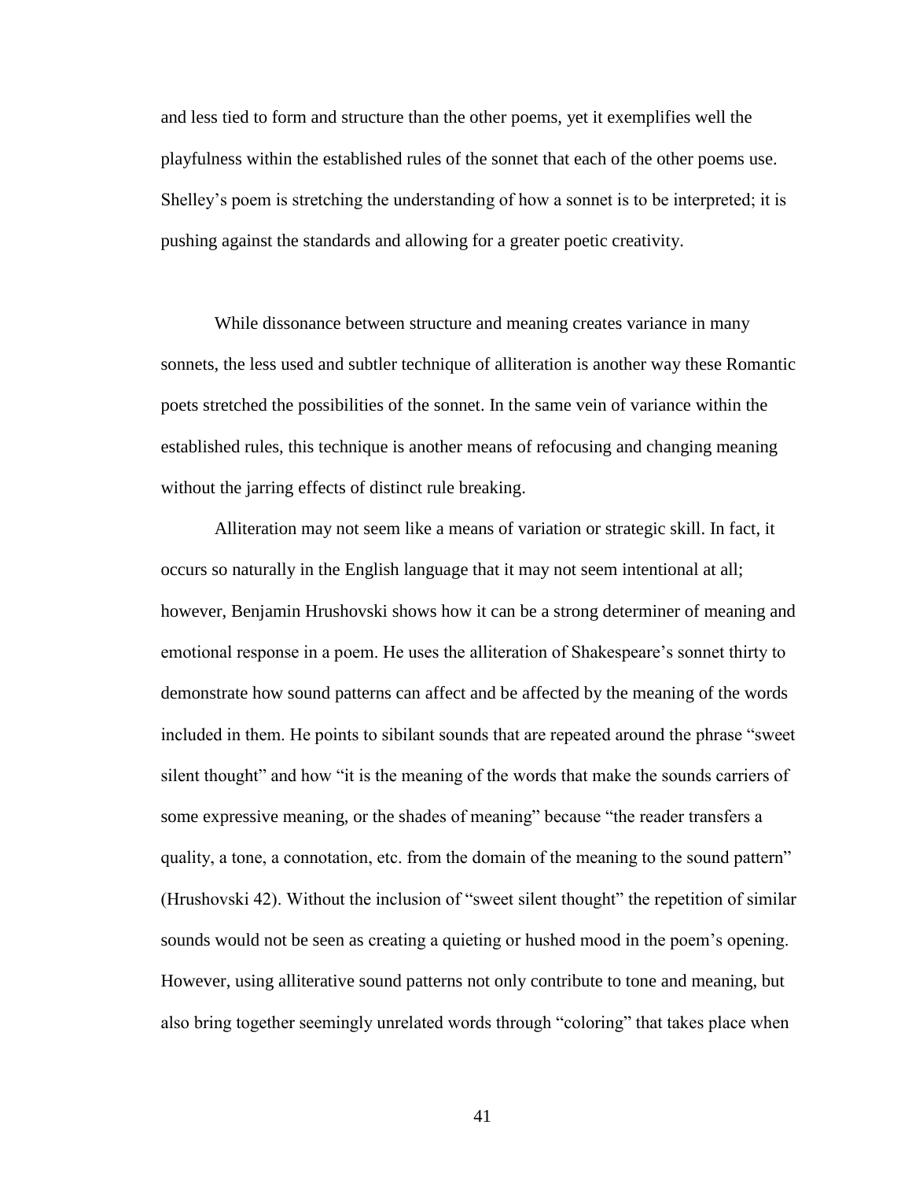and less tied to form and structure than the other poems, yet it exemplifies well the playfulness within the established rules of the sonnet that each of the other poems use. Shelley's poem is stretching the understanding of how a sonnet is to be interpreted; it is pushing against the standards and allowing for a greater poetic creativity.

While dissonance between structure and meaning creates variance in many sonnets, the less used and subtler technique of alliteration is another way these Romantic poets stretched the possibilities of the sonnet. In the same vein of variance within the established rules, this technique is another means of refocusing and changing meaning without the jarring effects of distinct rule breaking.

Alliteration may not seem like a means of variation or strategic skill. In fact, it occurs so naturally in the English language that it may not seem intentional at all; however, Benjamin Hrushovski shows how it can be a strong determiner of meaning and emotional response in a poem. He uses the alliteration of Shakespeare's sonnet thirty to demonstrate how sound patterns can affect and be affected by the meaning of the words included in them. He points to sibilant sounds that are repeated around the phrase "sweet silent thought" and how "it is the meaning of the words that make the sounds carriers of some expressive meaning, or the shades of meaning" because "the reader transfers a quality, a tone, a connotation, etc. from the domain of the meaning to the sound pattern" (Hrushovski 42). Without the inclusion of "sweet silent thought" the repetition of similar sounds would not be seen as creating a quieting or hushed mood in the poem's opening. However, using alliterative sound patterns not only contribute to tone and meaning, but also bring together seemingly unrelated words through "coloring" that takes place when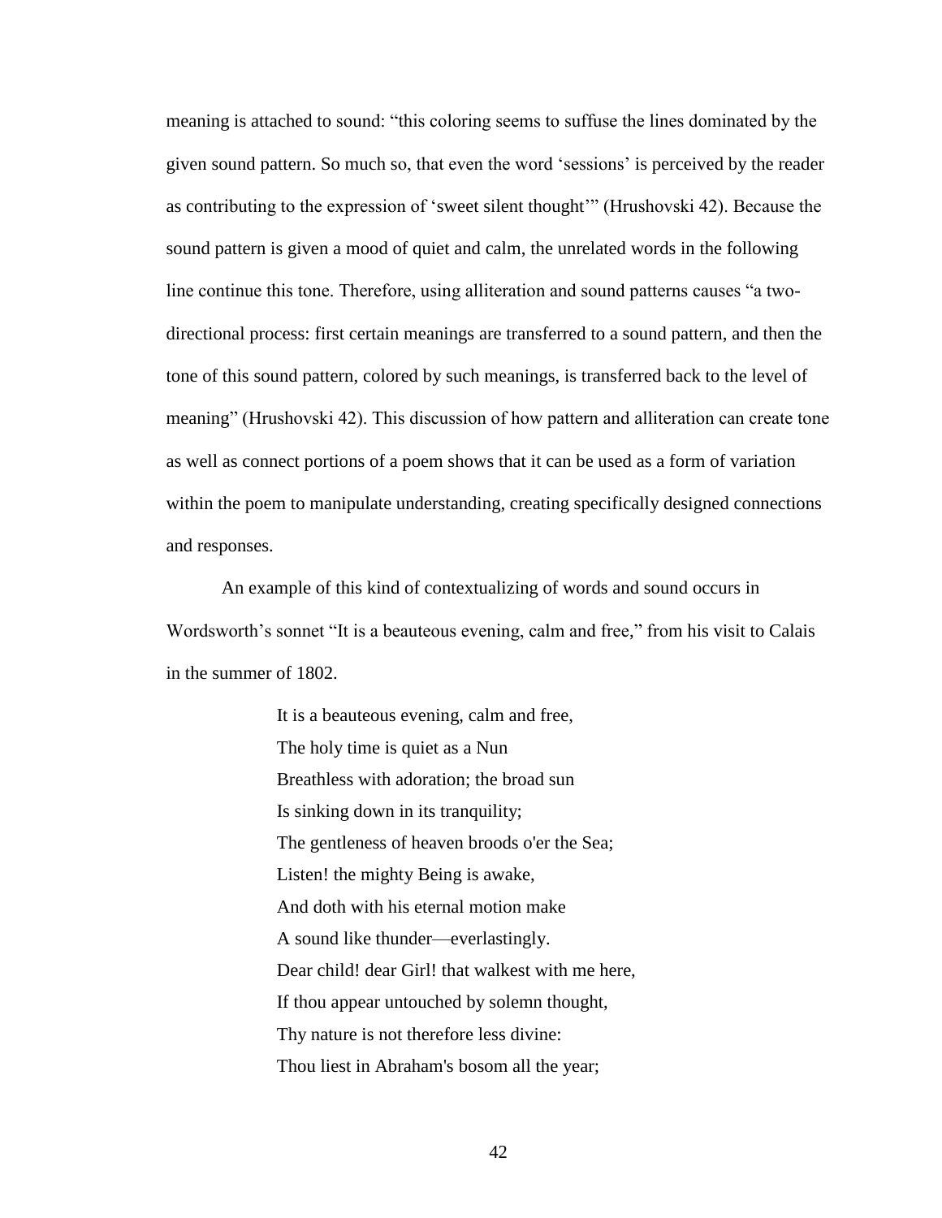meaning is attached to sound: "this coloring seems to suffuse the lines dominated by the given sound pattern. So much so, that even the word 'sessions' is perceived by the reader as contributing to the expression of 'sweet silent thought'" (Hrushovski 42). Because the sound pattern is given a mood of quiet and calm, the unrelated words in the following line continue this tone. Therefore, using alliteration and sound patterns causes "a two-directional process: first certain meanings are transferred to a sound pattern, and then the tone of this sound pattern, colored by such meanings, is transferred back to the level of meaning" (Hrushovski 42). This discussion of how pattern and alliteration can create tone as well as connect portions of a poem shows that it can be used as a form of variation within the poem to manipulate understanding, creating specifically designed connections and responses.

An example of this kind of contextualizing of words and sound occurs in Wordsworth's sonnet "It is a beauteous evening, calm and free," from his visit to Calais in the summer of 1802.

> It is a beauteous evening, calm and free,
> The holy time is quiet as a Nun
> Breathless with adoration; the broad sun
> Is sinking down in its tranquility;
> The gentleness of heaven broods o'er the Sea;
> Listen! the mighty Being is awake,
> And doth with his eternal motion make
> A sound like thunder—everlastingly.
> Dear child! dear Girl! that walkest with me here,
> If thou appear untouched by solemn thought,
> Thy nature is not therefore less divine:
> Thou liest in Abraham's bosom all the year;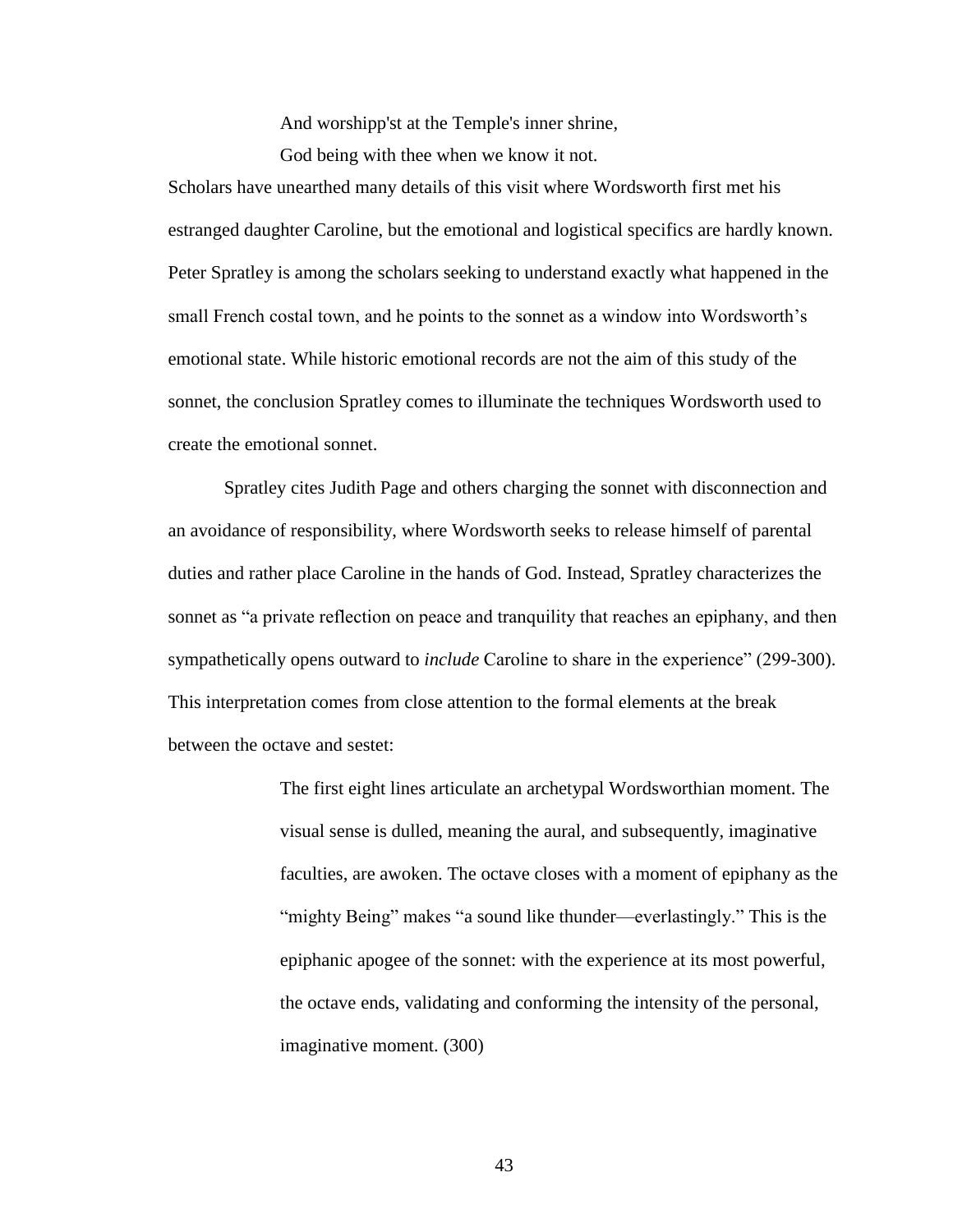> And worshipp'st at the Temple's inner shrine,
>
> God being with thee when we know it not.

Scholars have unearthed many details of this visit where Wordsworth first met his estranged daughter Caroline, but the emotional and logistical specifics are hardly known. Peter Spratley is among the scholars seeking to understand exactly what happened in the small French costal town, and he points to the sonnet as a window into Wordsworth's emotional state. While historic emotional records are not the aim of this study of the sonnet, the conclusion Spratley comes to illuminate the techniques Wordsworth used to create the emotional sonnet.

Spratley cites Judith Page and others charging the sonnet with disconnection and an avoidance of responsibility, where Wordsworth seeks to release himself of parental duties and rather place Caroline in the hands of God. Instead, Spratley characterizes the sonnet as "a private reflection on peace and tranquility that reaches an epiphany, and then sympathetically opens outward to *include* Caroline to share in the experience" (299-300). This interpretation comes from close attention to the formal elements at the break between the octave and sestet:

> The first eight lines articulate an archetypal Wordsworthian moment. The visual sense is dulled, meaning the aural, and subsequently, imaginative faculties, are awoken. The octave closes with a moment of epiphany as the "mighty Being" makes "a sound like thunder—everlastingly." This is the epiphanic apogee of the sonnet: with the experience at its most powerful, the octave ends, validating and conforming the intensity of the personal, imaginative moment. (300)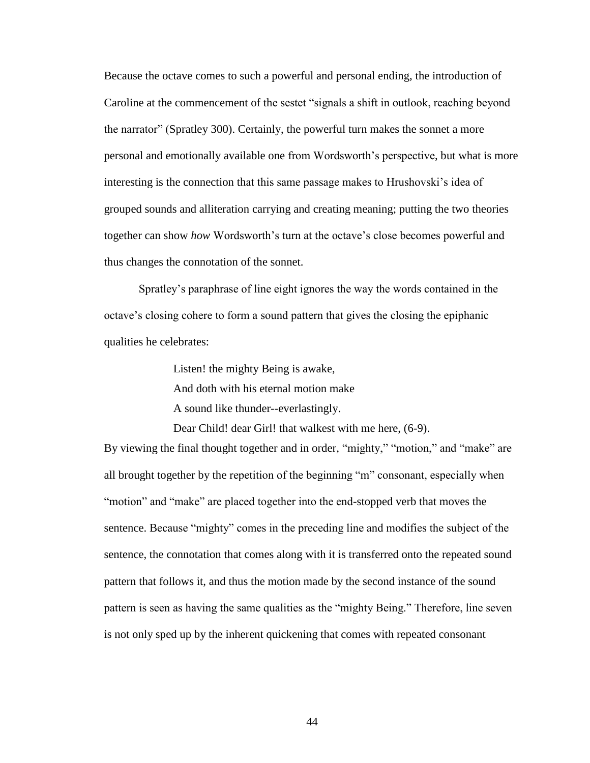Because the octave comes to such a powerful and personal ending, the introduction of Caroline at the commencement of the sestet "signals a shift in outlook, reaching beyond the narrator" (Spratley 300). Certainly, the powerful turn makes the sonnet a more personal and emotionally available one from Wordsworth's perspective, but what is more interesting is the connection that this same passage makes to Hrushovski's idea of grouped sounds and alliteration carrying and creating meaning; putting the two theories together can show *how* Wordsworth's turn at the octave's close becomes powerful and thus changes the connotation of the sonnet.

Spratley's paraphrase of line eight ignores the way the words contained in the octave's closing cohere to form a sound pattern that gives the closing the epiphanic qualities he celebrates:

> Listen! the mighty Being is awake,
> And doth with his eternal motion make
> A sound like thunder--everlastingly.
> Dear Child! dear Girl! that walkest with me here, (6-9).

By viewing the final thought together and in order, "mighty," "motion," and "make" are all brought together by the repetition of the beginning "m" consonant, especially when "motion" and "make" are placed together into the end-stopped verb that moves the sentence. Because "mighty" comes in the preceding line and modifies the subject of the sentence, the connotation that comes along with it is transferred onto the repeated sound pattern that follows it, and thus the motion made by the second instance of the sound pattern is seen as having the same qualities as the "mighty Being." Therefore, line seven is not only sped up by the inherent quickening that comes with repeated consonant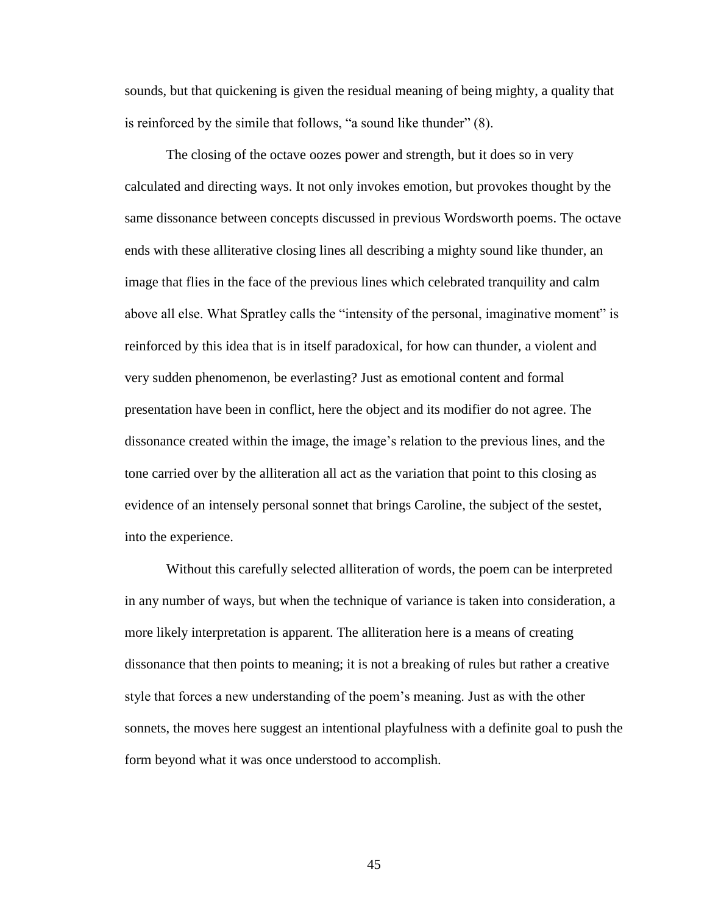sounds, but that quickening is given the residual meaning of being mighty, a quality that is reinforced by the simile that follows, "a sound like thunder" (8).

The closing of the octave oozes power and strength, but it does so in very calculated and directing ways. It not only invokes emotion, but provokes thought by the same dissonance between concepts discussed in previous Wordsworth poems. The octave ends with these alliterative closing lines all describing a mighty sound like thunder, an image that flies in the face of the previous lines which celebrated tranquility and calm above all else. What Spratley calls the "intensity of the personal, imaginative moment" is reinforced by this idea that is in itself paradoxical, for how can thunder, a violent and very sudden phenomenon, be everlasting? Just as emotional content and formal presentation have been in conflict, here the object and its modifier do not agree. The dissonance created within the image, the image's relation to the previous lines, and the tone carried over by the alliteration all act as the variation that point to this closing as evidence of an intensely personal sonnet that brings Caroline, the subject of the sestet, into the experience.

Without this carefully selected alliteration of words, the poem can be interpreted in any number of ways, but when the technique of variance is taken into consideration, a more likely interpretation is apparent. The alliteration here is a means of creating dissonance that then points to meaning; it is not a breaking of rules but rather a creative style that forces a new understanding of the poem's meaning. Just as with the other sonnets, the moves here suggest an intentional playfulness with a definite goal to push the form beyond what it was once understood to accomplish.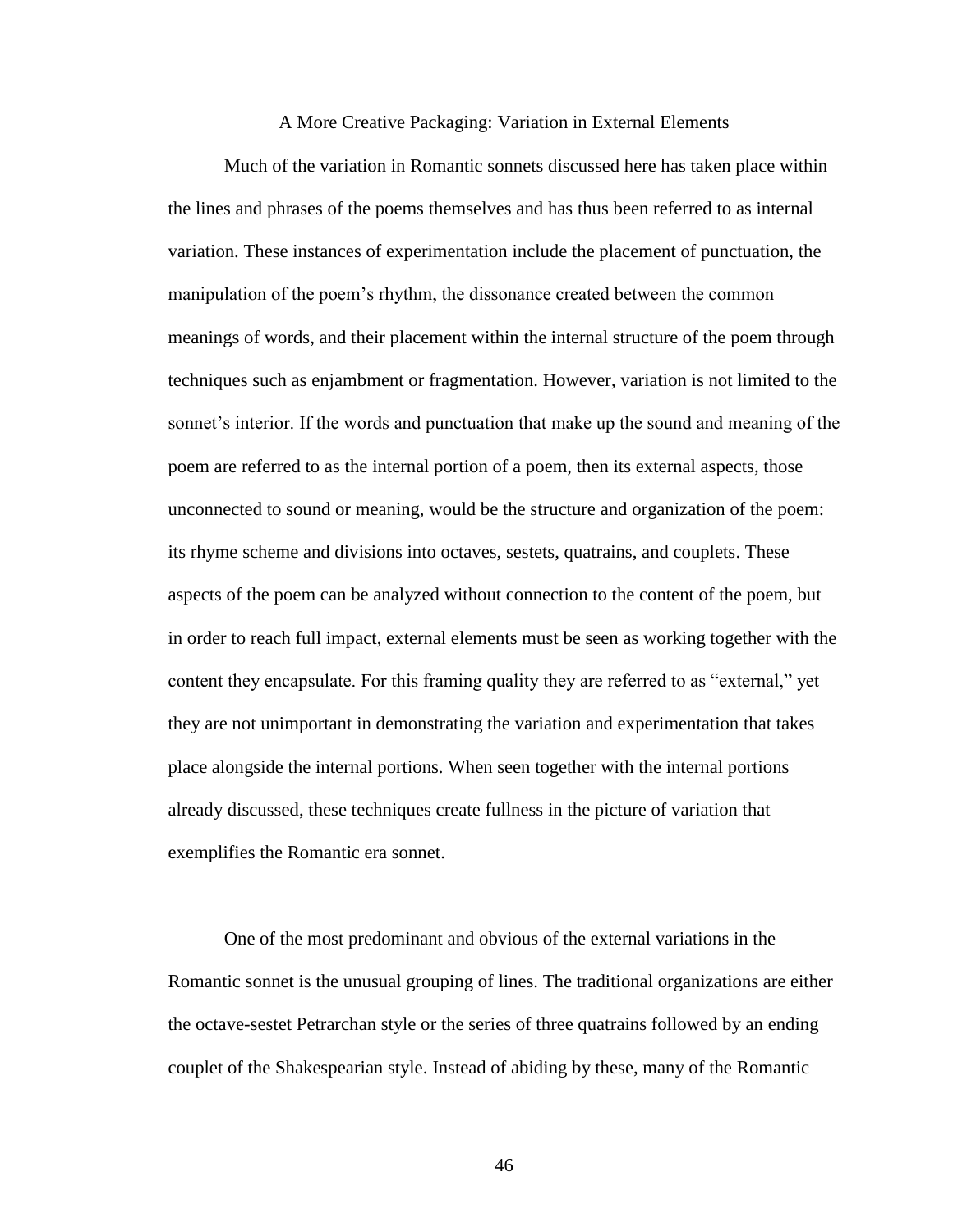## A More Creative Packaging: Variation in External Elements

Much of the variation in Romantic sonnets discussed here has taken place within the lines and phrases of the poems themselves and has thus been referred to as internal variation. These instances of experimentation include the placement of punctuation, the manipulation of the poem's rhythm, the dissonance created between the common meanings of words, and their placement within the internal structure of the poem through techniques such as enjambment or fragmentation. However, variation is not limited to the sonnet's interior. If the words and punctuation that make up the sound and meaning of the poem are referred to as the internal portion of a poem, then its external aspects, those unconnected to sound or meaning, would be the structure and organization of the poem: its rhyme scheme and divisions into octaves, sestets, quatrains, and couplets. These aspects of the poem can be analyzed without connection to the content of the poem, but in order to reach full impact, external elements must be seen as working together with the content they encapsulate. For this framing quality they are referred to as "external," yet they are not unimportant in demonstrating the variation and experimentation that takes place alongside the internal portions. When seen together with the internal portions already discussed, these techniques create fullness in the picture of variation that exemplifies the Romantic era sonnet.

One of the most predominant and obvious of the external variations in the Romantic sonnet is the unusual grouping of lines. The traditional organizations are either the octave-sestet Petrarchan style or the series of three quatrains followed by an ending couplet of the Shakespearian style. Instead of abiding by these, many of the Romantic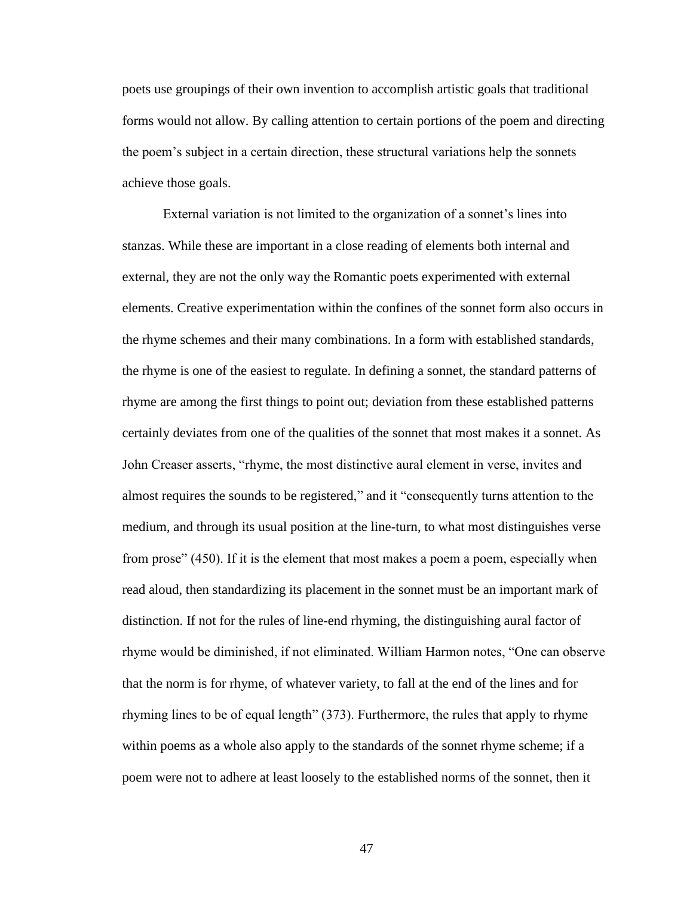poets use groupings of their own invention to accomplish artistic goals that traditional forms would not allow. By calling attention to certain portions of the poem and directing the poem's subject in a certain direction, these structural variations help the sonnets achieve those goals.

External variation is not limited to the organization of a sonnet's lines into stanzas. While these are important in a close reading of elements both internal and external, they are not the only way the Romantic poets experimented with external elements. Creative experimentation within the confines of the sonnet form also occurs in the rhyme schemes and their many combinations. In a form with established standards, the rhyme is one of the easiest to regulate. In defining a sonnet, the standard patterns of rhyme are among the first things to point out; deviation from these established patterns certainly deviates from one of the qualities of the sonnet that most makes it a sonnet. As John Creaser asserts, "rhyme, the most distinctive aural element in verse, invites and almost requires the sounds to be registered," and it "consequently turns attention to the medium, and through its usual position at the line-turn, to what most distinguishes verse from prose" (450). If it is the element that most makes a poem a poem, especially when read aloud, then standardizing its placement in the sonnet must be an important mark of distinction. If not for the rules of line-end rhyming, the distinguishing aural factor of rhyme would be diminished, if not eliminated. William Harmon notes, "One can observe that the norm is for rhyme, of whatever variety, to fall at the end of the lines and for rhyming lines to be of equal length" (373). Furthermore, the rules that apply to rhyme within poems as a whole also apply to the standards of the sonnet rhyme scheme; if a poem were not to adhere at least loosely to the established norms of the sonnet, then it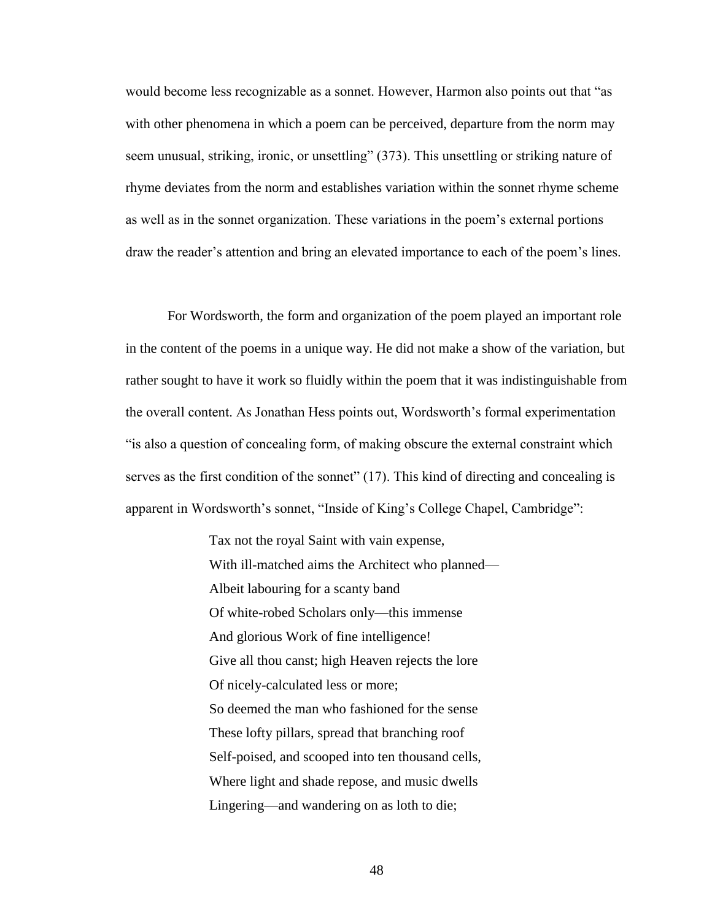would become less recognizable as a sonnet. However, Harmon also points out that "as with other phenomena in which a poem can be perceived, departure from the norm may seem unusual, striking, ironic, or unsettling" (373). This unsettling or striking nature of rhyme deviates from the norm and establishes variation within the sonnet rhyme scheme as well as in the sonnet organization. These variations in the poem's external portions draw the reader's attention and bring an elevated importance to each of the poem's lines.

For Wordsworth, the form and organization of the poem played an important role in the content of the poems in a unique way. He did not make a show of the variation, but rather sought to have it work so fluidly within the poem that it was indistinguishable from the overall content. As Jonathan Hess points out, Wordsworth's formal experimentation "is also a question of concealing form, of making obscure the external constraint which serves as the first condition of the sonnet" (17). This kind of directing and concealing is apparent in Wordsworth's sonnet, "Inside of King's College Chapel, Cambridge":

> Tax not the royal Saint with vain expense,
> With ill-matched aims the Architect who planned—
> Albeit labouring for a scanty band
> Of white-robed Scholars only—this immense
> And glorious Work of fine intelligence!
> Give all thou canst; high Heaven rejects the lore
> Of nicely-calculated less or more;
> So deemed the man who fashioned for the sense
> These lofty pillars, spread that branching roof
> Self-poised, and scooped into ten thousand cells,
> Where light and shade repose, and music dwells
> Lingering—and wandering on as loth to die;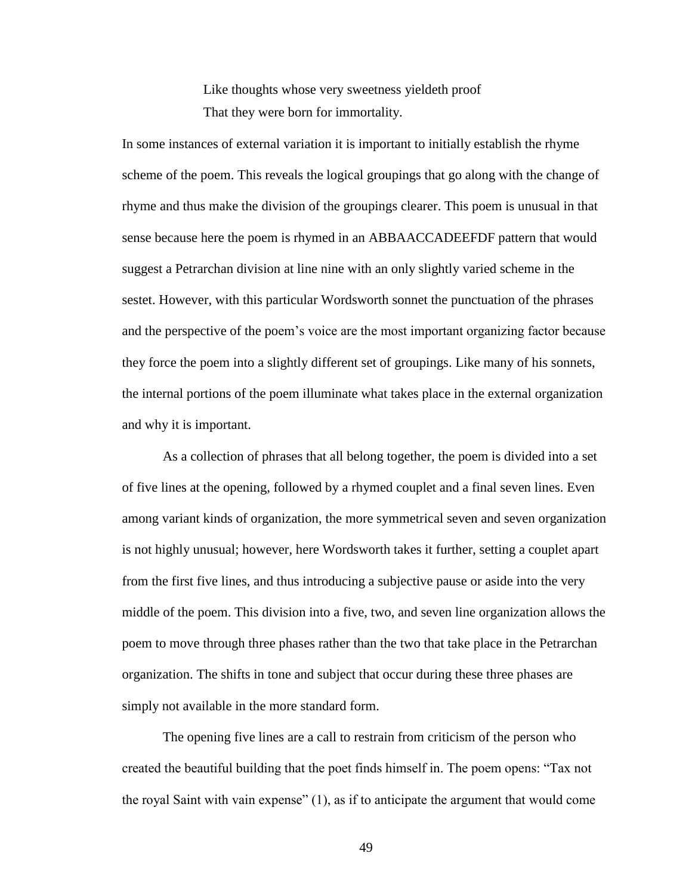> Like thoughts whose very sweetness yieldeth proof
> That they were born for immortality.

In some instances of external variation it is important to initially establish the rhyme scheme of the poem. This reveals the logical groupings that go along with the change of rhyme and thus make the division of the groupings clearer. This poem is unusual in that sense because here the poem is rhymed in an ABBAACCADEEFDF pattern that would suggest a Petrarchan division at line nine with an only slightly varied scheme in the sestet. However, with this particular Wordsworth sonnet the punctuation of the phrases and the perspective of the poem's voice are the most important organizing factor because they force the poem into a slightly different set of groupings. Like many of his sonnets, the internal portions of the poem illuminate what takes place in the external organization and why it is important.

As a collection of phrases that all belong together, the poem is divided into a set of five lines at the opening, followed by a rhymed couplet and a final seven lines. Even among variant kinds of organization, the more symmetrical seven and seven organization is not highly unusual; however, here Wordsworth takes it further, setting a couplet apart from the first five lines, and thus introducing a subjective pause or aside into the very middle of the poem. This division into a five, two, and seven line organization allows the poem to move through three phases rather than the two that take place in the Petrarchan organization. The shifts in tone and subject that occur during these three phases are simply not available in the more standard form.

The opening five lines are a call to restrain from criticism of the person who created the beautiful building that the poet finds himself in. The poem opens: "Tax not the royal Saint with vain expense" (1), as if to anticipate the argument that would come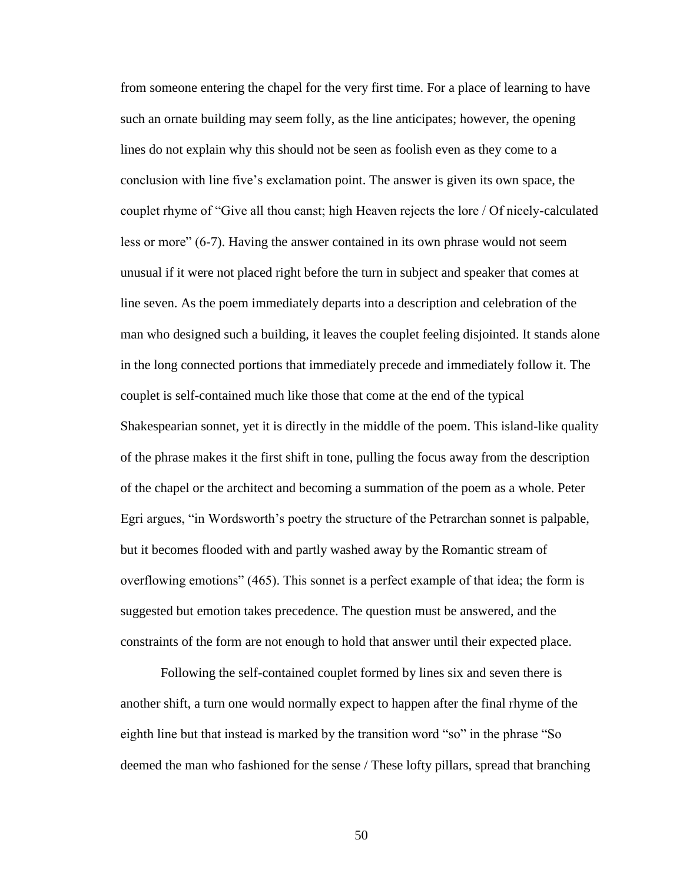from someone entering the chapel for the very first time. For a place of learning to have such an ornate building may seem folly, as the line anticipates; however, the opening lines do not explain why this should not be seen as foolish even as they come to a conclusion with line five's exclamation point. The answer is given its own space, the couplet rhyme of "Give all thou canst; high Heaven rejects the lore / Of nicely-calculated less or more" (6-7). Having the answer contained in its own phrase would not seem unusual if it were not placed right before the turn in subject and speaker that comes at line seven. As the poem immediately departs into a description and celebration of the man who designed such a building, it leaves the couplet feeling disjointed. It stands alone in the long connected portions that immediately precede and immediately follow it. The couplet is self-contained much like those that come at the end of the typical Shakespearian sonnet, yet it is directly in the middle of the poem. This island-like quality of the phrase makes it the first shift in tone, pulling the focus away from the description of the chapel or the architect and becoming a summation of the poem as a whole. Peter Egri argues, "in Wordsworth's poetry the structure of the Petrarchan sonnet is palpable, but it becomes flooded with and partly washed away by the Romantic stream of overflowing emotions" (465). This sonnet is a perfect example of that idea; the form is suggested but emotion takes precedence. The question must be answered, and the constraints of the form are not enough to hold that answer until their expected place.

Following the self-contained couplet formed by lines six and seven there is another shift, a turn one would normally expect to happen after the final rhyme of the eighth line but that instead is marked by the transition word "so" in the phrase "So deemed the man who fashioned for the sense / These lofty pillars, spread that branching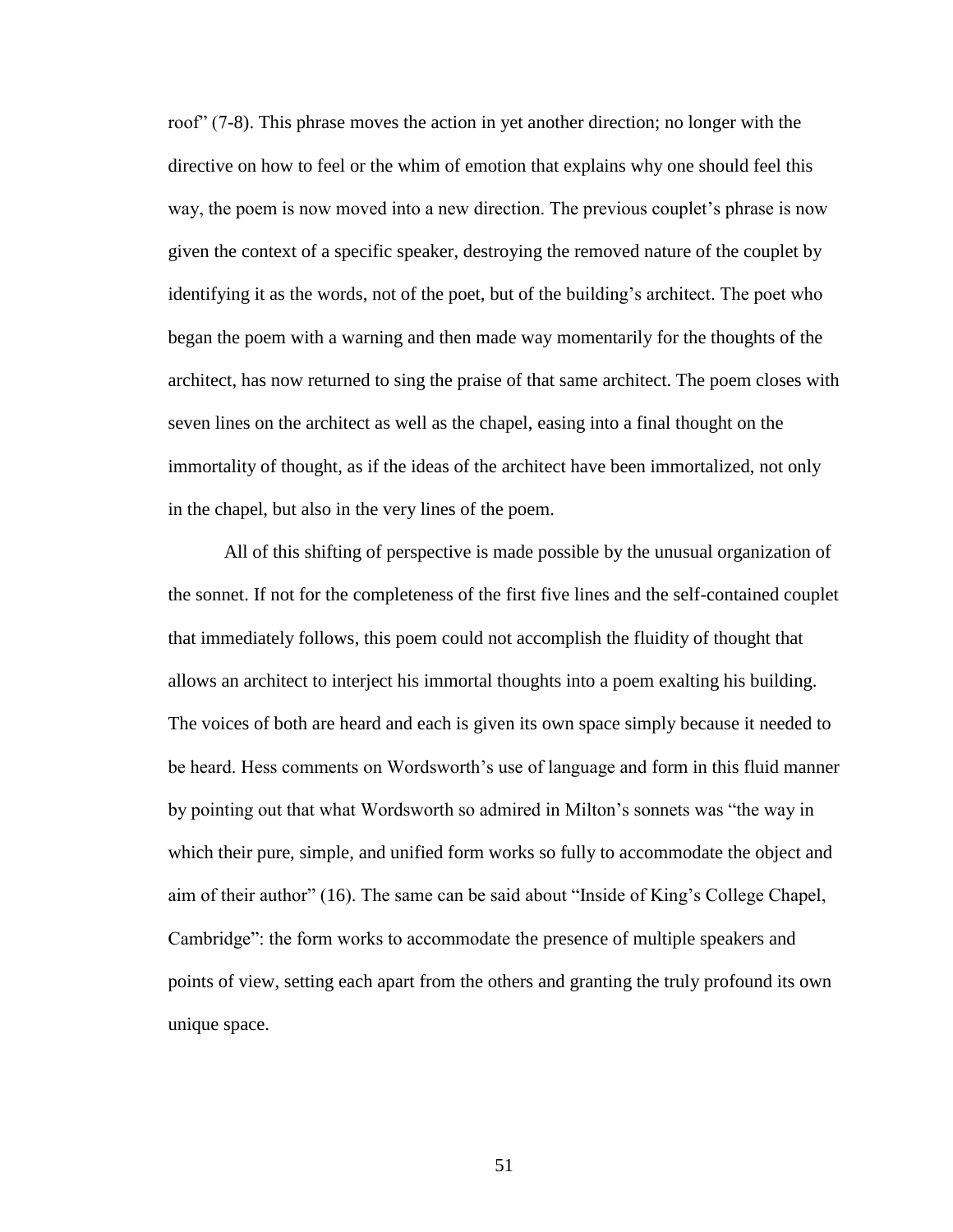roof" (7-8). This phrase moves the action in yet another direction; no longer with the directive on how to feel or the whim of emotion that explains why one should feel this way, the poem is now moved into a new direction. The previous couplet's phrase is now given the context of a specific speaker, destroying the removed nature of the couplet by identifying it as the words, not of the poet, but of the building's architect. The poet who began the poem with a warning and then made way momentarily for the thoughts of the architect, has now returned to sing the praise of that same architect. The poem closes with seven lines on the architect as well as the chapel, easing into a final thought on the immortality of thought, as if the ideas of the architect have been immortalized, not only in the chapel, but also in the very lines of the poem.

All of this shifting of perspective is made possible by the unusual organization of the sonnet. If not for the completeness of the first five lines and the self-contained couplet that immediately follows, this poem could not accomplish the fluidity of thought that allows an architect to interject his immortal thoughts into a poem exalting his building. The voices of both are heard and each is given its own space simply because it needed to be heard. Hess comments on Wordsworth's use of language and form in this fluid manner by pointing out that what Wordsworth so admired in Milton's sonnets was "the way in which their pure, simple, and unified form works so fully to accommodate the object and aim of their author" (16). The same can be said about "Inside of King's College Chapel, Cambridge": the form works to accommodate the presence of multiple speakers and points of view, setting each apart from the others and granting the truly profound its own unique space.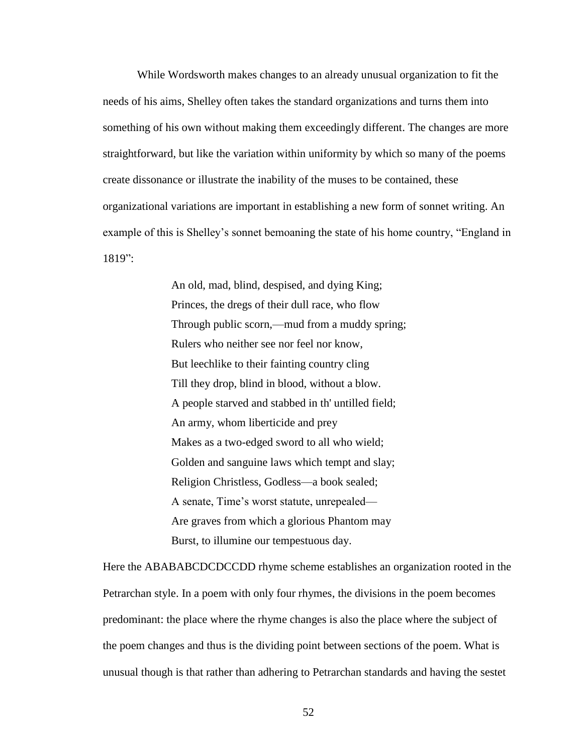While Wordsworth makes changes to an already unusual organization to fit the needs of his aims, Shelley often takes the standard organizations and turns them into something of his own without making them exceedingly different. The changes are more straightforward, but like the variation within uniformity by which so many of the poems create dissonance or illustrate the inability of the muses to be contained, these organizational variations are important in establishing a new form of sonnet writing. An example of this is Shelley's sonnet bemoaning the state of his home country, "England in 1819":

> An old, mad, blind, despised, and dying King;  
> Princes, the dregs of their dull race, who flow  
> Through public scorn,—mud from a muddy spring;  
> Rulers who neither see nor feel nor know,  
> But leechlike to their fainting country cling  
> Till they drop, blind in blood, without a blow.  
> A people starved and stabbed in th' untilled field;  
> An army, whom liberticide and prey  
> Makes as a two-edged sword to all who wield;  
> Golden and sanguine laws which tempt and slay;  
> Religion Christless, Godless—a book sealed;  
> A senate, Time's worst statute, unrepealed—  
> Are graves from which a glorious Phantom may  
> Burst, to illumine our tempestuous day.

Here the ABABABCDCDCCDD rhyme scheme establishes an organization rooted in the Petrarchan style. In a poem with only four rhymes, the divisions in the poem becomes predominant: the place where the rhyme changes is also the place where the subject of the poem changes and thus is the dividing point between sections of the poem. What is unusual though is that rather than adhering to Petrarchan standards and having the sestet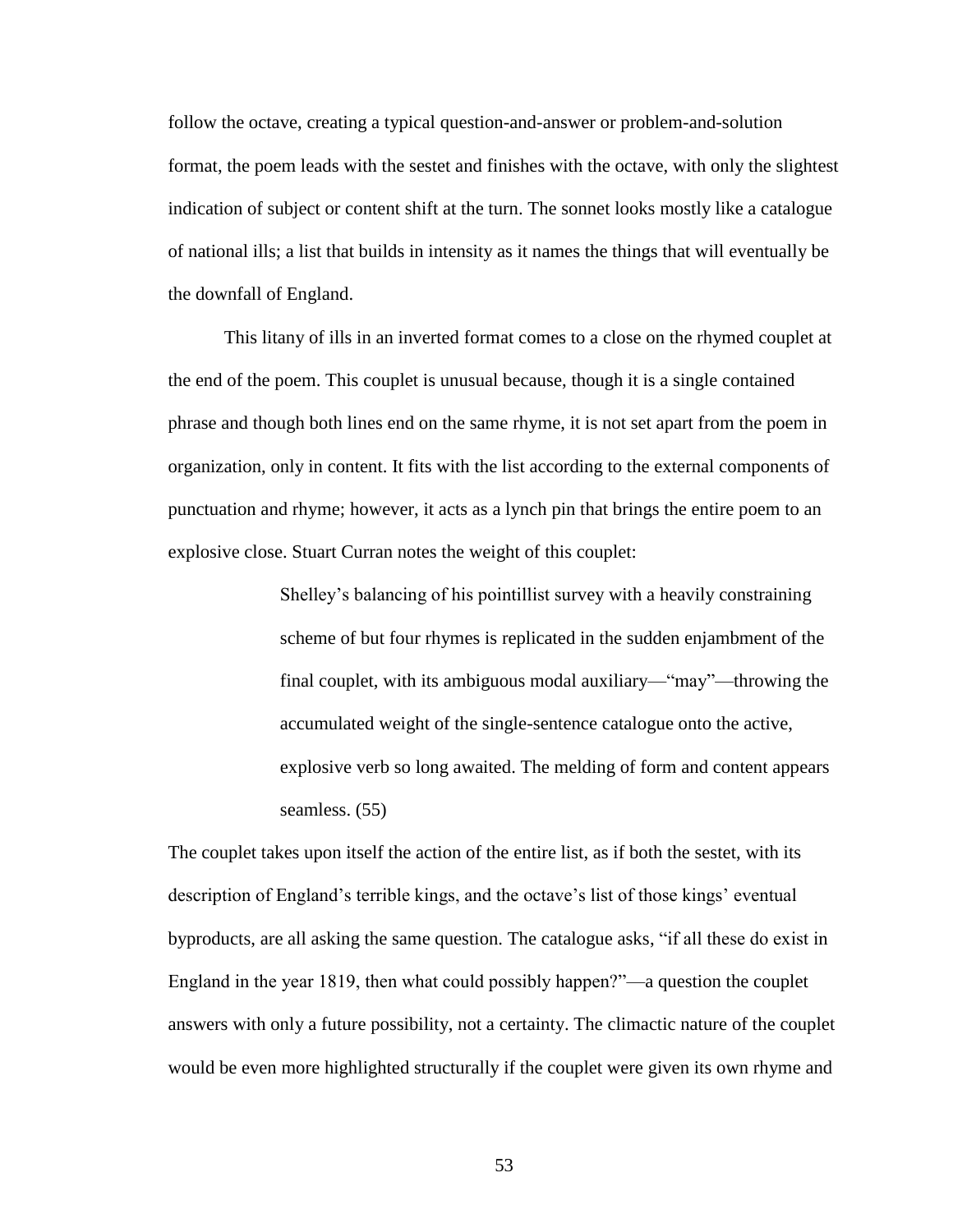follow the octave, creating a typical question-and-answer or problem-and-solution format, the poem leads with the sestet and finishes with the octave, with only the slightest indication of subject or content shift at the turn. The sonnet looks mostly like a catalogue of national ills; a list that builds in intensity as it names the things that will eventually be the downfall of England.

This litany of ills in an inverted format comes to a close on the rhymed couplet at the end of the poem. This couplet is unusual because, though it is a single contained phrase and though both lines end on the same rhyme, it is not set apart from the poem in organization, only in content. It fits with the list according to the external components of punctuation and rhyme; however, it acts as a lynch pin that brings the entire poem to an explosive close. Stuart Curran notes the weight of this couplet:

> Shelley's balancing of his pointillist survey with a heavily constraining scheme of but four rhymes is replicated in the sudden enjambment of the final couplet, with its ambiguous modal auxiliary—"may"—throwing the accumulated weight of the single-sentence catalogue onto the active, explosive verb so long awaited. The melding of form and content appears seamless. (55)

The couplet takes upon itself the action of the entire list, as if both the sestet, with its description of England's terrible kings, and the octave's list of those kings' eventual byproducts, are all asking the same question. The catalogue asks, "if all these do exist in England in the year 1819, then what could possibly happen?"—a question the couplet answers with only a future possibility, not a certainty. The climactic nature of the couplet would be even more highlighted structurally if the couplet were given its own rhyme and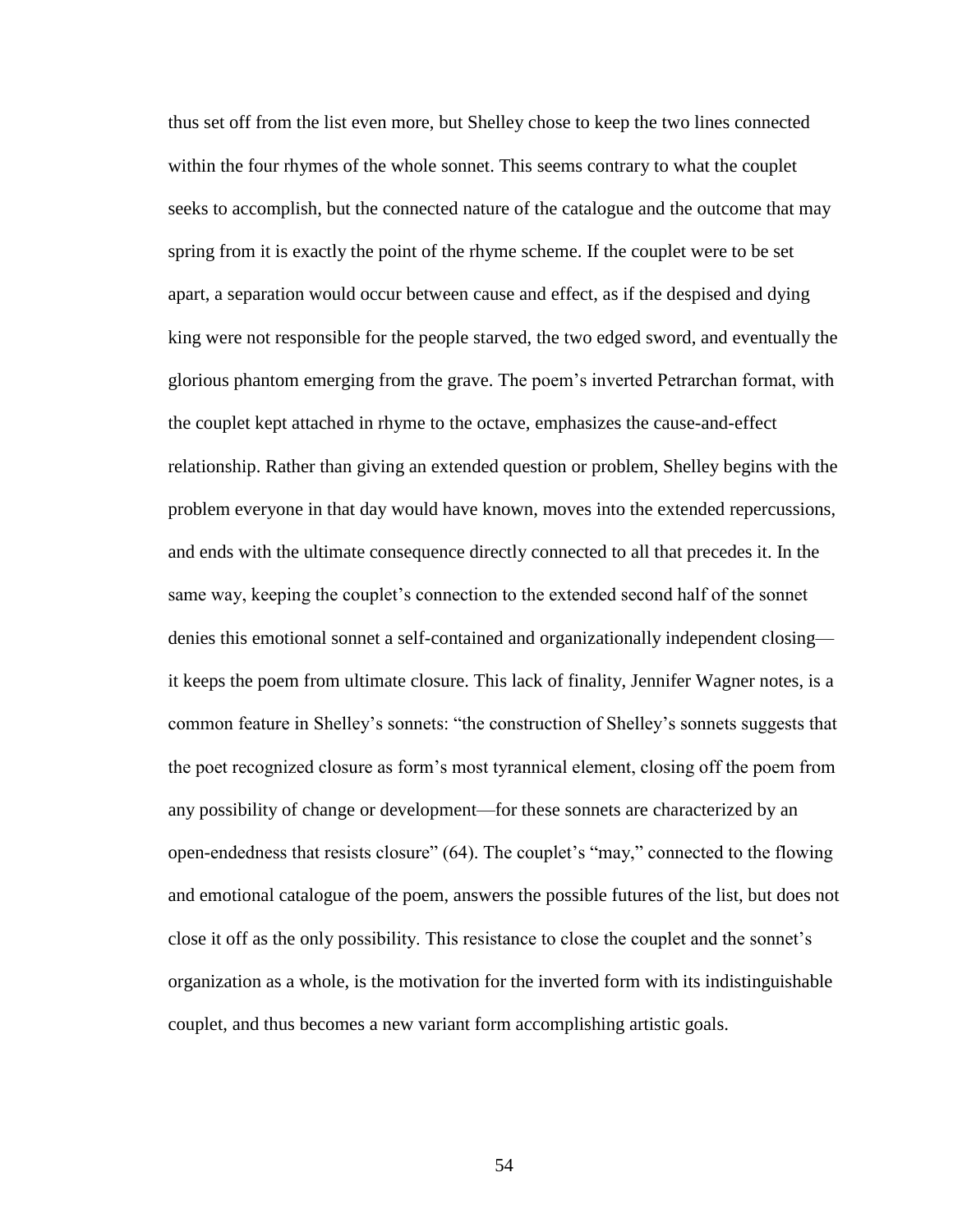thus set off from the list even more, but Shelley chose to keep the two lines connected within the four rhymes of the whole sonnet. This seems contrary to what the couplet seeks to accomplish, but the connected nature of the catalogue and the outcome that may spring from it is exactly the point of the rhyme scheme. If the couplet were to be set apart, a separation would occur between cause and effect, as if the despised and dying king were not responsible for the people starved, the two edged sword, and eventually the glorious phantom emerging from the grave. The poem's inverted Petrarchan format, with the couplet kept attached in rhyme to the octave, emphasizes the cause-and-effect relationship. Rather than giving an extended question or problem, Shelley begins with the problem everyone in that day would have known, moves into the extended repercussions, and ends with the ultimate consequence directly connected to all that precedes it. In the same way, keeping the couplet's connection to the extended second half of the sonnet denies this emotional sonnet a self-contained and organizationally independent closing—it keeps the poem from ultimate closure. This lack of finality, Jennifer Wagner notes, is a common feature in Shelley's sonnets: "the construction of Shelley's sonnets suggests that the poet recognized closure as form's most tyrannical element, closing off the poem from any possibility of change or development—for these sonnets are characterized by an open-endedness that resists closure" (64). The couplet's "may," connected to the flowing and emotional catalogue of the poem, answers the possible futures of the list, but does not close it off as the only possibility. This resistance to close the couplet and the sonnet's organization as a whole, is the motivation for the inverted form with its indistinguishable couplet, and thus becomes a new variant form accomplishing artistic goals.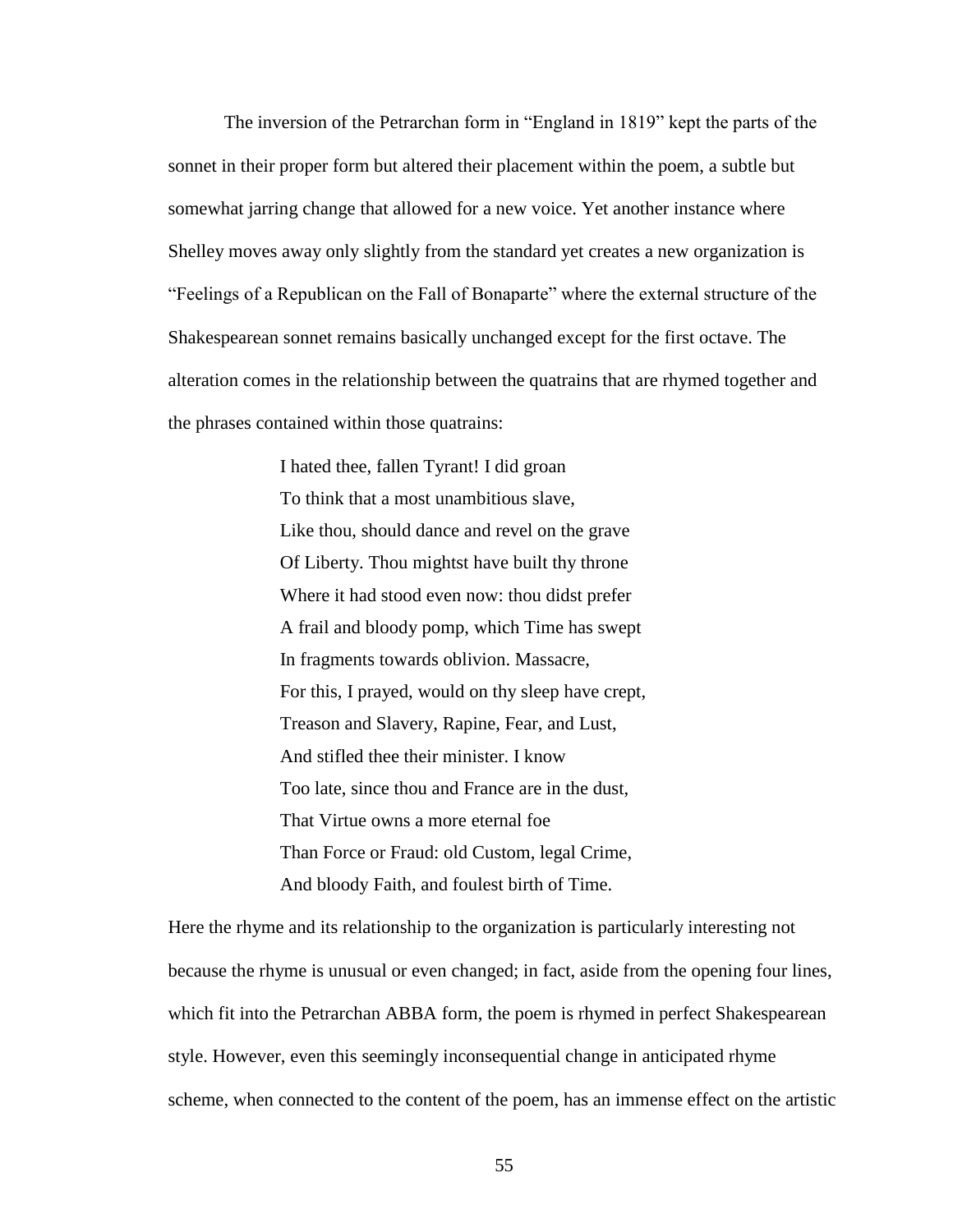The inversion of the Petrarchan form in "England in 1819" kept the parts of the sonnet in their proper form but altered their placement within the poem, a subtle but somewhat jarring change that allowed for a new voice. Yet another instance where Shelley moves away only slightly from the standard yet creates a new organization is "Feelings of a Republican on the Fall of Bonaparte" where the external structure of the Shakespearean sonnet remains basically unchanged except for the first octave. The alteration comes in the relationship between the quatrains that are rhymed together and the phrases contained within those quatrains:

> I hated thee, fallen Tyrant! I did groan  
> To think that a most unambitious slave,  
> Like thou, should dance and revel on the grave  
> Of Liberty. Thou mightst have built thy throne  
> Where it had stood even now: thou didst prefer  
> A frail and bloody pomp, which Time has swept  
> In fragments towards oblivion. Massacre,  
> For this, I prayed, would on thy sleep have crept,  
> Treason and Slavery, Rapine, Fear, and Lust,  
> And stifled thee their minister. I know  
> Too late, since thou and France are in the dust,  
> That Virtue owns a more eternal foe  
> Than Force or Fraud: old Custom, legal Crime,  
> And bloody Faith, and foulest birth of Time.

Here the rhyme and its relationship to the organization is particularly interesting not because the rhyme is unusual or even changed; in fact, aside from the opening four lines, which fit into the Petrarchan ABBA form, the poem is rhymed in perfect Shakespearean style. However, even this seemingly inconsequential change in anticipated rhyme scheme, when connected to the content of the poem, has an immense effect on the artistic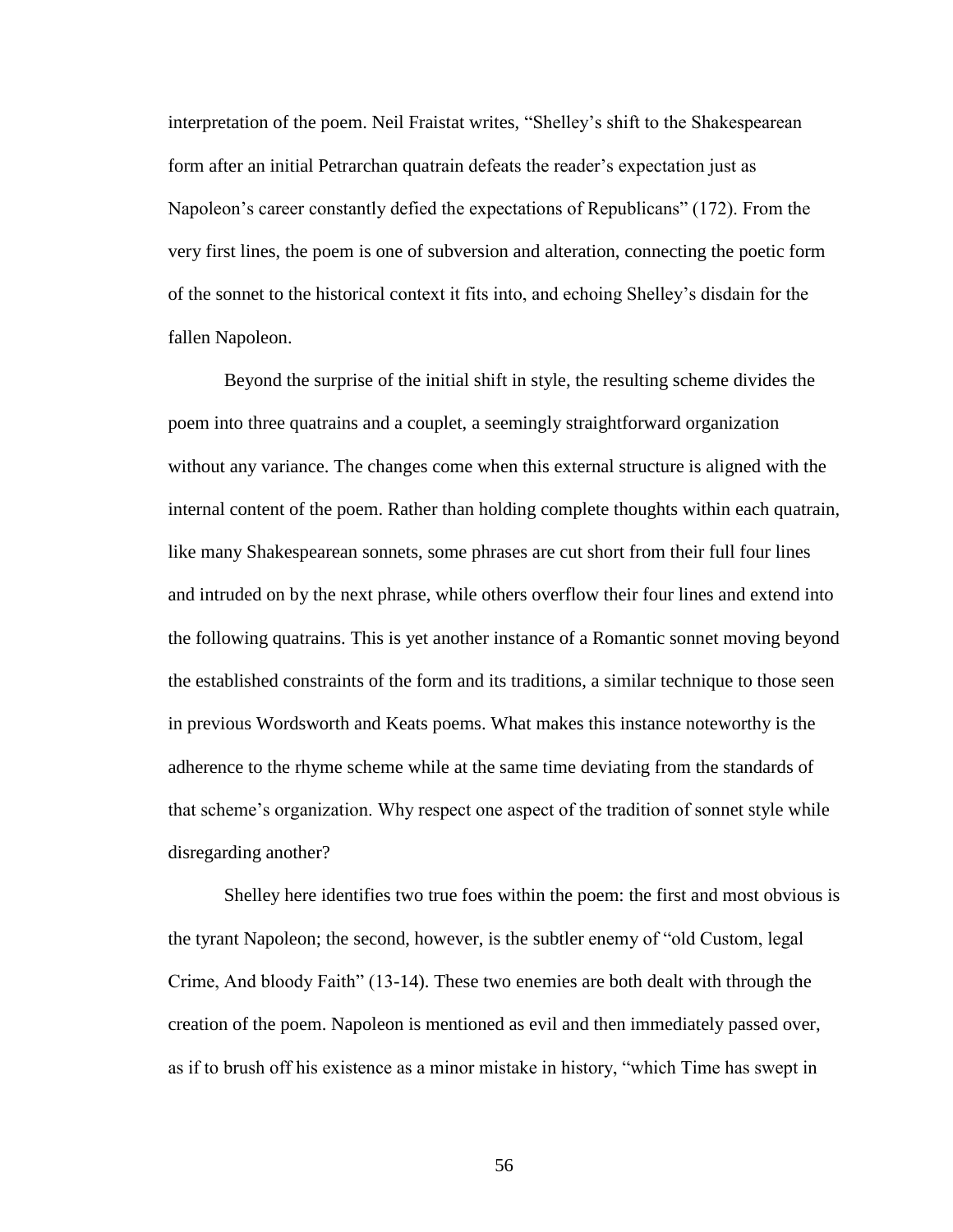interpretation of the poem. Neil Fraistat writes, "Shelley's shift to the Shakespearean form after an initial Petrarchan quatrain defeats the reader's expectation just as Napoleon's career constantly defied the expectations of Republicans" (172). From the very first lines, the poem is one of subversion and alteration, connecting the poetic form of the sonnet to the historical context it fits into, and echoing Shelley's disdain for the fallen Napoleon.

Beyond the surprise of the initial shift in style, the resulting scheme divides the poem into three quatrains and a couplet, a seemingly straightforward organization without any variance. The changes come when this external structure is aligned with the internal content of the poem. Rather than holding complete thoughts within each quatrain, like many Shakespearean sonnets, some phrases are cut short from their full four lines and intruded on by the next phrase, while others overflow their four lines and extend into the following quatrains. This is yet another instance of a Romantic sonnet moving beyond the established constraints of the form and its traditions, a similar technique to those seen in previous Wordsworth and Keats poems. What makes this instance noteworthy is the adherence to the rhyme scheme while at the same time deviating from the standards of that scheme's organization. Why respect one aspect of the tradition of sonnet style while disregarding another?

Shelley here identifies two true foes within the poem: the first and most obvious is the tyrant Napoleon; the second, however, is the subtler enemy of "old Custom, legal Crime, And bloody Faith" (13-14). These two enemies are both dealt with through the creation of the poem. Napoleon is mentioned as evil and then immediately passed over, as if to brush off his existence as a minor mistake in history, "which Time has swept in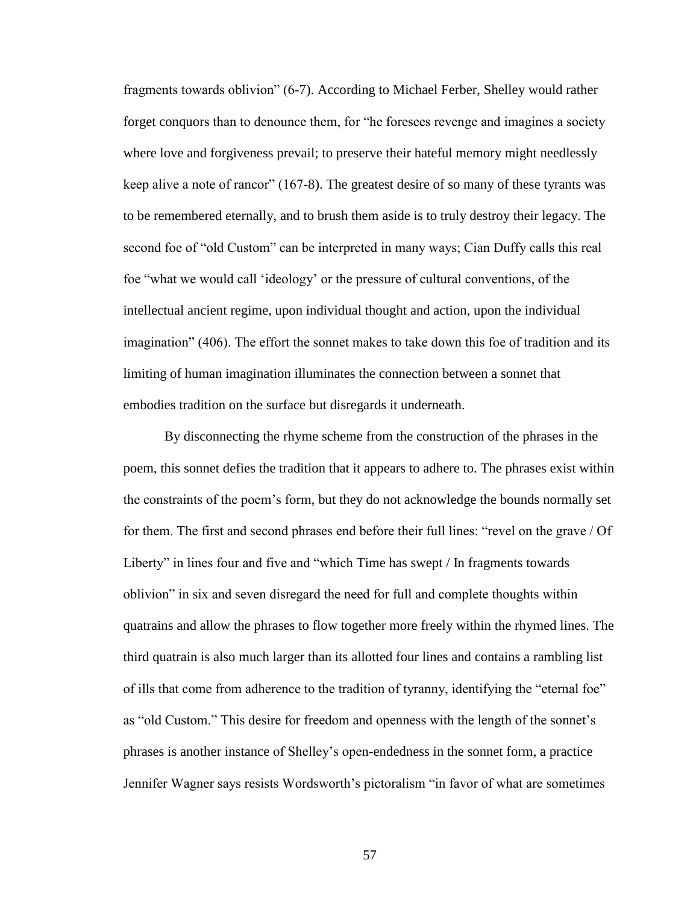fragments towards oblivion" (6-7). According to Michael Ferber, Shelley would rather forget conquors than to denounce them, for "he foresees revenge and imagines a society where love and forgiveness prevail; to preserve their hateful memory might needlessly keep alive a note of rancor" (167-8). The greatest desire of so many of these tyrants was to be remembered eternally, and to brush them aside is to truly destroy their legacy. The second foe of "old Custom" can be interpreted in many ways; Cian Duffy calls this real foe "what we would call 'ideology' or the pressure of cultural conventions, of the intellectual ancient regime, upon individual thought and action, upon the individual imagination" (406). The effort the sonnet makes to take down this foe of tradition and its limiting of human imagination illuminates the connection between a sonnet that embodies tradition on the surface but disregards it underneath.

By disconnecting the rhyme scheme from the construction of the phrases in the poem, this sonnet defies the tradition that it appears to adhere to. The phrases exist within the constraints of the poem's form, but they do not acknowledge the bounds normally set for them. The first and second phrases end before their full lines: "revel on the grave / Of Liberty" in lines four and five and "which Time has swept / In fragments towards oblivion" in six and seven disregard the need for full and complete thoughts within quatrains and allow the phrases to flow together more freely within the rhymed lines. The third quatrain is also much larger than its allotted four lines and contains a rambling list of ills that come from adherence to the tradition of tyranny, identifying the "eternal foe" as "old Custom." This desire for freedom and openness with the length of the sonnet's phrases is another instance of Shelley's open-endedness in the sonnet form, a practice Jennifer Wagner says resists Wordsworth's pictoralism "in favor of what are sometimes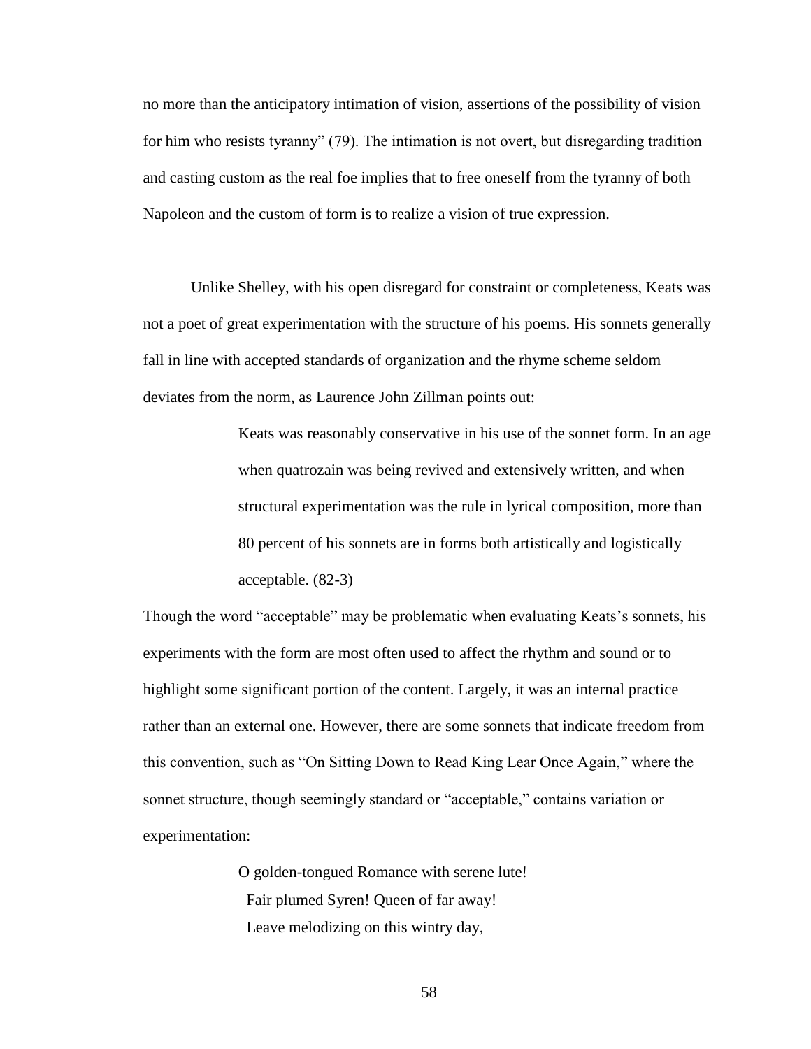no more than the anticipatory intimation of vision, assertions of the possibility of vision for him who resists tyranny" (79). The intimation is not overt, but disregarding tradition and casting custom as the real foe implies that to free oneself from the tyranny of both Napoleon and the custom of form is to realize a vision of true expression.

Unlike Shelley, with his open disregard for constraint or completeness, Keats was not a poet of great experimentation with the structure of his poems. His sonnets generally fall in line with accepted standards of organization and the rhyme scheme seldom deviates from the norm, as Laurence John Zillman points out:

> Keats was reasonably conservative in his use of the sonnet form. In an age when quatrozain was being revived and extensively written, and when structural experimentation was the rule in lyrical composition, more than 80 percent of his sonnets are in forms both artistically and logistically acceptable. (82-3)

Though the word "acceptable" may be problematic when evaluating Keats's sonnets, his experiments with the form are most often used to affect the rhythm and sound or to highlight some significant portion of the content. Largely, it was an internal practice rather than an external one. However, there are some sonnets that indicate freedom from this convention, such as "On Sitting Down to Read King Lear Once Again," where the sonnet structure, though seemingly standard or "acceptable," contains variation or experimentation:

> O golden-tongued Romance with serene lute!
> Fair plumed Syren! Queen of far away!
> Leave melodizing on this wintry day,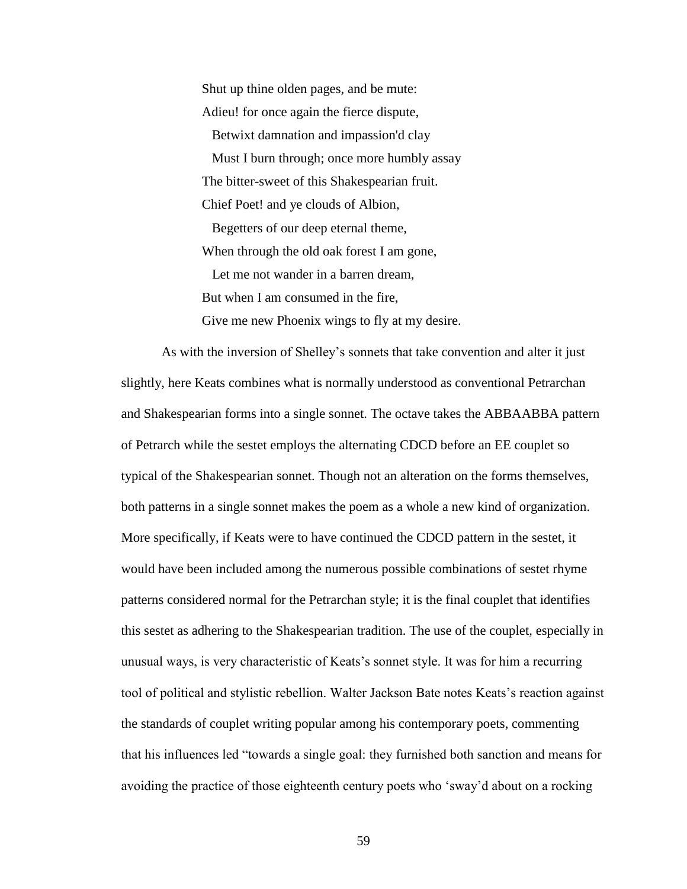> Shut up thine olden pages, and be mute:
> Adieu! for once again the fierce dispute,
>   Betwixt damnation and impassion'd clay
>   Must I burn through; once more humbly assay
> The bitter-sweet of this Shakespearian fruit.
> Chief Poet! and ye clouds of Albion,
>   Begetters of our deep eternal theme,
> When through the old oak forest I am gone,
>   Let me not wander in a barren dream,
> But when I am consumed in the fire,
> Give me new Phoenix wings to fly at my desire.

As with the inversion of Shelley's sonnets that take convention and alter it just slightly, here Keats combines what is normally understood as conventional Petrarchan and Shakespearian forms into a single sonnet. The octave takes the ABBAABBA pattern of Petrarch while the sestet employs the alternating CDCD before an EE couplet so typical of the Shakespearian sonnet. Though not an alteration on the forms themselves, both patterns in a single sonnet makes the poem as a whole a new kind of organization. More specifically, if Keats were to have continued the CDCD pattern in the sestet, it would have been included among the numerous possible combinations of sestet rhyme patterns considered normal for the Petrarchan style; it is the final couplet that identifies this sestet as adhering to the Shakespearian tradition. The use of the couplet, especially in unusual ways, is very characteristic of Keats's sonnet style. It was for him a recurring tool of political and stylistic rebellion. Walter Jackson Bate notes Keats's reaction against the standards of couplet writing popular among his contemporary poets, commenting that his influences led "towards a single goal: they furnished both sanction and means for avoiding the practice of those eighteenth century poets who 'sway'd about on a rocking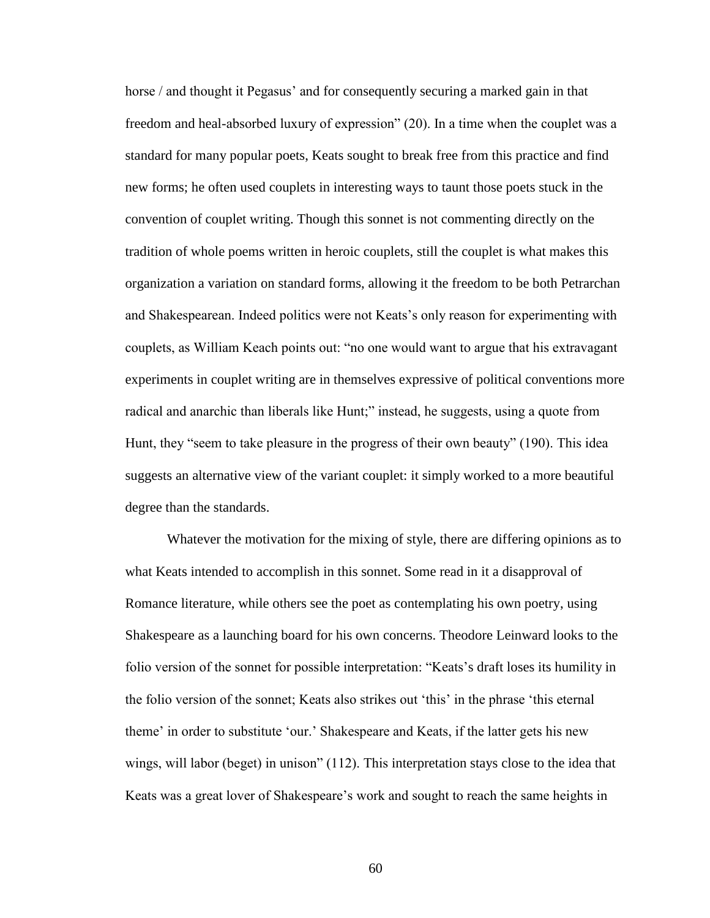horse / and thought it Pegasus' and for consequently securing a marked gain in that freedom and heal-absorbed luxury of expression" (20). In a time when the couplet was a standard for many popular poets, Keats sought to break free from this practice and find new forms; he often used couplets in interesting ways to taunt those poets stuck in the convention of couplet writing. Though this sonnet is not commenting directly on the tradition of whole poems written in heroic couplets, still the couplet is what makes this organization a variation on standard forms, allowing it the freedom to be both Petrarchan and Shakespearean. Indeed politics were not Keats's only reason for experimenting with couplets, as William Keach points out: "no one would want to argue that his extravagant experiments in couplet writing are in themselves expressive of political conventions more radical and anarchic than liberals like Hunt;" instead, he suggests, using a quote from Hunt, they "seem to take pleasure in the progress of their own beauty" (190). This idea suggests an alternative view of the variant couplet: it simply worked to a more beautiful degree than the standards.

Whatever the motivation for the mixing of style, there are differing opinions as to what Keats intended to accomplish in this sonnet. Some read in it a disapproval of Romance literature, while others see the poet as contemplating his own poetry, using Shakespeare as a launching board for his own concerns. Theodore Leinward looks to the folio version of the sonnet for possible interpretation: "Keats's draft loses its humility in the folio version of the sonnet; Keats also strikes out 'this' in the phrase 'this eternal theme' in order to substitute 'our.' Shakespeare and Keats, if the latter gets his new wings, will labor (beget) in unison" (112). This interpretation stays close to the idea that Keats was a great lover of Shakespeare's work and sought to reach the same heights in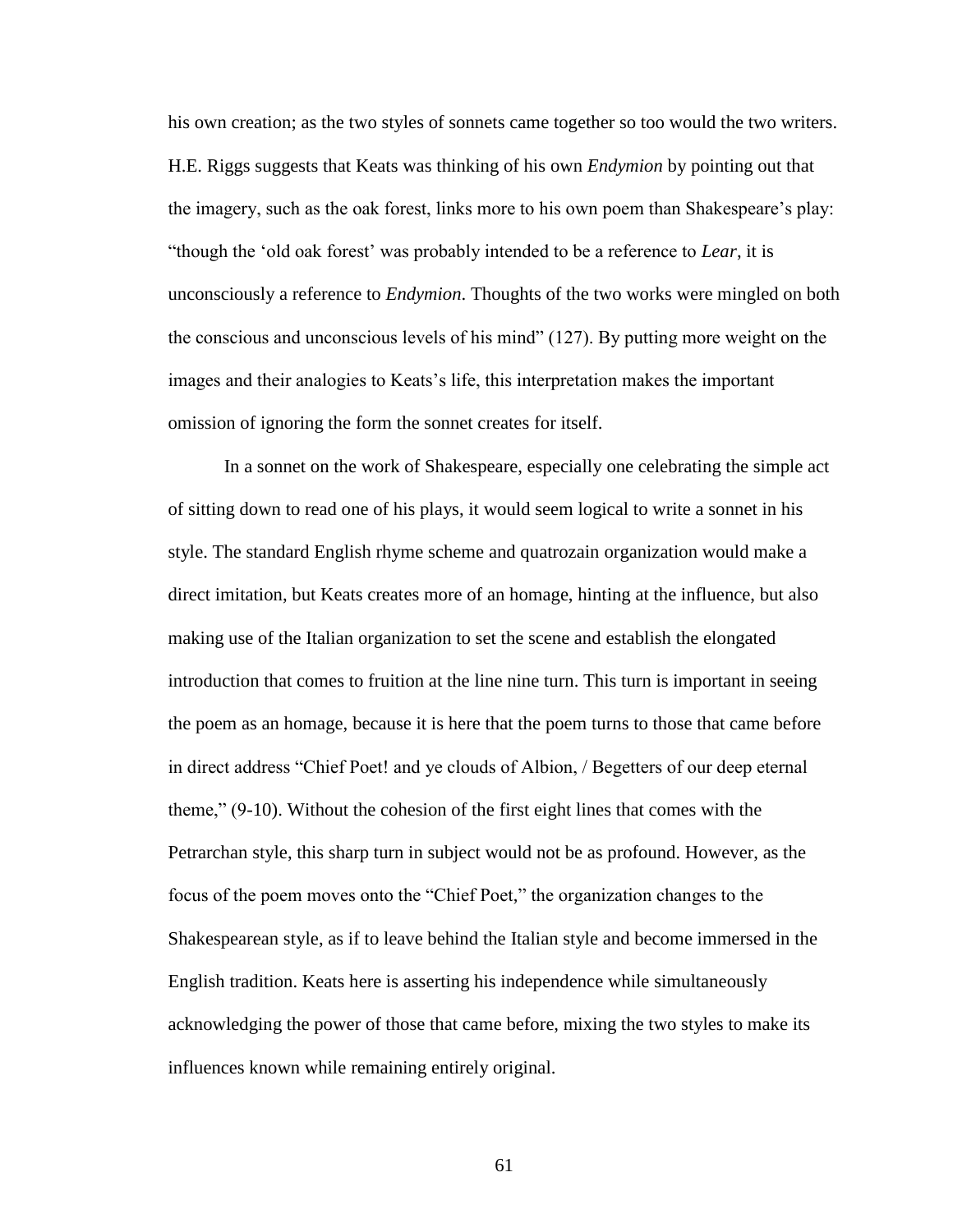his own creation; as the two styles of sonnets came together so too would the two writers. H.E. Riggs suggests that Keats was thinking of his own *Endymion* by pointing out that the imagery, such as the oak forest, links more to his own poem than Shakespeare's play: "though the 'old oak forest' was probably intended to be a reference to *Lear*, it is unconsciously a reference to *Endymion*. Thoughts of the two works were mingled on both the conscious and unconscious levels of his mind" (127). By putting more weight on the images and their analogies to Keats's life, this interpretation makes the important omission of ignoring the form the sonnet creates for itself.

In a sonnet on the work of Shakespeare, especially one celebrating the simple act of sitting down to read one of his plays, it would seem logical to write a sonnet in his style. The standard English rhyme scheme and quatrozain organization would make a direct imitation, but Keats creates more of an homage, hinting at the influence, but also making use of the Italian organization to set the scene and establish the elongated introduction that comes to fruition at the line nine turn. This turn is important in seeing the poem as an homage, because it is here that the poem turns to those that came before in direct address "Chief Poet! and ye clouds of Albion, / Begetters of our deep eternal theme," (9-10). Without the cohesion of the first eight lines that comes with the Petrarchan style, this sharp turn in subject would not be as profound. However, as the focus of the poem moves onto the "Chief Poet," the organization changes to the Shakespearean style, as if to leave behind the Italian style and become immersed in the English tradition. Keats here is asserting his independence while simultaneously acknowledging the power of those that came before, mixing the two styles to make its influences known while remaining entirely original.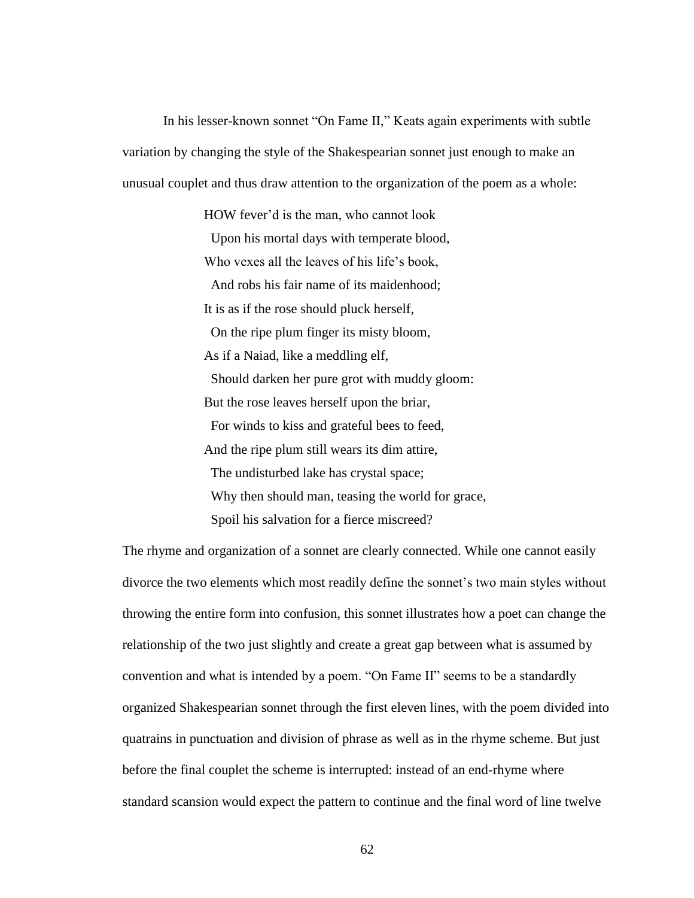In his lesser-known sonnet "On Fame II," Keats again experiments with subtle variation by changing the style of the Shakespearian sonnet just enough to make an unusual couplet and thus draw attention to the organization of the poem as a whole:

> HOW fever'd is the man, who cannot look  
>   Upon his mortal days with temperate blood,  
> Who vexes all the leaves of his life's book,  
>   And robs his fair name of its maidenhood;  
> It is as if the rose should pluck herself,  
>   On the ripe plum finger its misty bloom,  
> As if a Naiad, like a meddling elf,  
>   Should darken her pure grot with muddy gloom:  
> But the rose leaves herself upon the briar,  
>   For winds to kiss and grateful bees to feed,  
> And the ripe plum still wears its dim attire,  
>   The undisturbed lake has crystal space;  
>   Why then should man, teasing the world for grace,  
>   Spoil his salvation for a fierce miscreed?

The rhyme and organization of a sonnet are clearly connected. While one cannot easily divorce the two elements which most readily define the sonnet's two main styles without throwing the entire form into confusion, this sonnet illustrates how a poet can change the relationship of the two just slightly and create a great gap between what is assumed by convention and what is intended by a poem. "On Fame II" seems to be a standardly organized Shakespearian sonnet through the first eleven lines, with the poem divided into quatrains in punctuation and division of phrase as well as in the rhyme scheme. But just before the final couplet the scheme is interrupted: instead of an end-rhyme where standard scansion would expect the pattern to continue and the final word of line twelve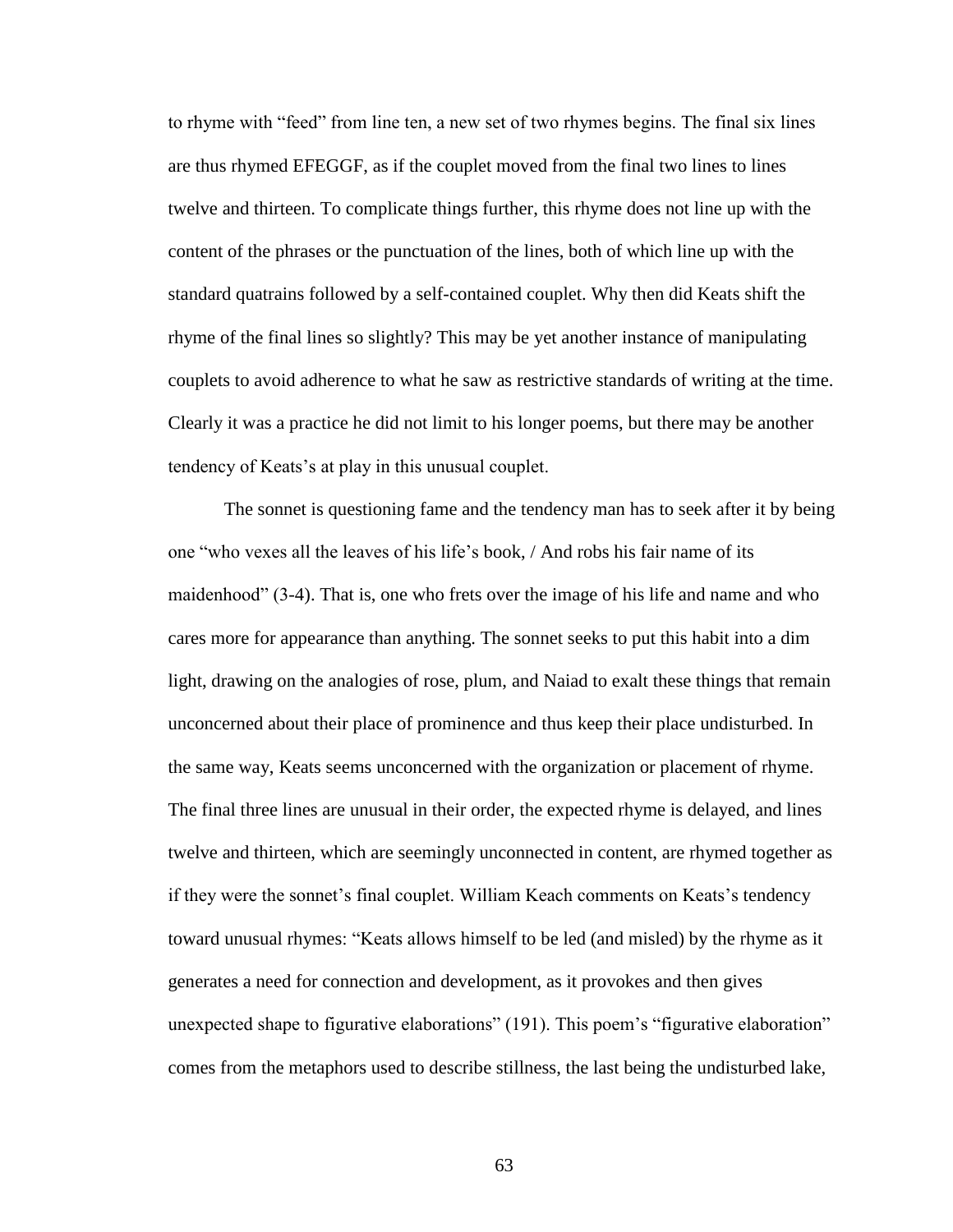to rhyme with "feed" from line ten, a new set of two rhymes begins. The final six lines are thus rhymed EFEGGF, as if the couplet moved from the final two lines to lines twelve and thirteen. To complicate things further, this rhyme does not line up with the content of the phrases or the punctuation of the lines, both of which line up with the standard quatrains followed by a self-contained couplet. Why then did Keats shift the rhyme of the final lines so slightly? This may be yet another instance of manipulating couplets to avoid adherence to what he saw as restrictive standards of writing at the time. Clearly it was a practice he did not limit to his longer poems, but there may be another tendency of Keats's at play in this unusual couplet.

The sonnet is questioning fame and the tendency man has to seek after it by being one "who vexes all the leaves of his life's book, / And robs his fair name of its maidenhood" (3-4). That is, one who frets over the image of his life and name and who cares more for appearance than anything. The sonnet seeks to put this habit into a dim light, drawing on the analogies of rose, plum, and Naiad to exalt these things that remain unconcerned about their place of prominence and thus keep their place undisturbed. In the same way, Keats seems unconcerned with the organization or placement of rhyme. The final three lines are unusual in their order, the expected rhyme is delayed, and lines twelve and thirteen, which are seemingly unconnected in content, are rhymed together as if they were the sonnet's final couplet. William Keach comments on Keats's tendency toward unusual rhymes: "Keats allows himself to be led (and misled) by the rhyme as it generates a need for connection and development, as it provokes and then gives unexpected shape to figurative elaborations" (191). This poem's "figurative elaboration" comes from the metaphors used to describe stillness, the last being the undisturbed lake,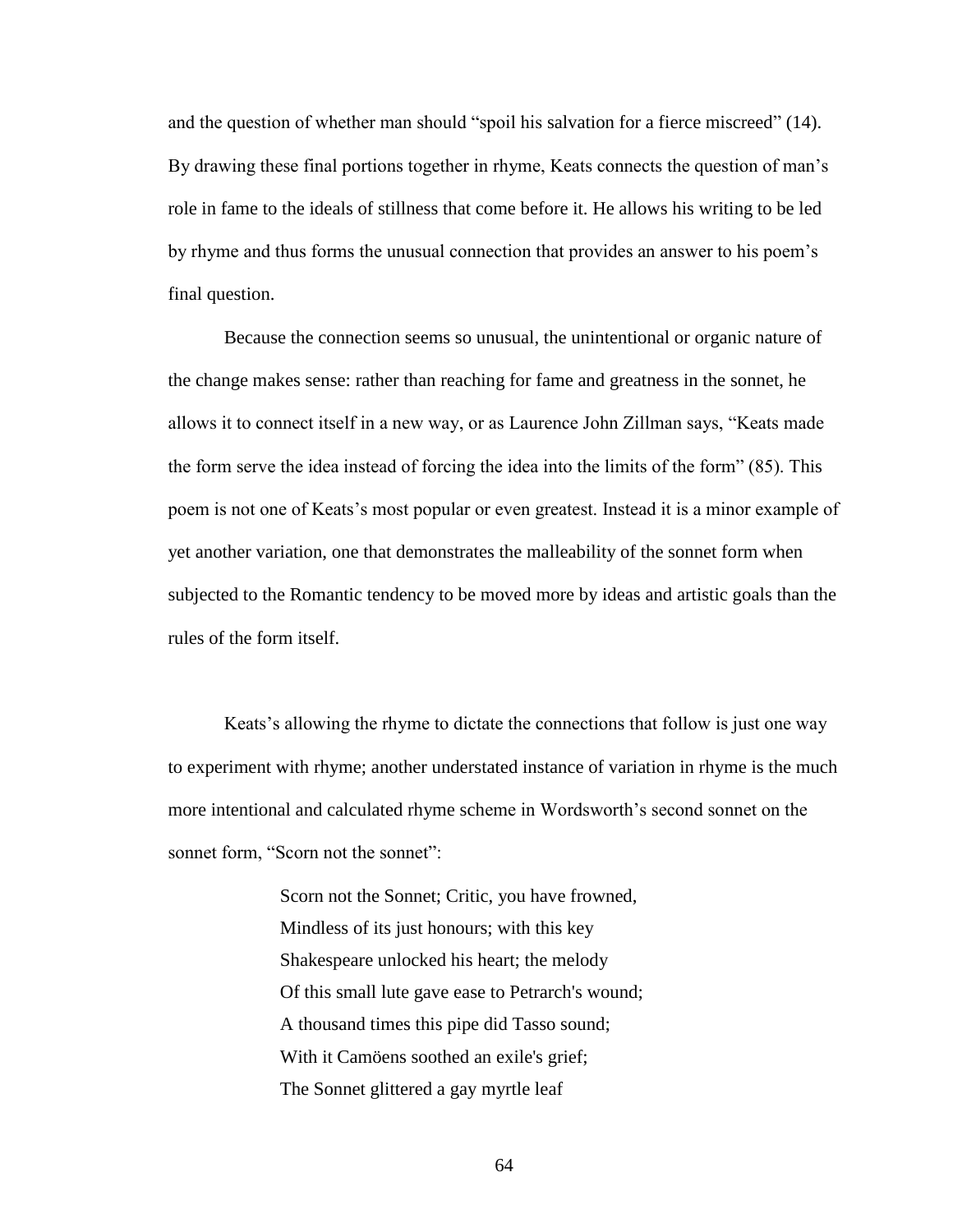and the question of whether man should "spoil his salvation for a fierce miscreed" (14). By drawing these final portions together in rhyme, Keats connects the question of man's role in fame to the ideals of stillness that come before it. He allows his writing to be led by rhyme and thus forms the unusual connection that provides an answer to his poem's final question.

Because the connection seems so unusual, the unintentional or organic nature of the change makes sense: rather than reaching for fame and greatness in the sonnet, he allows it to connect itself in a new way, or as Laurence John Zillman says, "Keats made the form serve the idea instead of forcing the idea into the limits of the form" (85). This poem is not one of Keats's most popular or even greatest. Instead it is a minor example of yet another variation, one that demonstrates the malleability of the sonnet form when subjected to the Romantic tendency to be moved more by ideas and artistic goals than the rules of the form itself.

Keats's allowing the rhyme to dictate the connections that follow is just one way to experiment with rhyme; another understated instance of variation in rhyme is the much more intentional and calculated rhyme scheme in Wordsworth's second sonnet on the sonnet form, "Scorn not the sonnet":

> Scorn not the Sonnet; Critic, you have frowned,
> Mindless of its just honours; with this key
> Shakespeare unlocked his heart; the melody
> Of this small lute gave ease to Petrarch's wound;
> A thousand times this pipe did Tasso sound;
> With it Camöens soothed an exile's grief;
> The Sonnet glittered a gay myrtle leaf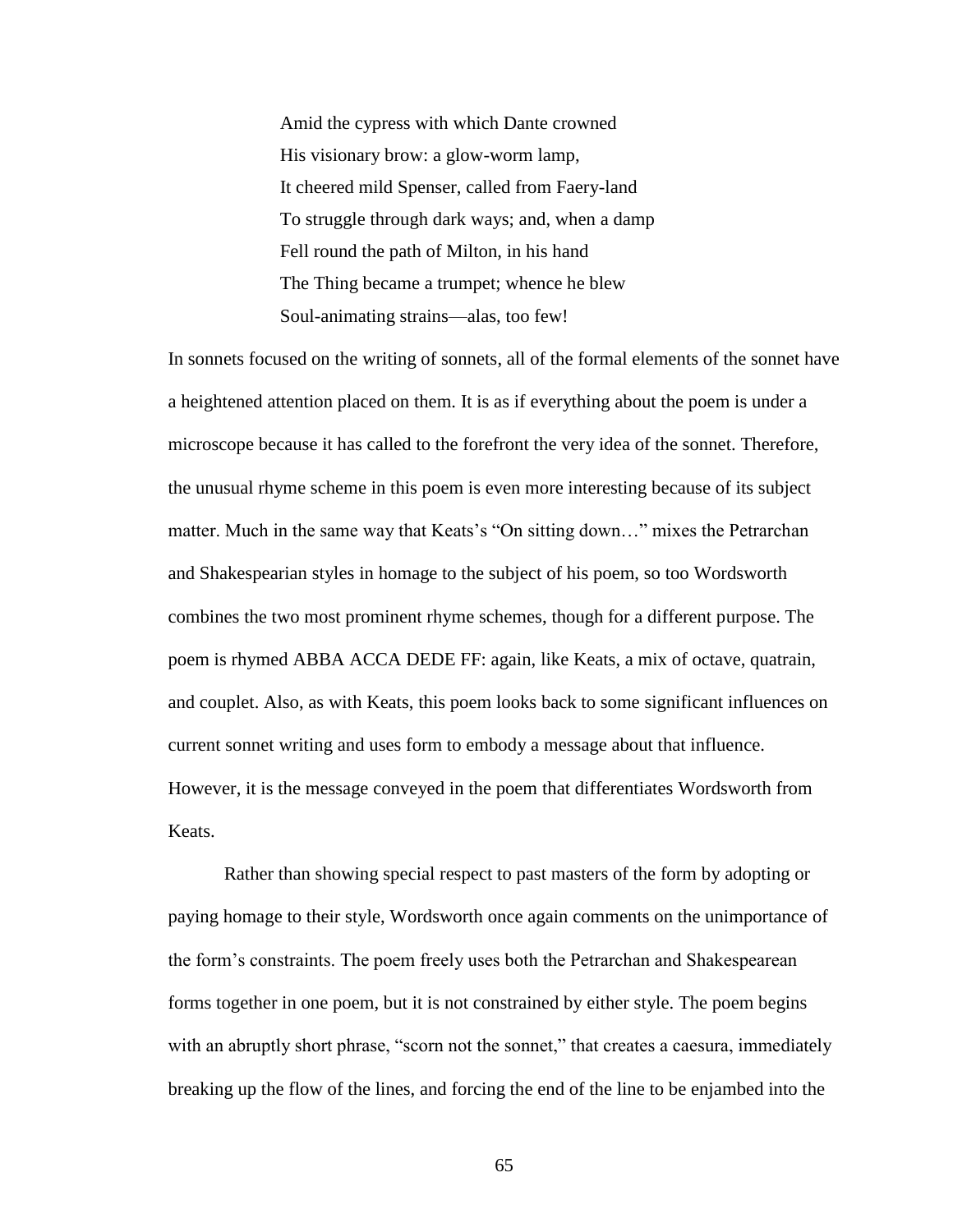> Amid the cypress with which Dante crowned
> His visionary brow: a glow-worm lamp,
> It cheered mild Spenser, called from Faery-land
> To struggle through dark ways; and, when a damp
> Fell round the path of Milton, in his hand
> The Thing became a trumpet; whence he blew
> Soul-animating strains—alas, too few!

In sonnets focused on the writing of sonnets, all of the formal elements of the sonnet have a heightened attention placed on them. It is as if everything about the poem is under a microscope because it has called to the forefront the very idea of the sonnet. Therefore, the unusual rhyme scheme in this poem is even more interesting because of its subject matter. Much in the same way that Keats's "On sitting down…" mixes the Petrarchan and Shakespearian styles in homage to the subject of his poem, so too Wordsworth combines the two most prominent rhyme schemes, though for a different purpose. The poem is rhymed ABBA ACCA DEDE FF: again, like Keats, a mix of octave, quatrain, and couplet. Also, as with Keats, this poem looks back to some significant influences on current sonnet writing and uses form to embody a message about that influence. However, it is the message conveyed in the poem that differentiates Wordsworth from Keats.

Rather than showing special respect to past masters of the form by adopting or paying homage to their style, Wordsworth once again comments on the unimportance of the form's constraints. The poem freely uses both the Petrarchan and Shakespearean forms together in one poem, but it is not constrained by either style. The poem begins with an abruptly short phrase, "scorn not the sonnet," that creates a caesura, immediately breaking up the flow of the lines, and forcing the end of the line to be enjambed into the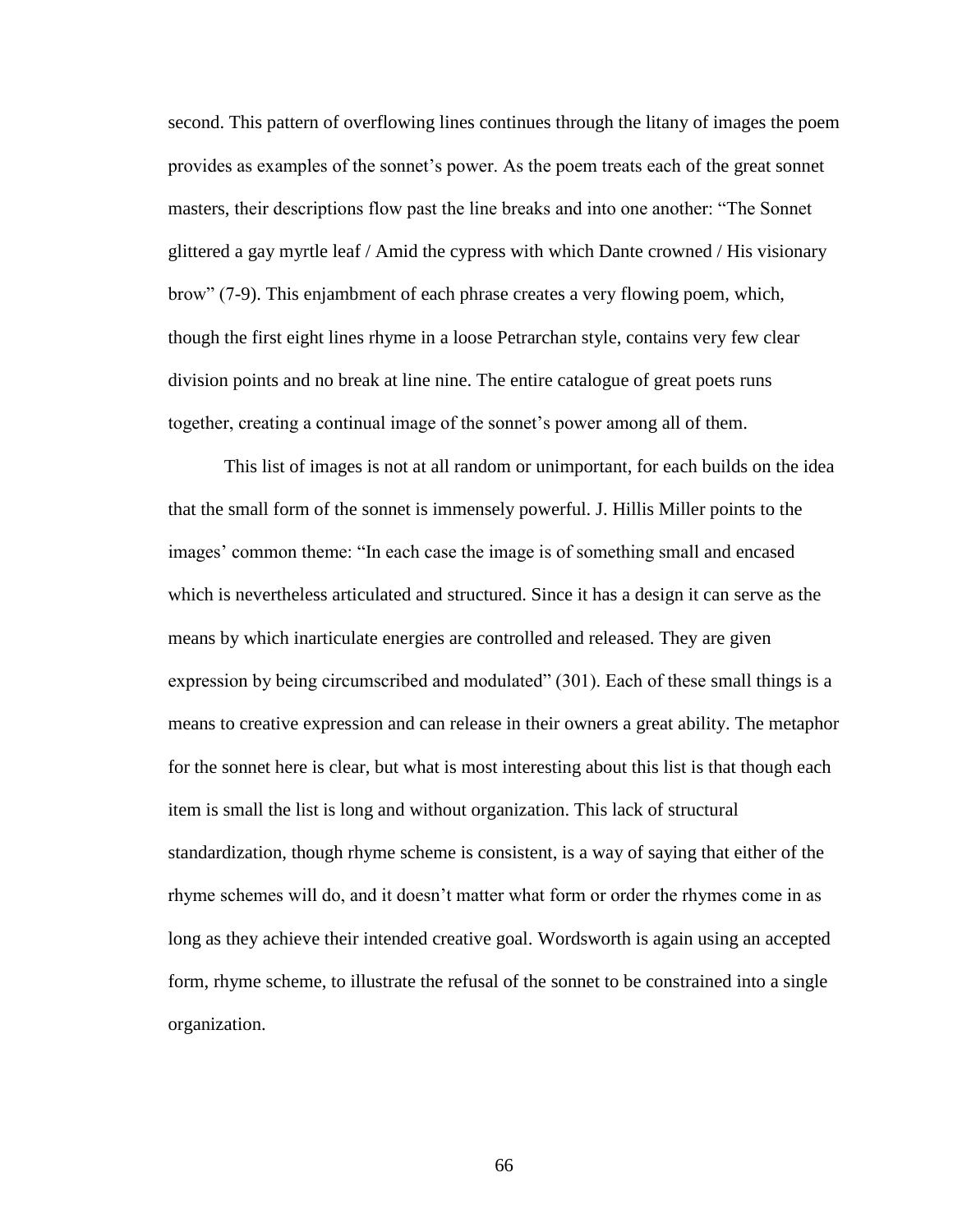second. This pattern of overflowing lines continues through the litany of images the poem provides as examples of the sonnet's power. As the poem treats each of the great sonnet masters, their descriptions flow past the line breaks and into one another: "The Sonnet glittered a gay myrtle leaf / Amid the cypress with which Dante crowned / His visionary brow" (7-9). This enjambment of each phrase creates a very flowing poem, which, though the first eight lines rhyme in a loose Petrarchan style, contains very few clear division points and no break at line nine. The entire catalogue of great poets runs together, creating a continual image of the sonnet's power among all of them.

This list of images is not at all random or unimportant, for each builds on the idea that the small form of the sonnet is immensely powerful. J. Hillis Miller points to the images' common theme: "In each case the image is of something small and encased which is nevertheless articulated and structured. Since it has a design it can serve as the means by which inarticulate energies are controlled and released. They are given expression by being circumscribed and modulated" (301). Each of these small things is a means to creative expression and can release in their owners a great ability. The metaphor for the sonnet here is clear, but what is most interesting about this list is that though each item is small the list is long and without organization. This lack of structural standardization, though rhyme scheme is consistent, is a way of saying that either of the rhyme schemes will do, and it doesn't matter what form or order the rhymes come in as long as they achieve their intended creative goal. Wordsworth is again using an accepted form, rhyme scheme, to illustrate the refusal of the sonnet to be constrained into a single organization.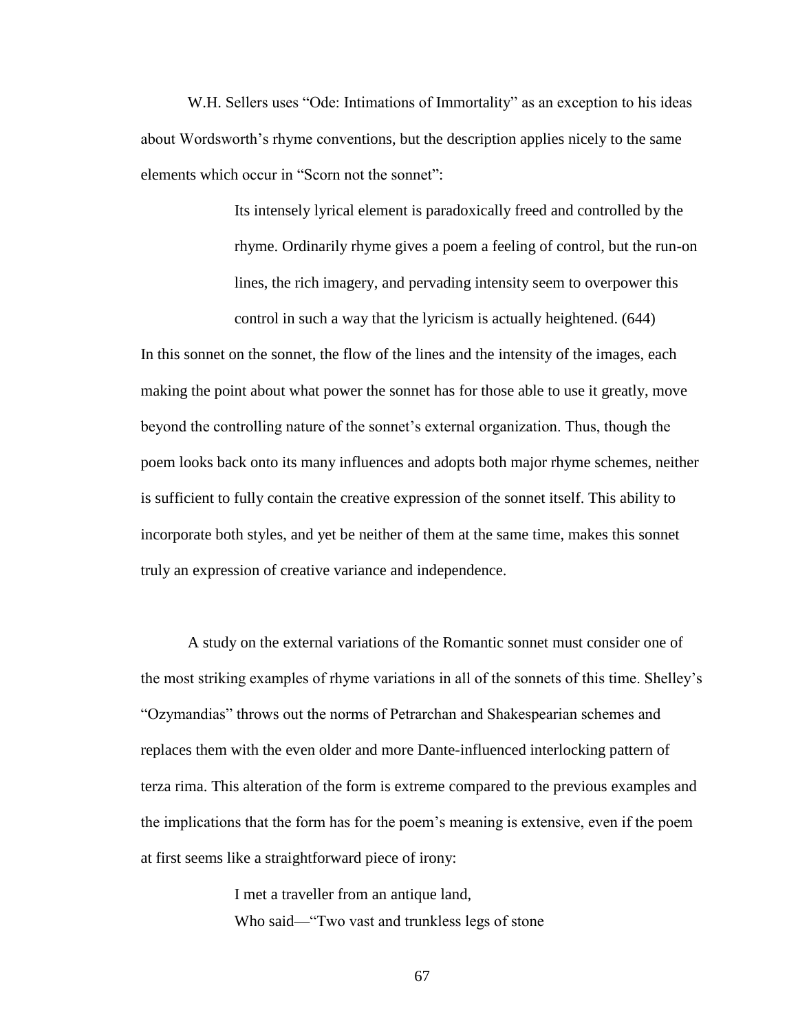W.H. Sellers uses "Ode: Intimations of Immortality" as an exception to his ideas about Wordsworth's rhyme conventions, but the description applies nicely to the same elements which occur in "Scorn not the sonnet":

> Its intensely lyrical element is paradoxically freed and controlled by the rhyme. Ordinarily rhyme gives a poem a feeling of control, but the run-on lines, the rich imagery, and pervading intensity seem to overpower this control in such a way that the lyricism is actually heightened. (644)

In this sonnet on the sonnet, the flow of the lines and the intensity of the images, each making the point about what power the sonnet has for those able to use it greatly, move beyond the controlling nature of the sonnet's external organization. Thus, though the poem looks back onto its many influences and adopts both major rhyme schemes, neither is sufficient to fully contain the creative expression of the sonnet itself. This ability to incorporate both styles, and yet be neither of them at the same time, makes this sonnet truly an expression of creative variance and independence.

A study on the external variations of the Romantic sonnet must consider one of the most striking examples of rhyme variations in all of the sonnets of this time. Shelley's "Ozymandias" throws out the norms of Petrarchan and Shakespearian schemes and replaces them with the even older and more Dante-influenced interlocking pattern of terza rima. This alteration of the form is extreme compared to the previous examples and the implications that the form has for the poem's meaning is extensive, even if the poem at first seems like a straightforward piece of irony:

> I met a traveller from an antique land,  
> Who said—"Two vast and trunkless legs of stone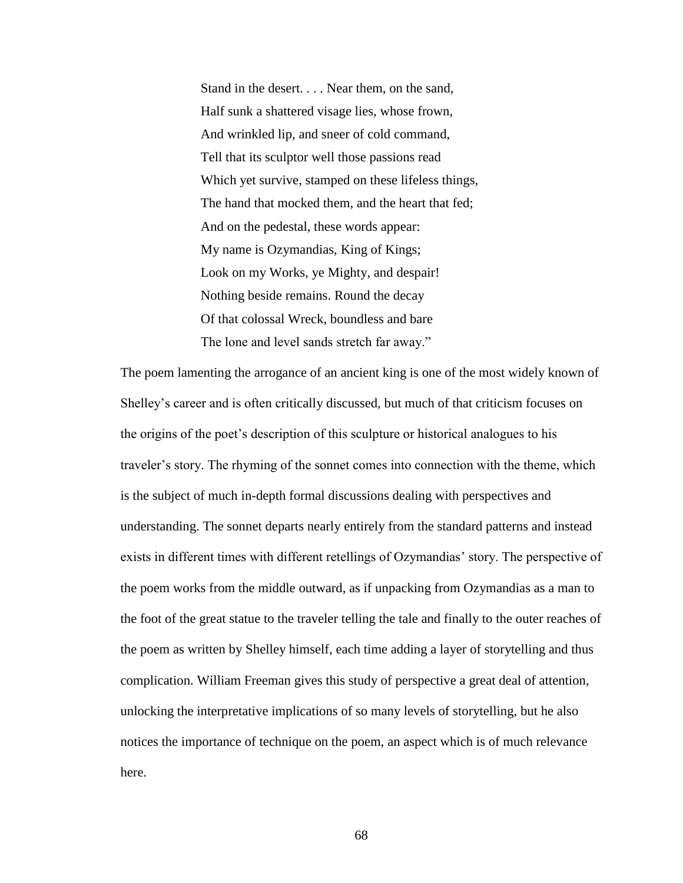> Stand in the desert. . . . Near them, on the sand,  
> Half sunk a shattered visage lies, whose frown,  
> And wrinkled lip, and sneer of cold command,  
> Tell that its sculptor well those passions read  
> Which yet survive, stamped on these lifeless things,  
> The hand that mocked them, and the heart that fed;  
> And on the pedestal, these words appear:  
> My name is Ozymandias, King of Kings;  
> Look on my Works, ye Mighty, and despair!  
> Nothing beside remains. Round the decay  
> Of that colossal Wreck, boundless and bare  
> The lone and level sands stretch far away."

The poem lamenting the arrogance of an ancient king is one of the most widely known of Shelley's career and is often critically discussed, but much of that criticism focuses on the origins of the poet's description of this sculpture or historical analogues to his traveler's story. The rhyming of the sonnet comes into connection with the theme, which is the subject of much in-depth formal discussions dealing with perspectives and understanding. The sonnet departs nearly entirely from the standard patterns and instead exists in different times with different retellings of Ozymandias' story. The perspective of the poem works from the middle outward, as if unpacking from Ozymandias as a man to the foot of the great statue to the traveler telling the tale and finally to the outer reaches of the poem as written by Shelley himself, each time adding a layer of storytelling and thus complication. William Freeman gives this study of perspective a great deal of attention, unlocking the interpretative implications of so many levels of storytelling, but he also notices the importance of technique on the poem, an aspect which is of much relevance here.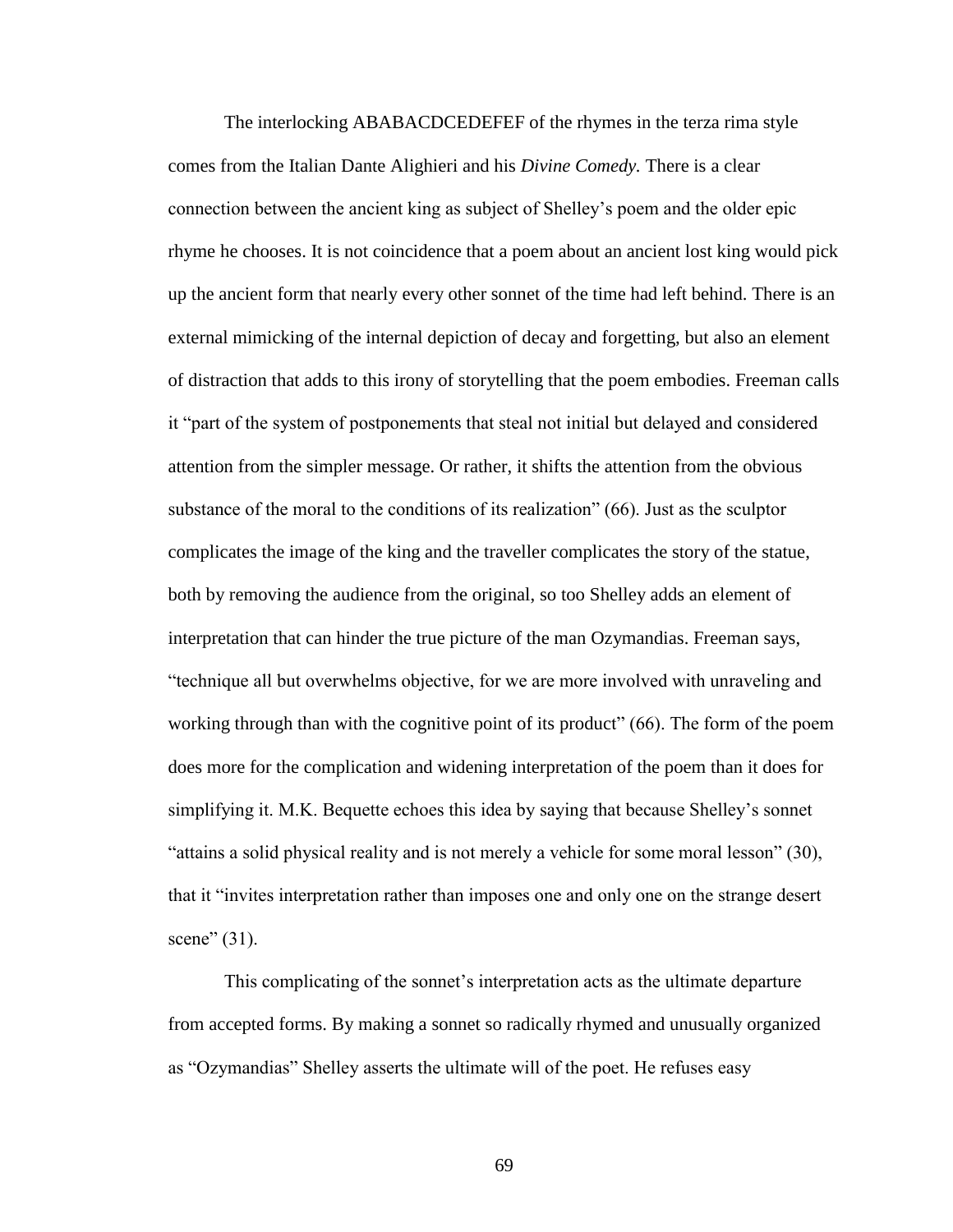The interlocking ABABACDCEDEFEF of the rhymes in the terza rima style comes from the Italian Dante Alighieri and his *Divine Comedy.* There is a clear connection between the ancient king as subject of Shelley's poem and the older epic rhyme he chooses. It is not coincidence that a poem about an ancient lost king would pick up the ancient form that nearly every other sonnet of the time had left behind. There is an external mimicking of the internal depiction of decay and forgetting, but also an element of distraction that adds to this irony of storytelling that the poem embodies. Freeman calls it "part of the system of postponements that steal not initial but delayed and considered attention from the simpler message. Or rather, it shifts the attention from the obvious substance of the moral to the conditions of its realization" (66). Just as the sculptor complicates the image of the king and the traveller complicates the story of the statue, both by removing the audience from the original, so too Shelley adds an element of interpretation that can hinder the true picture of the man Ozymandias. Freeman says, "technique all but overwhelms objective, for we are more involved with unraveling and working through than with the cognitive point of its product" (66). The form of the poem does more for the complication and widening interpretation of the poem than it does for simplifying it. M.K. Bequette echoes this idea by saying that because Shelley's sonnet "attains a solid physical reality and is not merely a vehicle for some moral lesson" (30), that it "invites interpretation rather than imposes one and only one on the strange desert scene" (31).

This complicating of the sonnet's interpretation acts as the ultimate departure from accepted forms. By making a sonnet so radically rhymed and unusually organized as "Ozymandias" Shelley asserts the ultimate will of the poet. He refuses easy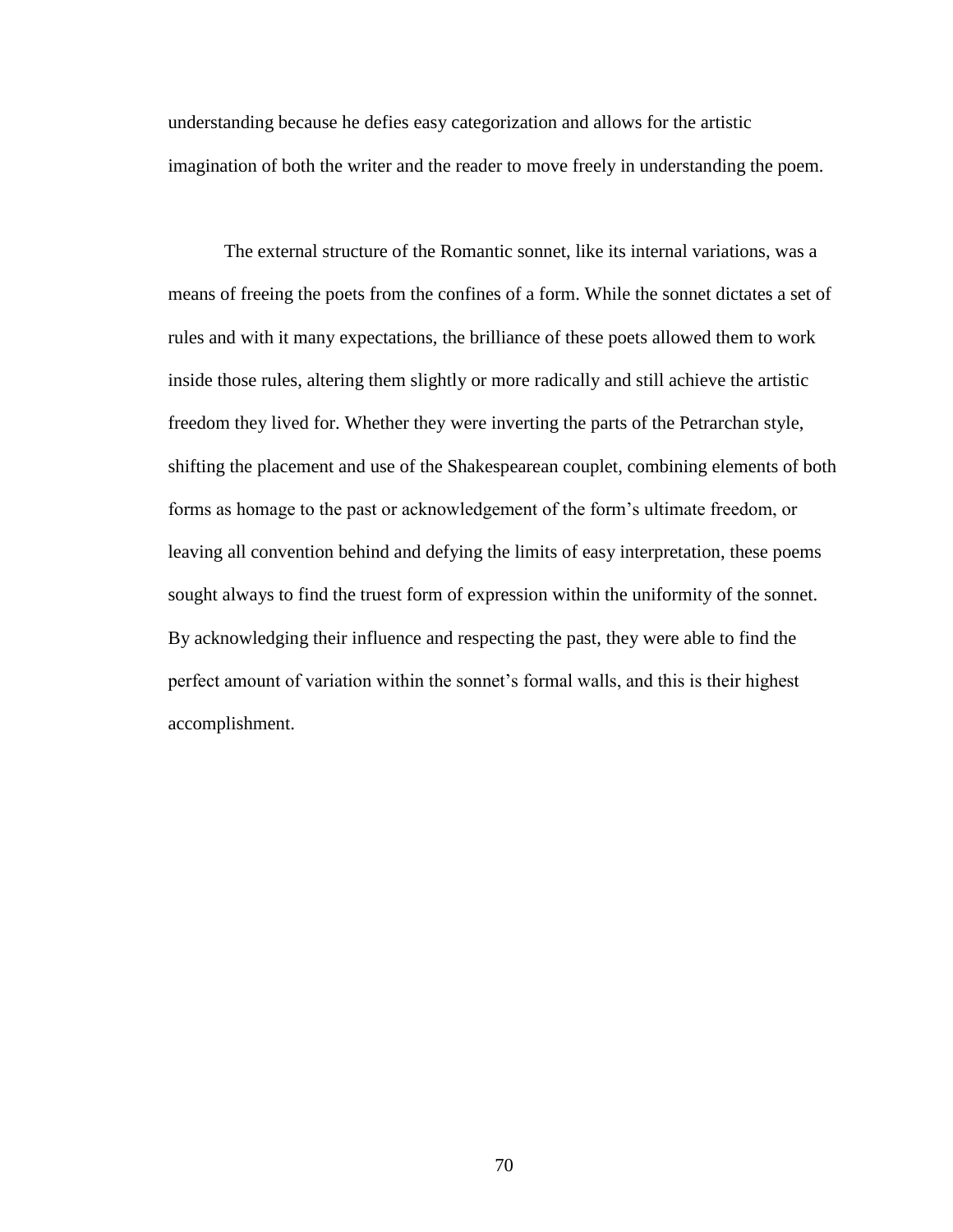understanding because he defies easy categorization and allows for the artistic imagination of both the writer and the reader to move freely in understanding the poem.

The external structure of the Romantic sonnet, like its internal variations, was a means of freeing the poets from the confines of a form. While the sonnet dictates a set of rules and with it many expectations, the brilliance of these poets allowed them to work inside those rules, altering them slightly or more radically and still achieve the artistic freedom they lived for. Whether they were inverting the parts of the Petrarchan style, shifting the placement and use of the Shakespearean couplet, combining elements of both forms as homage to the past or acknowledgement of the form's ultimate freedom, or leaving all convention behind and defying the limits of easy interpretation, these poems sought always to find the truest form of expression within the uniformity of the sonnet. By acknowledging their influence and respecting the past, they were able to find the perfect amount of variation within the sonnet's formal walls, and this is their highest accomplishment.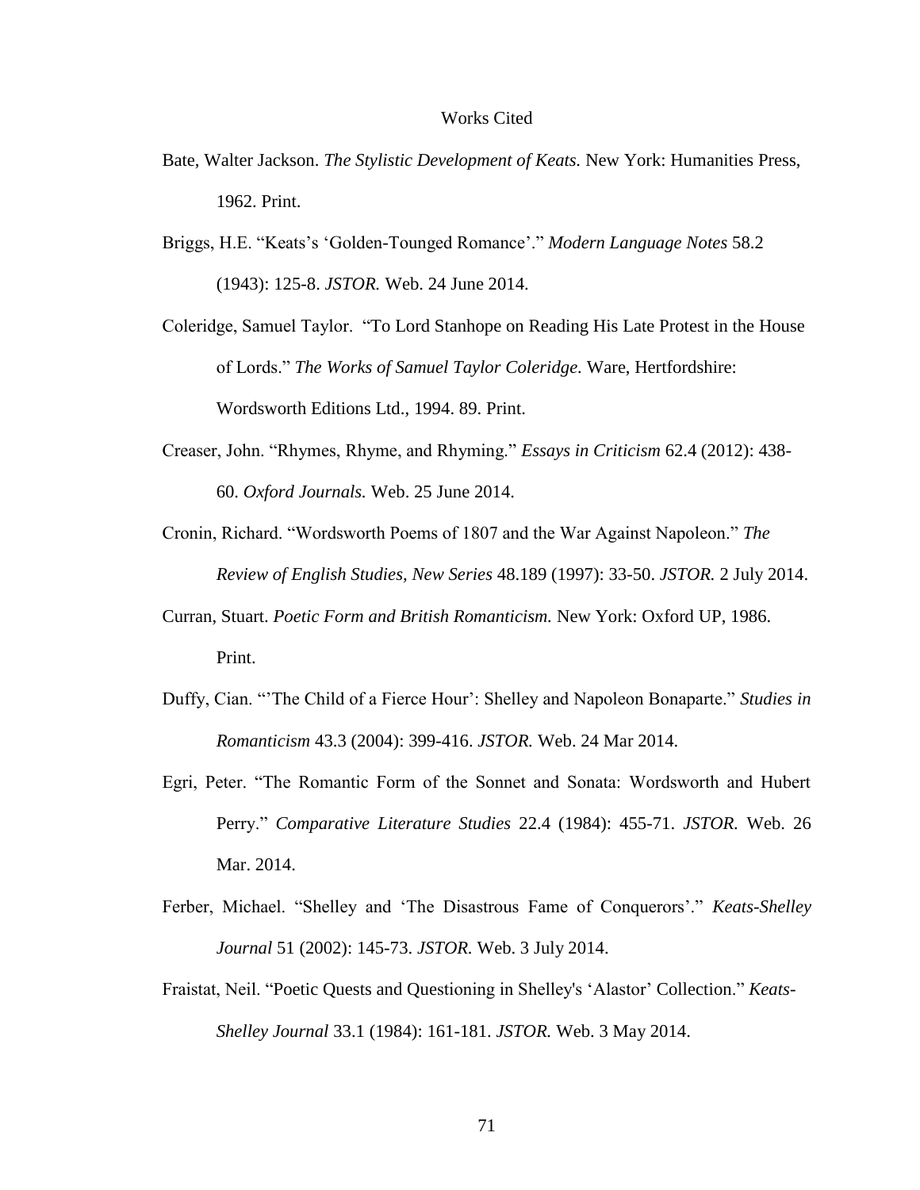# Works Cited

Bate, Walter Jackson. *The Stylistic Development of Keats.* New York: Humanities Press, 1962. Print.

Briggs, H.E. "Keats's 'Golden-Tounged Romance'." *Modern Language Notes* 58.2 (1943): 125-8. *JSTOR.* Web. 24 June 2014.

Coleridge, Samuel Taylor. "To Lord Stanhope on Reading His Late Protest in the House of Lords." *The Works of Samuel Taylor Coleridge.* Ware, Hertfordshire: Wordsworth Editions Ltd., 1994. 89. Print.

Creaser, John. "Rhymes, Rhyme, and Rhyming." *Essays in Criticism* 62.4 (2012): 438-60. *Oxford Journals.* Web. 25 June 2014.

Cronin, Richard. "Wordsworth Poems of 1807 and the War Against Napoleon." *The Review of English Studies, New Series* 48.189 (1997): 33-50. *JSTOR.* 2 July 2014.

Curran, Stuart. *Poetic Form and British Romanticism.* New York: Oxford UP, 1986. Print.

Duffy, Cian. "'The Child of a Fierce Hour': Shelley and Napoleon Bonaparte." *Studies in Romanticism* 43.3 (2004): 399-416. *JSTOR.* Web. 24 Mar 2014.

Egri, Peter. "The Romantic Form of the Sonnet and Sonata: Wordsworth and Hubert Perry." *Comparative Literature Studies* 22.4 (1984): 455-71. *JSTOR.* Web. 26 Mar. 2014.

Ferber, Michael. "Shelley and 'The Disastrous Fame of Conquerors'." *Keats-Shelley Journal* 51 (2002): 145-73. *JSTOR.* Web. 3 July 2014.

Fraistat, Neil. "Poetic Quests and Questioning in Shelley's 'Alastor' Collection." *Keats-Shelley Journal* 33.1 (1984): 161-181. *JSTOR.* Web. 3 May 2014.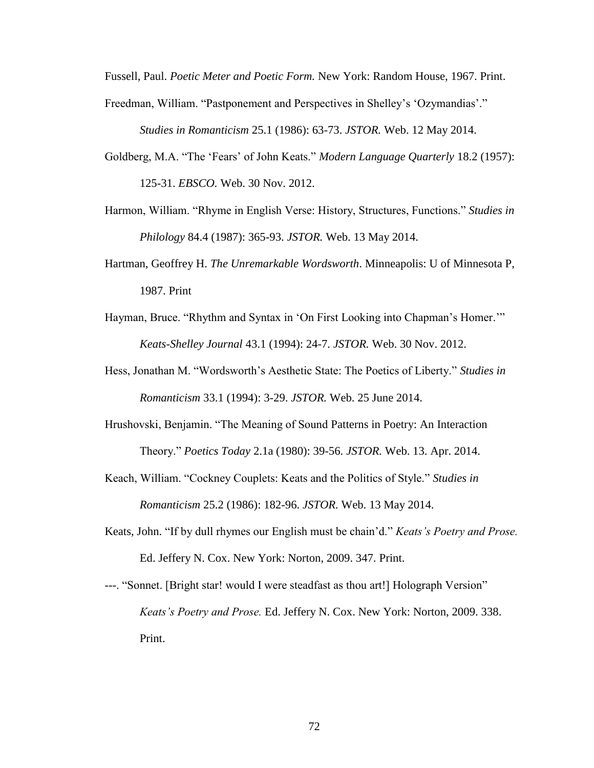Fussell, Paul. *Poetic Meter and Poetic Form.* New York: Random House, 1967. Print.

Freedman, William. "Pastponement and Perspectives in Shelley's 'Ozymandias'." *Studies in Romanticism* 25.1 (1986): 63-73. *JSTOR.* Web. 12 May 2014.

Goldberg, M.A. "The 'Fears' of John Keats." *Modern Language Quarterly* 18.2 (1957): 125-31. *EBSCO.* Web. 30 Nov. 2012.

Harmon, William. "Rhyme in English Verse: History, Structures, Functions." *Studies in Philology* 84.4 (1987): 365-93. *JSTOR.* Web. 13 May 2014.

Hartman, Geoffrey H. *The Unremarkable Wordsworth*. Minneapolis: U of Minnesota P, 1987. Print

Hayman, Bruce. "Rhythm and Syntax in 'On First Looking into Chapman's Homer.'" *Keats-Shelley Journal* 43.1 (1994): 24-7. *JSTOR.* Web. 30 Nov. 2012.

Hess, Jonathan M. "Wordsworth's Aesthetic State: The Poetics of Liberty." *Studies in Romanticism* 33.1 (1994): 3-29. *JSTOR.* Web. 25 June 2014.

Hrushovski, Benjamin. "The Meaning of Sound Patterns in Poetry: An Interaction Theory." *Poetics Today* 2.1a (1980): 39-56. *JSTOR.* Web. 13. Apr. 2014.

Keach, William. "Cockney Couplets: Keats and the Politics of Style." *Studies in Romanticism* 25.2 (1986): 182-96. *JSTOR.* Web. 13 May 2014.

Keats, John. "If by dull rhymes our English must be chain'd." *Keats's Poetry and Prose.* Ed. Jeffery N. Cox. New York: Norton, 2009. 347. Print.

---. "Sonnet. [Bright star! would I were steadfast as thou art!] Holograph Version" *Keats's Poetry and Prose.* Ed. Jeffery N. Cox. New York: Norton, 2009. 338. Print.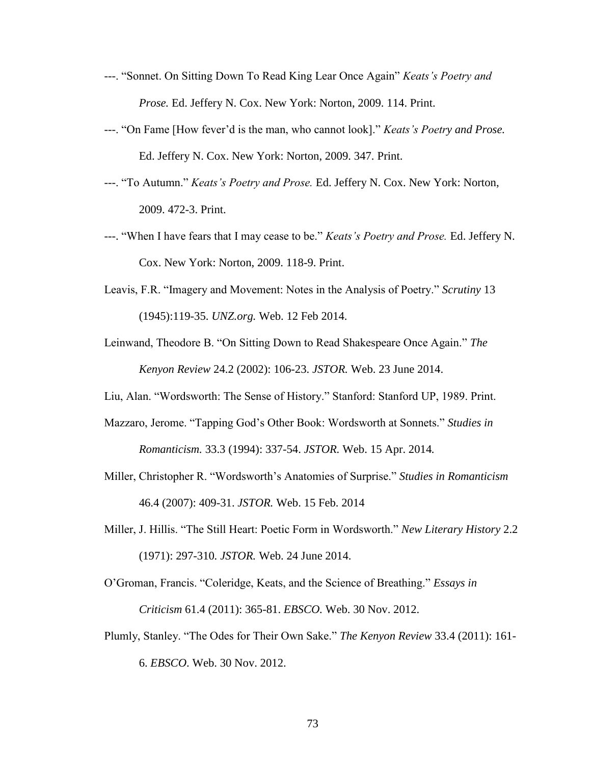---. "Sonnet. On Sitting Down To Read King Lear Once Again" *Keats's Poetry and Prose.* Ed. Jeffery N. Cox. New York: Norton, 2009. 114. Print.

---. "On Fame [How fever'd is the man, who cannot look]." *Keats's Poetry and Prose.* Ed. Jeffery N. Cox. New York: Norton, 2009. 347. Print.

---. "To Autumn." *Keats's Poetry and Prose.* Ed. Jeffery N. Cox. New York: Norton, 2009. 472-3. Print.

---. "When I have fears that I may cease to be." *Keats's Poetry and Prose.* Ed. Jeffery N. Cox. New York: Norton, 2009. 118-9. Print.

Leavis, F.R. "Imagery and Movement: Notes in the Analysis of Poetry." *Scrutiny* 13 (1945):119-35. *UNZ.org.* Web. 12 Feb 2014.

Leinwand, Theodore B. "On Sitting Down to Read Shakespeare Once Again." *The Kenyon Review* 24.2 (2002): 106-23. *JSTOR.* Web. 23 June 2014.

Liu, Alan. "Wordsworth: The Sense of History." Stanford: Stanford UP, 1989. Print.

Mazzaro, Jerome. "Tapping God's Other Book: Wordsworth at Sonnets." *Studies in Romanticism.* 33.3 (1994): 337-54. *JSTOR.* Web. 15 Apr. 2014.

Miller, Christopher R. "Wordsworth's Anatomies of Surprise." *Studies in Romanticism* 46.4 (2007): 409-31. *JSTOR.* Web. 15 Feb. 2014

Miller, J. Hillis. "The Still Heart: Poetic Form in Wordsworth." *New Literary History* 2.2 (1971): 297-310. *JSTOR.* Web. 24 June 2014.

O'Groman, Francis. "Coleridge, Keats, and the Science of Breathing." *Essays in Criticism* 61.4 (2011): 365-81. *EBSCO.* Web. 30 Nov. 2012.

Plumly, Stanley. "The Odes for Their Own Sake." *The Kenyon Review* 33.4 (2011): 161-6. *EBSCO*. Web. 30 Nov. 2012.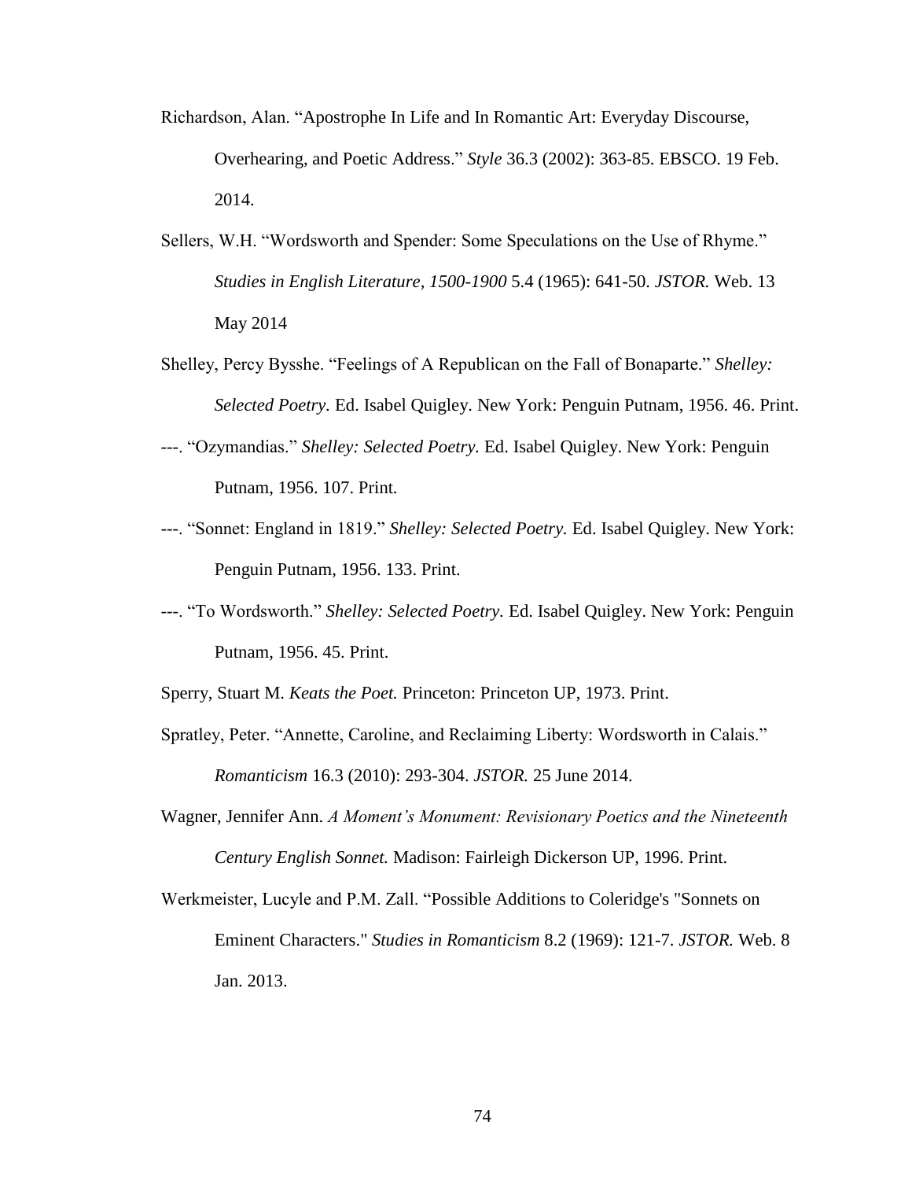Richardson, Alan. "Apostrophe In Life and In Romantic Art: Everyday Discourse, Overhearing, and Poetic Address." *Style* 36.3 (2002): 363-85. EBSCO. 19 Feb. 2014.

Sellers, W.H. "Wordsworth and Spender: Some Speculations on the Use of Rhyme." *Studies in English Literature, 1500-1900* 5.4 (1965): 641-50. *JSTOR.* Web. 13 May 2014

Shelley, Percy Bysshe. "Feelings of A Republican on the Fall of Bonaparte." *Shelley: Selected Poetry.* Ed. Isabel Quigley. New York: Penguin Putnam, 1956. 46. Print.

---. "Ozymandias." *Shelley: Selected Poetry.* Ed. Isabel Quigley. New York: Penguin Putnam, 1956. 107. Print.

---. "Sonnet: England in 1819." *Shelley: Selected Poetry.* Ed. Isabel Quigley. New York: Penguin Putnam, 1956. 133. Print.

---. "To Wordsworth." *Shelley: Selected Poetry.* Ed. Isabel Quigley. New York: Penguin Putnam, 1956. 45. Print.

Sperry, Stuart M. *Keats the Poet.* Princeton: Princeton UP, 1973. Print.

Spratley, Peter. "Annette, Caroline, and Reclaiming Liberty: Wordsworth in Calais." *Romanticism* 16.3 (2010): 293-304. *JSTOR.* 25 June 2014.

Wagner, Jennifer Ann. *A Moment's Monument: Revisionary Poetics and the Nineteenth Century English Sonnet.* Madison: Fairleigh Dickerson UP, 1996. Print.

Werkmeister, Lucyle and P.M. Zall. "Possible Additions to Coleridge's "Sonnets on Eminent Characters." *Studies in Romanticism* 8.2 (1969): 121-7. *JSTOR.* Web. 8 Jan. 2013.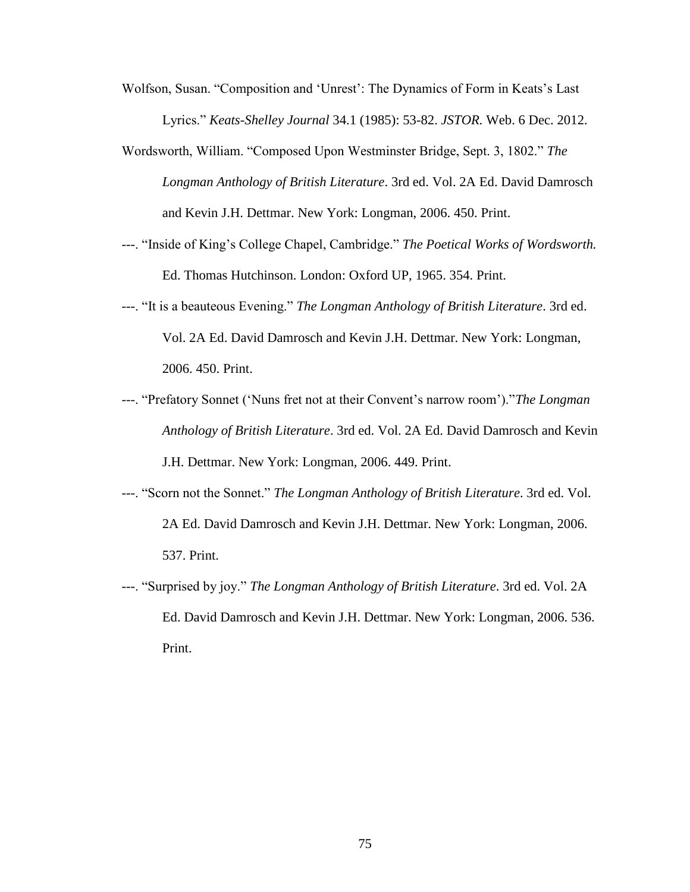Wolfson, Susan. "Composition and 'Unrest': The Dynamics of Form in Keats's Last Lyrics." *Keats-Shelley Journal* 34.1 (1985): 53-82. *JSTOR.* Web. 6 Dec. 2012.

Wordsworth, William. "Composed Upon Westminster Bridge, Sept. 3, 1802." *The Longman Anthology of British Literature*. 3rd ed. Vol. 2A Ed. David Damrosch and Kevin J.H. Dettmar. New York: Longman, 2006. 450. Print.

---. "Inside of King's College Chapel, Cambridge." *The Poetical Works of Wordsworth.* Ed. Thomas Hutchinson. London: Oxford UP, 1965. 354. Print.

---. "It is a beauteous Evening." *The Longman Anthology of British Literature*. 3rd ed. Vol. 2A Ed. David Damrosch and Kevin J.H. Dettmar. New York: Longman, 2006. 450. Print.

---. "Prefatory Sonnet ('Nuns fret not at their Convent's narrow room')."*The Longman Anthology of British Literature*. 3rd ed. Vol. 2A Ed. David Damrosch and Kevin J.H. Dettmar. New York: Longman, 2006. 449. Print.

---. "Scorn not the Sonnet." *The Longman Anthology of British Literature*. 3rd ed. Vol. 2A Ed. David Damrosch and Kevin J.H. Dettmar. New York: Longman, 2006. 537. Print.

---. "Surprised by joy." *The Longman Anthology of British Literature*. 3rd ed. Vol. 2A Ed. David Damrosch and Kevin J.H. Dettmar. New York: Longman, 2006. 536. Print.